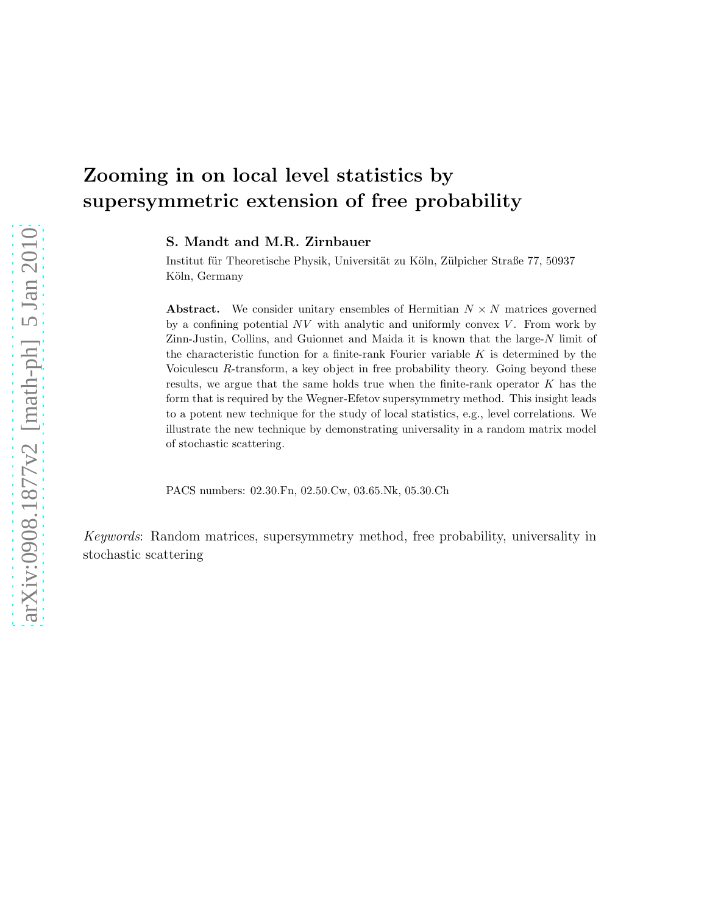# Zooming in on local level statistics by supersymmetric extension of free probability

**S. Mandt and M.R. Zirnbauer**

Institut für Theoretische Physik, Universität zu Köln, Zülpicher Straße 77, 50937 Köln, Germany

**Abstract.** We consider unitary ensembles of Hermitian $N \times N$ matrices governed by a confining potential $NV$ with analytic and uniformly convex $V$. From work by Zinn-Justin, Collins, and Guionnet and Maida it is known that the large-$N$ limit of the characteristic function for a finite-rank Fourier variable $K$ is determined by the Voiculescu $R$-transform, a key object in free probability theory. Going beyond these results, we argue that the same holds true when the finite-rank operator $K$ has the form that is required by the Wegner-Efetov supersymmetry method. This insight leads to a potent new technique for the study of local statistics, e.g., level correlations. We illustrate the new technique by demonstrating universality in a random matrix model of stochastic scattering.

PACS numbers: 02.30.Fn, 02.50.Cw, 03.65.Nk, 05.30.Ch

*Keywords*: Random matrices, supersymmetry method, free probability, universality in stochastic scattering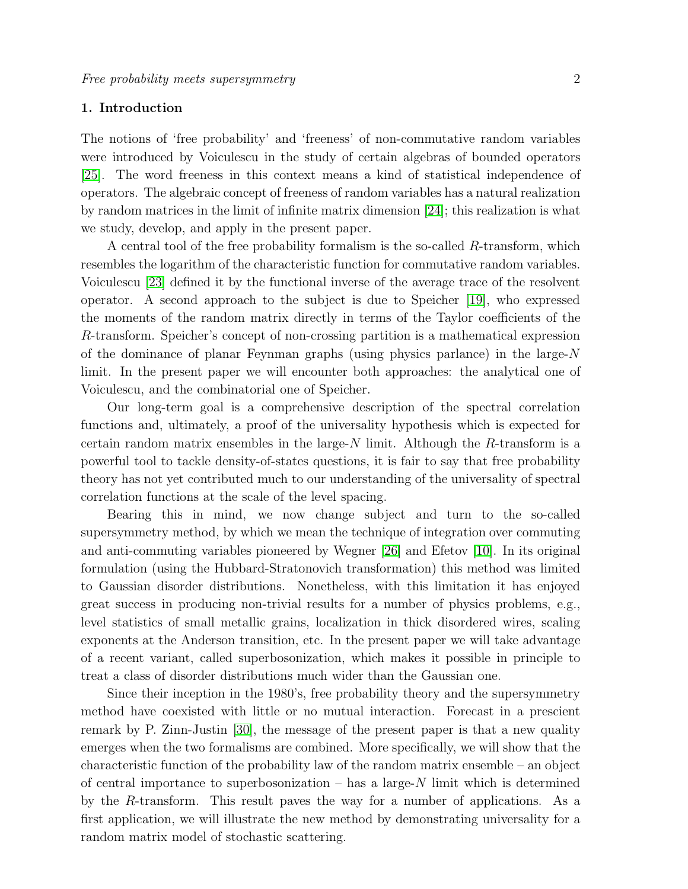## 1. Introduction

The notions of 'free probability' and 'freeness' of non-commutative random variables were introduced by Voiculescu in the study of certain algebras of bounded operators [25]. The word freeness in this context means a kind of statistical independence of operators. The algebraic concept of freeness of random variables has a natural realization by random matrices in the limit of infinite matrix dimension [24]; this realization is what we study, develop, and apply in the present paper.

A central tool of the free probability formalism is the so-called $R$-transform, which resembles the logarithm of the characteristic function for commutative random variables. Voiculescu [23] defined it by the functional inverse of the average trace of the resolvent operator. A second approach to the subject is due to Speicher [19], who expressed the moments of the random matrix directly in terms of the Taylor coefficients of the $R$-transform. Speicher's concept of non-crossing partition is a mathematical expression of the dominance of planar Feynman graphs (using physics parlance) in the large-$N$ limit. In the present paper we will encounter both approaches: the analytical one of Voiculescu, and the combinatorial one of Speicher.

Our long-term goal is a comprehensive description of the spectral correlation functions and, ultimately, a proof of the universality hypothesis which is expected for certain random matrix ensembles in the large-$N$ limit. Although the $R$-transform is a powerful tool to tackle density-of-states questions, it is fair to say that free probability theory has not yet contributed much to our understanding of the universality of spectral correlation functions at the scale of the level spacing.

Bearing this in mind, we now change subject and turn to the so-called supersymmetry method, by which we mean the technique of integration over commuting and anti-commuting variables pioneered by Wegner [26] and Efetov [10]. In its original formulation (using the Hubbard-Stratonovich transformation) this method was limited to Gaussian disorder distributions. Nonetheless, with this limitation it has enjoyed great success in producing non-trivial results for a number of physics problems, e.g., level statistics of small metallic grains, localization in thick disordered wires, scaling exponents at the Anderson transition, etc. In the present paper we will take advantage of a recent variant, called superbosonization, which makes it possible in principle to treat a class of disorder distributions much wider than the Gaussian one.

Since their inception in the 1980's, free probability theory and the supersymmetry method have coexisted with little or no mutual interaction. Forecast in a prescient remark by P. Zinn-Justin [30], the message of the present paper is that a new quality emerges when the two formalisms are combined. More specifically, we will show that the characteristic function of the probability law of the random matrix ensemble – an object of central importance to superbosonization – has a large-$N$ limit which is determined by the $R$-transform. This result paves the way for a number of applications. As a first application, we will illustrate the new method by demonstrating universality for a random matrix model of stochastic scattering.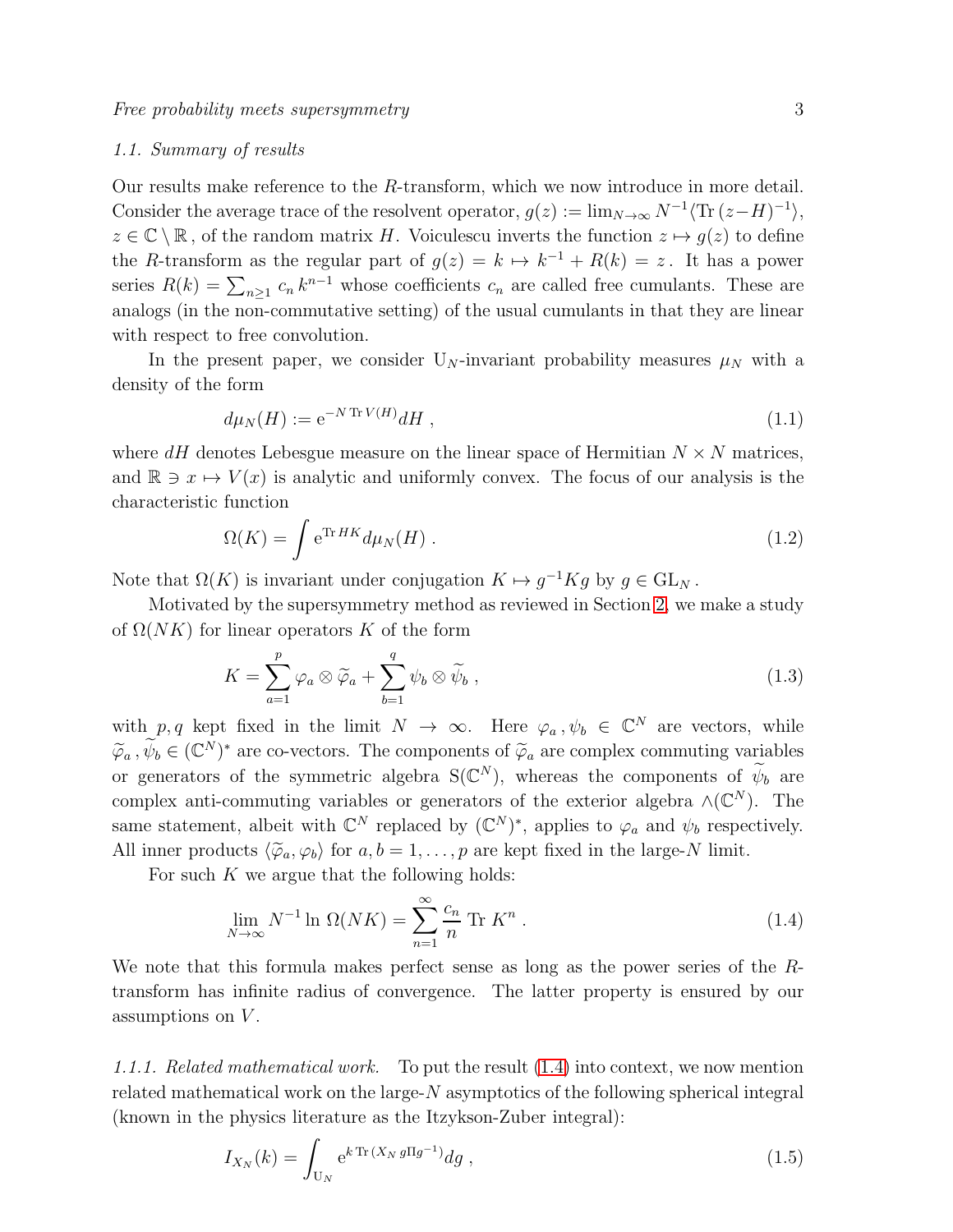### 1.1. Summary of results

Our results make reference to the $R$-transform, which we now introduce in more detail. Consider the average trace of the resolvent operator, $g(z) := \lim_{N\to\infty} N^{-1}\langle \mathrm{Tr}\,(z-H)^{-1}\rangle$, $z \in \mathbb{C}\setminus\mathbb{R}$, of the random matrix $H$. Voiculescu inverts the function $z \mapsto g(z)$ to define the $R$-transform as the regular part of $g(z) = k \mapsto k^{-1} + R(k) = z$. It has a power series $R(k) = \sum_{n\geq 1} c_n\, k^{n-1}$ whose coefficients $c_n$ are called free cumulants. These are analogs (in the non-commutative setting) of the usual cumulants in that they are linear with respect to free convolution.

In the present paper, we consider $\mathrm{U}_N$-invariant probability measures $\mu_N$ with a density of the form

$$d\mu_N(H) := \mathrm{e}^{-N\,\mathrm{Tr}\,V(H)} dH\ , \tag{1.1}$$

where $dH$ denotes Lebesgue measure on the linear space of Hermitian $N\times N$ matrices, and $\mathbb{R} \ni x \mapsto V(x)$ is analytic and uniformly convex. The focus of our analysis is the characteristic function

$$\Omega(K) = \int \mathrm{e}^{\mathrm{Tr}\,HK} d\mu_N(H)\ . \tag{1.2}$$

Note that $\Omega(K)$ is invariant under conjugation $K \mapsto g^{-1}Kg$ by $g\in \mathrm{GL}_N$.

Motivated by the supersymmetry method as reviewed in Section 2, we make a study of $\Omega(NK)$ for linear operators $K$ of the form

$$K = \sum_{a=1}^{p} \varphi_a \otimes \widetilde{\varphi}_a + \sum_{b=1}^{q} \psi_b \otimes \widetilde{\psi}_b\ , \tag{1.3}$$

with $p, q$ kept fixed in the limit $N \to \infty$. Here $\varphi_a\,, \psi_b \in \mathbb{C}^N$ are vectors, while $\widetilde{\varphi}_a\,, \widetilde{\psi}_b \in (\mathbb{C}^N)^*$ are co-vectors. The components of $\widetilde{\varphi}_a$ are complex commuting variables or generators of the symmetric algebra $\mathrm{S}(\mathbb{C}^N)$, whereas the components of $\widetilde{\psi}_b$ are complex anti-commuting variables or generators of the exterior algebra $\wedge(\mathbb{C}^N)$. The same statement, albeit with $\mathbb{C}^N$ replaced by $(\mathbb{C}^N)^*$, applies to $\varphi_a$ and $\psi_b$ respectively. All inner products $\langle \widetilde{\varphi}_a, \varphi_b\rangle$ for $a, b = 1, \ldots, p$ are kept fixed in the large-$N$ limit.

For such $K$ we argue that the following holds:

$$\lim_{N\to\infty} N^{-1} \ln\, \Omega(NK) = \sum_{n=1}^{\infty} \frac{c_n}{n}\, \mathrm{Tr}\ K^n\ . \tag{1.4}$$

We note that this formula makes perfect sense as long as the power series of the $R$-transform has infinite radius of convergence. The latter property is ensured by our assumptions on $V$.

*1.1.1. Related mathematical work.* To put the result (1.4) into context, we now mention related mathematical work on the large-$N$ asymptotics of the following spherical integral (known in the physics literature as the Itzykson-Zuber integral):

$$I_{X_N}(k) = \int_{\mathrm{U}_N} \mathrm{e}^{k\,\mathrm{Tr}\,(X_N\, g\Pi g^{-1})} dg\ , \tag{1.5}$$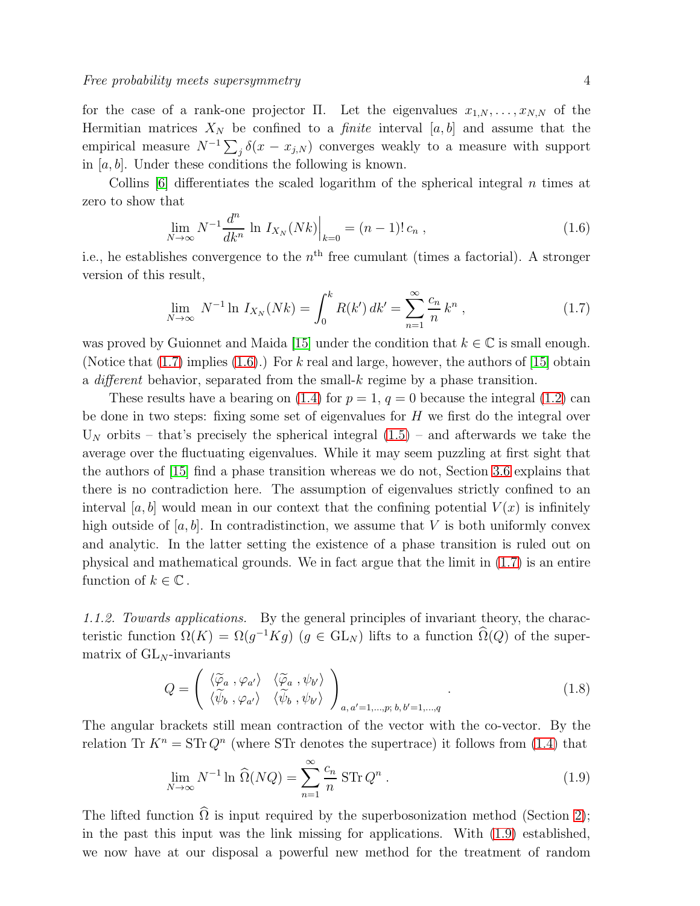for the case of a rank-one projector $\Pi$. Let the eigenvalues $x_{1,N}, \ldots, x_{N,N}$ of the Hermitian matrices $X_N$ be confined to a *finite* interval $[a,b]$ and assume that the empirical measure $N^{-1} \sum_j \delta(x - x_{j,N})$ converges weakly to a measure with support in $[a,b]$. Under these conditions the following is known.

Collins [6] differentiates the scaled logarithm of the spherical integral $n$ times at zero to show that

$$\lim_{N\to\infty} N^{-1} \frac{d^n}{dk^n} \ln I_{X_N}(Nk)\Big|_{k=0} = (n-1)!\, c_n \,, \tag{1.6}$$

i.e., he establishes convergence to the $n^{\text{th}}$ free cumulant (times a factorial). A stronger version of this result,

$$\lim_{N\to\infty} N^{-1} \ln I_{X_N}(Nk) = \int_0^k R(k')\, dk' = \sum_{n=1}^{\infty} \frac{c_n}{n} k^n \,, \tag{1.7}$$

was proved by Guionnet and Maida [15] under the condition that $k \in \mathbb{C}$ is small enough. (Notice that (1.7) implies (1.6).) For $k$ real and large, however, the authors of [15] obtain a *different* behavior, separated from the small-$k$ regime by a phase transition.

These results have a bearing on (1.4) for $p=1$, $q=0$ because the integral (1.2) can be done in two steps: fixing some set of eigenvalues for $H$ we first do the integral over $\mathrm{U}_N$ orbits – that's precisely the spherical integral (1.5) – and afterwards we take the average over the fluctuating eigenvalues. While it may seem puzzling at first sight that the authors of [15] find a phase transition whereas we do not, Section 3.6 explains that there is no contradiction here. The assumption of eigenvalues strictly confined to an interval $[a,b]$ would mean in our context that the confining potential $V(x)$ is infinitely high outside of $[a,b]$. In contradistinction, we assume that $V$ is both uniformly convex and analytic. In the latter setting the existence of a phase transition is ruled out on physical and mathematical grounds. We in fact argue that the limit in (1.7) is an entire function of $k \in \mathbb{C}$.

*1.1.2. Towards applications.* By the general principles of invariant theory, the characteristic function $\Omega(K) = \Omega(g^{-1}Kg)$ ($g \in \mathrm{GL}_N$) lifts to a function $\widehat{\Omega}(Q)$ of the supermatrix of $\mathrm{GL}_N$-invariants

$$Q = \begin{pmatrix} \langle \widetilde{\varphi}_a \,, \varphi_{a'} \rangle & \langle \widetilde{\varphi}_a \,, \psi_{b'} \rangle \\ \langle \widetilde{\psi}_b \,, \varphi_{a'} \rangle & \langle \widetilde{\psi}_b \,, \psi_{b'} \rangle \end{pmatrix}_{a,\, a'=1,\ldots,p;\; b,\, b'=1,\ldots,q} . \tag{1.8}$$

The angular brackets still mean contraction of the vector with the co-vector. By the relation $\mathrm{Tr}\, K^n = \mathrm{STr}\, Q^n$ (where STr denotes the supertrace) it follows from (1.4) that

$$\lim_{N\to\infty} N^{-1} \ln \widehat{\Omega}(NQ) = \sum_{n=1}^{\infty} \frac{c_n}{n} \mathrm{STr}\, Q^n \,. \tag{1.9}$$

The lifted function $\widehat{\Omega}$ is input required by the superbosonization method (Section 2); in the past this input was the link missing for applications. With (1.9) established, we now have at our disposal a powerful new method for the treatment of random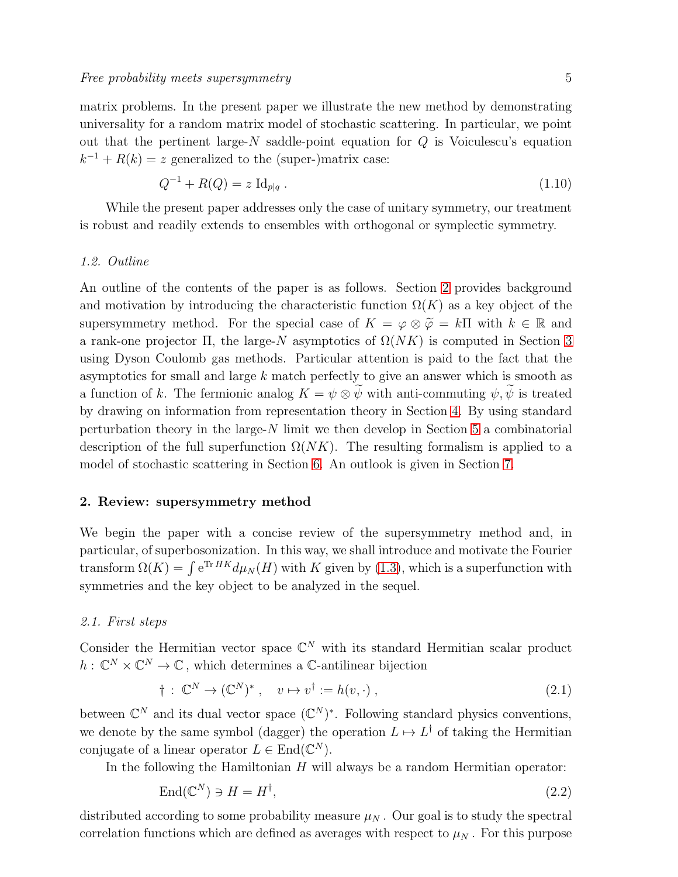matrix problems. In the present paper we illustrate the new method by demonstrating universality for a random matrix model of stochastic scattering. In particular, we point out that the pertinent large-$N$ saddle-point equation for $Q$ is Voiculescu's equation $k^{-1} + R(k) = z$ generalized to the (super-)matrix case:

$$Q^{-1} + R(Q) = z \, \mathrm{Id}_{p|q} \, . \tag{1.10}$$

While the present paper addresses only the case of unitary symmetry, our treatment is robust and readily extends to ensembles with orthogonal or symplectic symmetry.

### *1.2. Outline*

An outline of the contents of the paper is as follows. Section 2 provides background and motivation by introducing the characteristic function $\Omega(K)$ as a key object of the supersymmetry method. For the special case of $K = \varphi \otimes \widetilde{\varphi} = k\Pi$ with $k \in \mathbb{R}$ and a rank-one projector $\Pi$, the large-$N$ asymptotics of $\Omega(NK)$ is computed in Section 3 using Dyson Coulomb gas methods. Particular attention is paid to the fact that the asymptotics for small and large $k$ match perfectly to give an answer which is smooth as a function of $k$. The fermionic analog $K = \psi \otimes \widetilde{\psi}$ with anti-commuting $\psi, \widetilde{\psi}$ is treated by drawing on information from representation theory in Section 4. By using standard perturbation theory in the large-$N$ limit we then develop in Section 5 a combinatorial description of the full superfunction $\Omega(NK)$. The resulting formalism is applied to a model of stochastic scattering in Section 6. An outlook is given in Section 7.

## 2. Review: supersymmetry method

We begin the paper with a concise review of the supersymmetry method and, in particular, of superbosonization. In this way, we shall introduce and motivate the Fourier transform $\Omega(K) = \int \mathrm{e}^{\mathrm{Tr}\, HK} d\mu_N(H)$ with $K$ given by (1.3), which is a superfunction with symmetries and the key object to be analyzed in the sequel.

### *2.1. First steps*

Consider the Hermitian vector space $\mathbb{C}^N$ with its standard Hermitian scalar product $h : \mathbb{C}^N \times \mathbb{C}^N \to \mathbb{C}$, which determines a $\mathbb{C}$-antilinear bijection

$$\dagger \, : \, \mathbb{C}^N \to (\mathbb{C}^N)^* \, , \quad v \mapsto v^\dagger := h(v, \cdot) \, , \tag{2.1}$$

between $\mathbb{C}^N$ and its dual vector space $(\mathbb{C}^N)^*$. Following standard physics conventions, we denote by the same symbol (dagger) the operation $L \mapsto L^\dagger$ of taking the Hermitian conjugate of a linear operator $L \in \mathrm{End}(\mathbb{C}^N)$.

In the following the Hamiltonian $H$ will always be a random Hermitian operator:

$$\mathrm{End}(\mathbb{C}^N) \ni H = H^\dagger, \tag{2.2}$$

distributed according to some probability measure $\mu_N$. Our goal is to study the spectral correlation functions which are defined as averages with respect to $\mu_N$. For this purpose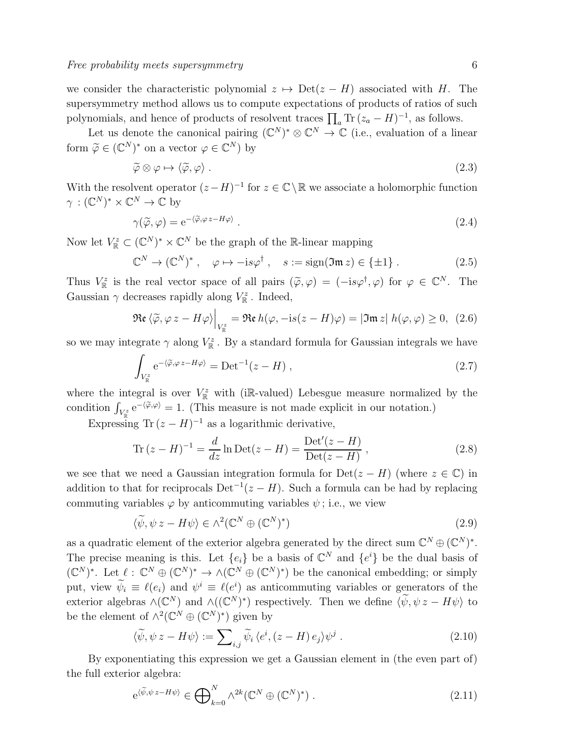we consider the characteristic polynomial $z \mapsto \mathrm{Det}(z - H)$ associated with $H$. The supersymmetry method allows us to compute expectations of products of ratios of such polynomials, and hence of products of resolvent traces $\prod_a \mathrm{Tr}\,(z_a - H)^{-1}$, as follows.

Let us denote the canonical pairing $(\mathbb{C}^N)^* \otimes \mathbb{C}^N \to \mathbb{C}$ (i.e., evaluation of a linear form $\widetilde{\varphi} \in (\mathbb{C}^N)^*$ on a vector $\varphi \in \mathbb{C}^N$) by

$$\widetilde{\varphi} \otimes \varphi \mapsto \langle \widetilde{\varphi}, \varphi \rangle \, . \tag{2.3}$$

With the resolvent operator $(z - H)^{-1}$ for $z \in \mathbb{C} \setminus \mathbb{R}$ we associate a holomorphic function $\gamma : (\mathbb{C}^N)^* \times \mathbb{C}^N \to \mathbb{C}$ by

$$\gamma(\widetilde{\varphi}, \varphi) = \mathrm{e}^{-\langle \widetilde{\varphi}, \varphi \, z - H \varphi \rangle} \, . \tag{2.4}$$

Now let $V_{\mathbb{R}}^z \subset (\mathbb{C}^N)^* \times \mathbb{C}^N$ be the graph of the $\mathbb{R}$-linear mapping

$$\mathbb{C}^N \to (\mathbb{C}^N)^* \, , \quad \varphi \mapsto -\mathrm{i} s \varphi^\dagger \, , \quad s := \mathrm{sign}(\mathfrak{Im}\, z) \in \{\pm 1\} \, . \tag{2.5}$$

Thus $V_{\mathbb{R}}^z$ is the real vector space of all pairs $(\widetilde{\varphi}, \varphi) = (-\mathrm{i} s \varphi^\dagger, \varphi)$ for $\varphi \in \mathbb{C}^N$. The Gaussian $\gamma$ decreases rapidly along $V_{\mathbb{R}}^z$. Indeed,

$$\mathfrak{Re}\, \langle \widetilde{\varphi}, \varphi \, z - H \varphi \rangle \Big|_{V_{\mathbb{R}}^z} = \mathfrak{Re}\, h(\varphi, -\mathrm{i} s (z - H) \varphi) = |\mathfrak{Im}\, z| \; h(\varphi, \varphi) \geq 0, \tag{2.6}$$

so we may integrate $\gamma$ along $V_{\mathbb{R}}^z$. By a standard formula for Gaussian integrals we have

$$\int_{V_{\mathbb{R}}^z} \mathrm{e}^{-\langle \widetilde{\varphi}, \varphi \, z - H \varphi \rangle} = \mathrm{Det}^{-1}(z - H) \, , \tag{2.7}$$

where the integral is over $V_{\mathbb{R}}^z$ with (i$\mathbb{R}$-valued) Lebesgue measure normalized by the condition $\int_{V_{\mathbb{R}}^z} \mathrm{e}^{-\langle \widetilde{\varphi}, \varphi \rangle} = 1$. (This measure is not made explicit in our notation.)

Expressing $\mathrm{Tr}\,(z - H)^{-1}$ as a logarithmic derivative,

$$\mathrm{Tr}\,(z - H)^{-1} = \frac{d}{dz} \ln \mathrm{Det}(z - H) = \frac{\mathrm{Det}'(z - H)}{\mathrm{Det}(z - H)} \, , \tag{2.8}$$

we see that we need a Gaussian integration formula for $\mathrm{Det}(z - H)$ (where $z \in \mathbb{C}$) in addition to that for reciprocals $\mathrm{Det}^{-1}(z - H)$. Such a formula can be had by replacing commuting variables $\varphi$ by anticommuting variables $\psi$ ; i.e., we view

$$\langle \widetilde{\psi}, \psi \, z - H \psi \rangle \in \wedge^2(\mathbb{C}^N \oplus (\mathbb{C}^N)^*) \tag{2.9}$$

as a quadratic element of the exterior algebra generated by the direct sum $\mathbb{C}^N \oplus (\mathbb{C}^N)^*$. The precise meaning is this. Let $\{e_i\}$ be a basis of $\mathbb{C}^N$ and $\{e^i\}$ be the dual basis of $(\mathbb{C}^N)^*$. Let $\ell : \mathbb{C}^N \oplus (\mathbb{C}^N)^* \to \wedge(\mathbb{C}^N \oplus (\mathbb{C}^N)^*)$ be the canonical embedding; or simply put, view $\widetilde{\psi}_i \equiv \ell(e_i)$ and $\psi^i \equiv \ell(e^i)$ as anticommuting variables or generators of the exterior algebras $\wedge(\mathbb{C}^N)$ and $\wedge((\mathbb{C}^N)^*)$ respectively. Then we define $\langle \widetilde{\psi}, \psi \, z - H \psi \rangle$ to be the element of $\wedge^2(\mathbb{C}^N \oplus (\mathbb{C}^N)^*)$ given by

$$\langle \widetilde{\psi}, \psi \, z - H \psi \rangle := \sum\nolimits_{i,j} \widetilde{\psi}_i \, \langle e^i, (z - H) \, e_j \rangle \psi^j \, . \tag{2.10}$$

By exponentiating this expression we get a Gaussian element in (the even part of) the full exterior algebra:

$$\mathrm{e}^{\langle \widetilde{\psi}, \psi \, z - H \psi \rangle} \in \bigoplus\nolimits_{k=0}^{N} \wedge^{2k}(\mathbb{C}^N \oplus (\mathbb{C}^N)^*) \, . \tag{2.11}$$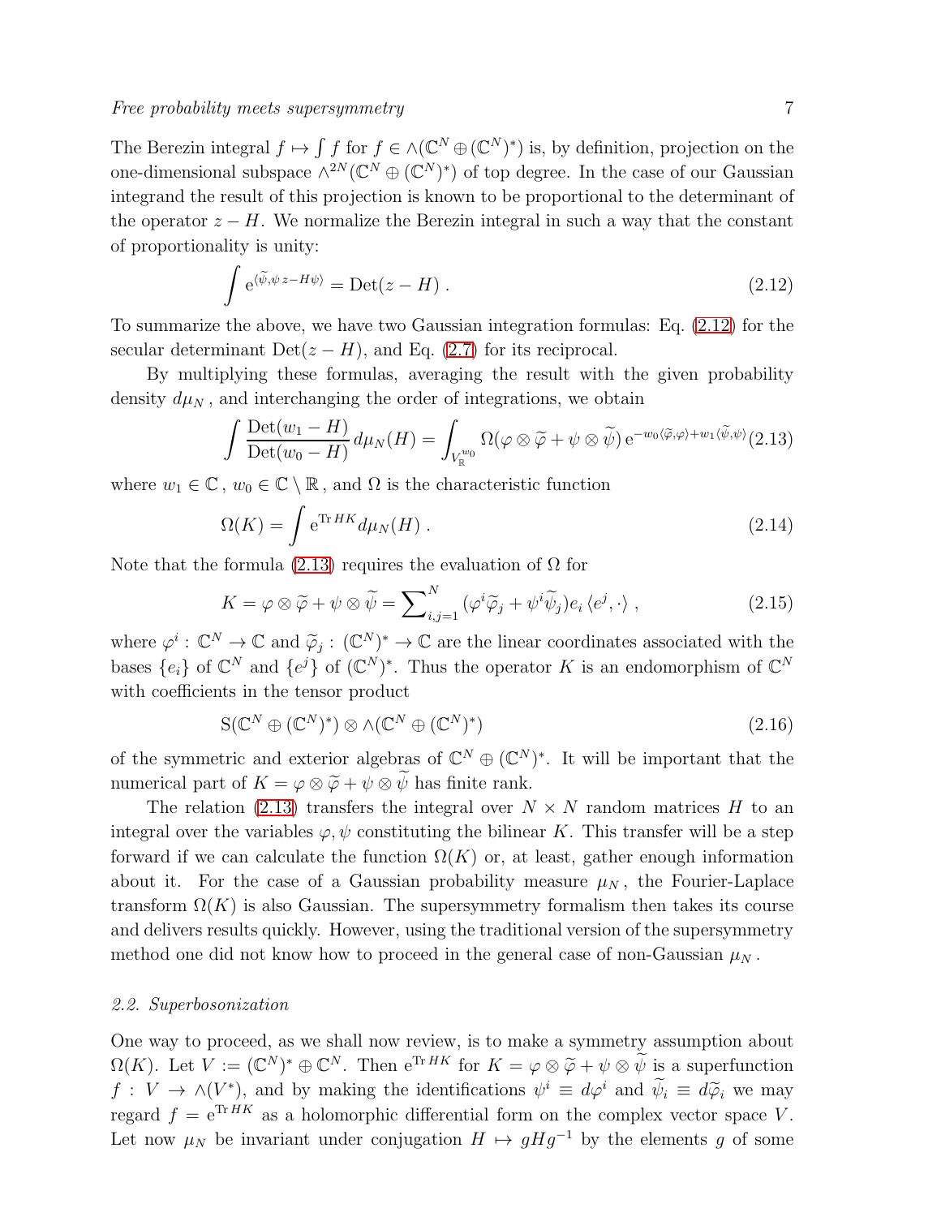The Berezin integral $f \mapsto \int f$ for $f \in \wedge(\mathbb{C}^N \oplus (\mathbb{C}^N)^*)$ is, by definition, projection on the one-dimensional subspace $\wedge^{2N}(\mathbb{C}^N \oplus (\mathbb{C}^N)^*)$ of top degree. In the case of our Gaussian integrand the result of this projection is known to be proportional to the determinant of the operator $z - H$. We normalize the Berezin integral in such a way that the constant of proportionality is unity:

$$\int \mathrm{e}^{\langle \widetilde{\psi}, \psi\, z - H\psi \rangle} = \mathrm{Det}(z - H) \,. \tag{2.12}$$

To summarize the above, we have two Gaussian integration formulas: Eq. (2.12) for the secular determinant $\mathrm{Det}(z - H)$, and Eq. (2.7) for its reciprocal.

By multiplying these formulas, averaging the result with the given probability density $d\mu_N$, and interchanging the order of integrations, we obtain

$$\int \frac{\mathrm{Det}(w_1 - H)}{\mathrm{Det}(w_0 - H)}\, d\mu_N(H) = \int_{V_{\mathbb{R}}^{w_0}} \Omega(\varphi \otimes \widetilde{\varphi} + \psi \otimes \widetilde{\psi})\, \mathrm{e}^{-w_0 \langle \widetilde{\varphi}, \varphi \rangle + w_1 \langle \widetilde{\psi}, \psi \rangle} \tag{2.13}$$

where $w_1 \in \mathbb{C}$, $w_0 \in \mathbb{C} \setminus \mathbb{R}$, and $\Omega$ is the characteristic function

$$\Omega(K) = \int \mathrm{e}^{\mathrm{Tr}\, HK} d\mu_N(H) \,. \tag{2.14}$$

Note that the formula (2.13) requires the evaluation of $\Omega$ for

$$K = \varphi \otimes \widetilde{\varphi} + \psi \otimes \widetilde{\psi} = \sum\nolimits_{i,j=1}^{N} (\varphi^i \widetilde{\varphi}_j + \psi^i \widetilde{\psi}_j) e_i \, \langle e^j, \cdot \rangle \,, \tag{2.15}$$

where $\varphi^i : \mathbb{C}^N \to \mathbb{C}$ and $\widetilde{\varphi}_j : (\mathbb{C}^N)^* \to \mathbb{C}$ are the linear coordinates associated with the bases $\{e_i\}$ of $\mathbb{C}^N$ and $\{e^j\}$ of $(\mathbb{C}^N)^*$. Thus the operator $K$ is an endomorphism of $\mathbb{C}^N$ with coefficients in the tensor product

$$\mathrm{S}(\mathbb{C}^N \oplus (\mathbb{C}^N)^*) \otimes \wedge(\mathbb{C}^N \oplus (\mathbb{C}^N)^*) \tag{2.16}$$

of the symmetric and exterior algebras of $\mathbb{C}^N \oplus (\mathbb{C}^N)^*$. It will be important that the numerical part of $K = \varphi \otimes \widetilde{\varphi} + \psi \otimes \widetilde{\psi}$ has finite rank.

The relation (2.13) transfers the integral over $N \times N$ random matrices $H$ to an integral over the variables $\varphi, \psi$ constituting the bilinear $K$. This transfer will be a step forward if we can calculate the function $\Omega(K)$ or, at least, gather enough information about it. For the case of a Gaussian probability measure $\mu_N$, the Fourier-Laplace transform $\Omega(K)$ is also Gaussian. The supersymmetry formalism then takes its course and delivers results quickly. However, using the traditional version of the supersymmetry method one did not know how to proceed in the general case of non-Gaussian $\mu_N$.

### *2.2. Superbosonization*

One way to proceed, as we shall now review, is to make a symmetry assumption about $\Omega(K)$. Let $V := (\mathbb{C}^N)^* \oplus \mathbb{C}^N$. Then $\mathrm{e}^{\mathrm{Tr}\, HK}$ for $K = \varphi \otimes \widetilde{\varphi} + \psi \otimes \widetilde{\psi}$ is a superfunction $f : V \to \wedge(V^*)$, and by making the identifications $\psi^i \equiv d\varphi^i$ and $\widetilde{\psi}_i \equiv d\widetilde{\varphi}_i$ we may regard $f = \mathrm{e}^{\mathrm{Tr}\, HK}$ as a holomorphic differential form on the complex vector space $V$. Let now $\mu_N$ be invariant under conjugation $H \mapsto gHg^{-1}$ by the elements $g$ of some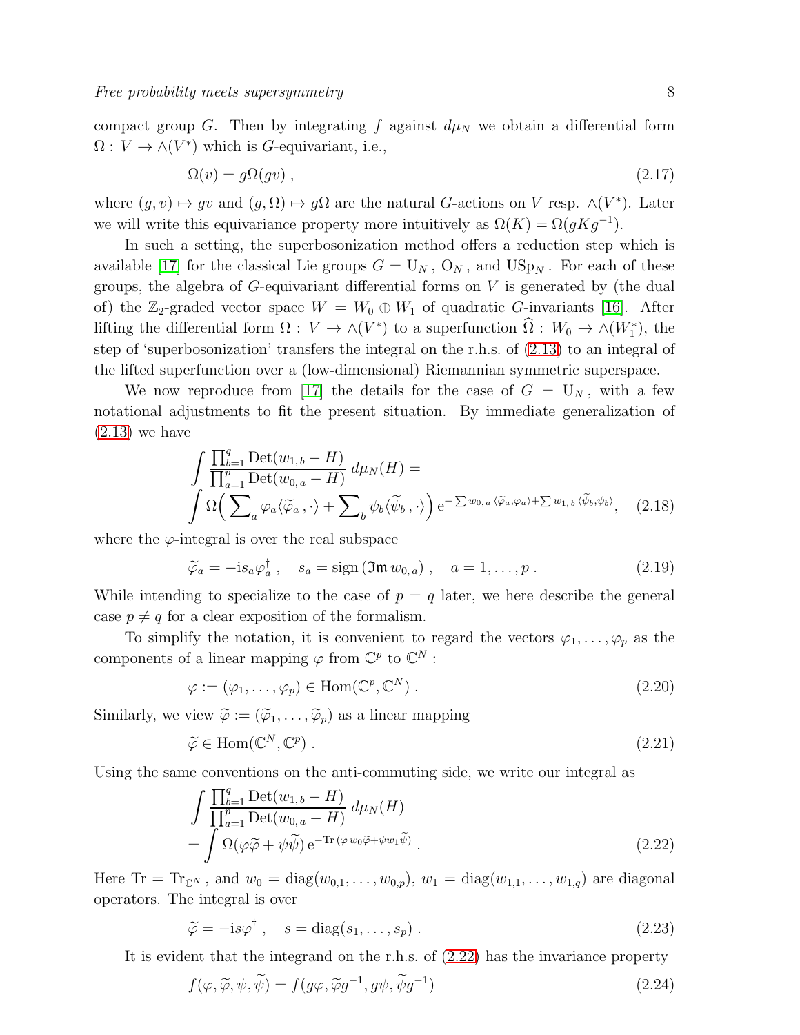compact group $G$. Then by integrating $f$ against $d\mu_N$ we obtain a differential form $\Omega : V \to \wedge(V^*)$ which is $G$-equivariant, i.e.,

$$\Omega(v) = g\Omega(gv) , \tag{2.17}$$

where $(g, v) \mapsto gv$ and $(g, \Omega) \mapsto g\Omega$ are the natural $G$-actions on $V$ resp. $\wedge(V^*)$. Later we will write this equivariance property more intuitively as $\Omega(K) = \Omega(gKg^{-1})$.

In such a setting, the superbosonization method offers a reduction step which is available [17] for the classical Lie groups $G = \mathrm{U}_N$, $\mathrm{O}_N$, and $\mathrm{USp}_N$. For each of these groups, the algebra of $G$-equivariant differential forms on $V$ is generated by (the dual of) the $\mathbb{Z}_2$-graded vector space $W = W_0 \oplus W_1$ of quadratic $G$-invariants [16]. After lifting the differential form $\Omega : V \to \wedge(V^*)$ to a superfunction $\widehat{\Omega} : W_0 \to \wedge(W_1^*)$, the step of 'superbosonization' transfers the integral on the r.h.s. of (2.13) to an integral of the lifted superfunction over a (low-dimensional) Riemannian symmetric superspace.

We now reproduce from [17] the details for the case of $G = \mathrm{U}_N$, with a few notational adjustments to fit the present situation. By immediate generalization of (2.13) we have

$$\int \frac{\prod_{b=1}^{q} \mathrm{Det}(w_{1,b} - H)}{\prod_{a=1}^{p} \mathrm{Det}(w_{0,a} - H)} \, d\mu_N(H) = \int \Omega\Big( \sum\nolimits_a \varphi_a \langle \widetilde{\varphi}_a \, , \cdot \rangle + \sum\nolimits_b \psi_b \langle \widetilde{\psi}_b \, , \cdot \rangle \Big) \, \mathrm{e}^{-\sum w_{0,a} \langle \widetilde{\varphi}_a , \varphi_a \rangle + \sum w_{1,b} \langle \widetilde{\psi}_b , \psi_b \rangle}, \tag{2.18}$$

where the $\varphi$-integral is over the real subspace

$$\widetilde{\varphi}_a = -\mathrm{i} s_a \varphi_a^\dagger \, , \quad s_a = \mathrm{sign}\,(\mathfrak{Im}\, w_{0,a}) \, , \quad a = 1, \ldots, p \, . \tag{2.19}$$

While intending to specialize to the case of $p = q$ later, we here describe the general case $p \neq q$ for a clear exposition of the formalism.

To simplify the notation, it is convenient to regard the vectors $\varphi_1, \ldots, \varphi_p$ as the components of a linear mapping $\varphi$ from $\mathbb{C}^p$ to $\mathbb{C}^N$ :

$$\varphi := (\varphi_1, \ldots, \varphi_p) \in \mathrm{Hom}(\mathbb{C}^p, \mathbb{C}^N) \, . \tag{2.20}$$

Similarly, we view $\widetilde{\varphi} := (\widetilde{\varphi}_1, \ldots, \widetilde{\varphi}_p)$ as a linear mapping

$$\widetilde{\varphi} \in \mathrm{Hom}(\mathbb{C}^N, \mathbb{C}^p) \, . \tag{2.21}$$

Using the same conventions on the anti-commuting side, we write our integral as

$$\int \frac{\prod_{b=1}^{q} \mathrm{Det}(w_{1,b} - H)}{\prod_{a=1}^{p} \mathrm{Det}(w_{0,a} - H)} \, d\mu_N(H) = \int \Omega(\varphi\widetilde{\varphi} + \psi\widetilde{\psi}) \, \mathrm{e}^{-\mathrm{Tr}\,(\varphi\, w_0 \widetilde{\varphi} + \psi w_1 \widetilde{\psi})} \, . \tag{2.22}$$

Here $\mathrm{Tr} = \mathrm{Tr}_{\mathbb{C}^N}$, and $w_0 = \mathrm{diag}(w_{0,1}, \ldots, w_{0,p})$, $w_1 = \mathrm{diag}(w_{1,1}, \ldots, w_{1,q})$ are diagonal operators. The integral is over

$$\widetilde{\varphi} = -\mathrm{i} s \varphi^\dagger \, , \quad s = \mathrm{diag}(s_1, \ldots, s_p) \, . \tag{2.23}$$

It is evident that the integrand on the r.h.s. of (2.22) has the invariance property

$$f(\varphi, \widetilde{\varphi}, \psi, \widetilde{\psi}) = f(g\varphi, \widetilde{\varphi} g^{-1}, g\psi, \widetilde{\psi} g^{-1}) \tag{2.24}$$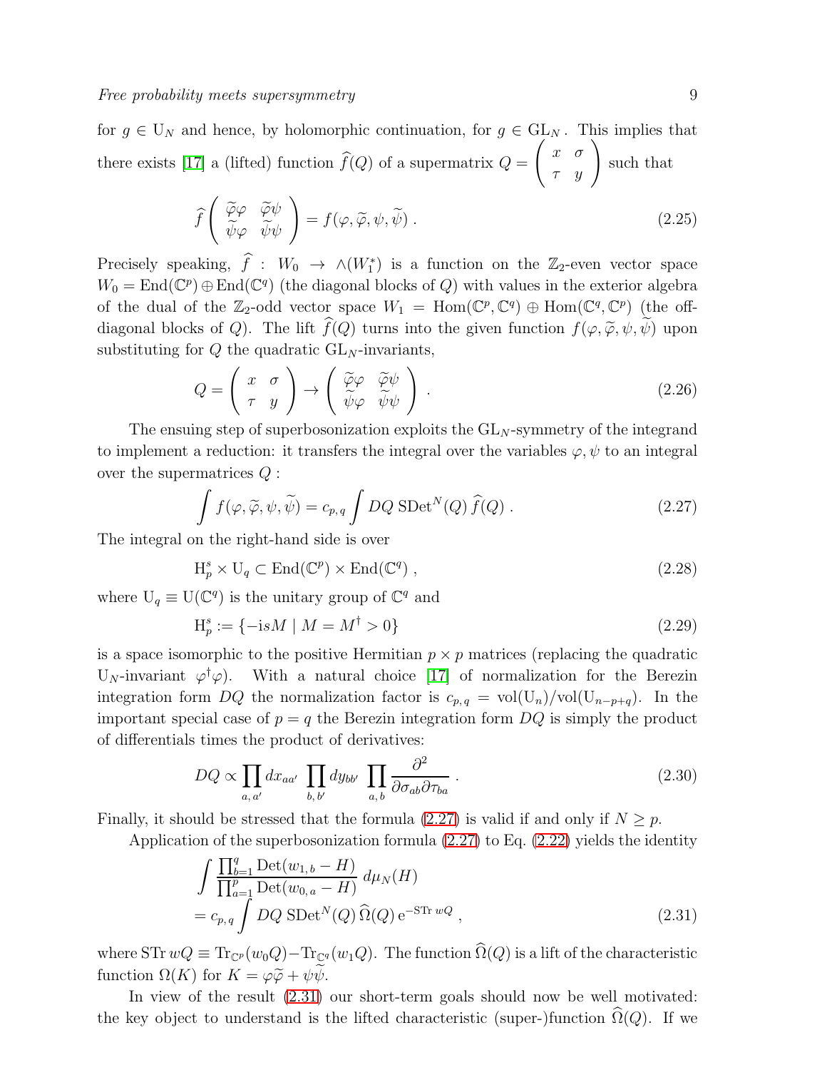for $g \in \mathrm{U}_N$ and hence, by holomorphic continuation, for $g \in \mathrm{GL}_N$. This implies that there exists [17] a (lifted) function $\widehat{f}(Q)$ of a supermatrix $Q = \begin{pmatrix} x & \sigma \\ \tau & y \end{pmatrix}$ such that

$$\widehat{f}\begin{pmatrix} \widetilde{\varphi}\varphi & \widetilde{\varphi}\psi \\ \widetilde{\psi}\varphi & \widetilde{\psi}\psi \end{pmatrix} = f(\varphi, \widetilde{\varphi}, \psi, \widetilde{\psi}) \,. \tag{2.25}$$

Precisely speaking, $\widehat{f} : W_0 \to \wedge(W_1^*)$ is a function on the $\mathbb{Z}_2$-even vector space $W_0 = \mathrm{End}(\mathbb{C}^p) \oplus \mathrm{End}(\mathbb{C}^q)$ (the diagonal blocks of $Q$) with values in the exterior algebra of the dual of the $\mathbb{Z}_2$-odd vector space $W_1 = \mathrm{Hom}(\mathbb{C}^p, \mathbb{C}^q) \oplus \mathrm{Hom}(\mathbb{C}^q, \mathbb{C}^p)$ (the off-diagonal blocks of $Q$). The lift $\widehat{f}(Q)$ turns into the given function $f(\varphi, \widetilde{\varphi}, \psi, \widetilde{\psi})$ upon substituting for $Q$ the quadratic $\mathrm{GL}_N$-invariants,

$$Q = \begin{pmatrix} x & \sigma \\ \tau & y \end{pmatrix} \to \begin{pmatrix} \widetilde{\varphi}\varphi & \widetilde{\varphi}\psi \\ \widetilde{\psi}\varphi & \widetilde{\psi}\psi \end{pmatrix} \,. \tag{2.26}$$

The ensuing step of superbosonization exploits the $\mathrm{GL}_N$-symmetry of the integrand to implement a reduction: it transfers the integral over the variables $\varphi, \psi$ to an integral over the supermatrices $Q$ :

$$\int f(\varphi, \widetilde{\varphi}, \psi, \widetilde{\psi}) = c_{p,q} \int DQ \; \mathrm{SDet}^N(Q) \, \widehat{f}(Q) \,. \tag{2.27}$$

The integral on the right-hand side is over

$$\mathrm{H}_p^s \times \mathrm{U}_q \subset \mathrm{End}(\mathbb{C}^p) \times \mathrm{End}(\mathbb{C}^q) \,, \tag{2.28}$$

where $\mathrm{U}_q \equiv \mathrm{U}(\mathbb{C}^q)$ is the unitary group of $\mathbb{C}^q$ and

$$\mathrm{H}_p^s := \{ -\mathrm{i} s M \mid M = M^\dagger > 0 \} \tag{2.29}$$

is a space isomorphic to the positive Hermitian $p \times p$ matrices (replacing the quadratic $\mathrm{U}_N$-invariant $\varphi^\dagger \varphi$). With a natural choice [17] of normalization for the Berezin integration form $DQ$ the normalization factor is $c_{p,q} = \mathrm{vol}(\mathrm{U}_n)/\mathrm{vol}(\mathrm{U}_{n-p+q})$. In the important special case of $p = q$ the Berezin integration form $DQ$ is simply the product of differentials times the product of derivatives:

$$DQ \propto \prod_{a,\,a'} dx_{aa'} \prod_{b,\,b'} dy_{bb'} \prod_{a,\,b} \frac{\partial^2}{\partial \sigma_{ab} \partial \tau_{ba}} \,. \tag{2.30}$$

Finally, it should be stressed that the formula (2.27) is valid if and only if $N \geq p$.

Application of the superbosonization formula (2.27) to Eq. (2.22) yields the identity

$$\begin{aligned} &\int \frac{\prod_{b=1}^q \mathrm{Det}(w_{1,\,b} - H)}{\prod_{a=1}^p \mathrm{Det}(w_{0,\,a} - H)} \; d\mu_N(H) \\ &= c_{p,\,q} \int DQ \; \mathrm{SDet}^N(Q) \, \widehat{\Omega}(Q) \, \mathrm{e}^{-\mathrm{STr}\, wQ} \,, \end{aligned} \tag{2.31}$$

where $\mathrm{STr}\, wQ \equiv \mathrm{Tr}_{\mathbb{C}^p}(w_0 Q) - \mathrm{Tr}_{\mathbb{C}^q}(w_1 Q)$. The function $\widehat{\Omega}(Q)$ is a lift of the characteristic function $\Omega(K)$ for $K = \varphi\widetilde{\varphi} + \psi\widetilde{\psi}$.

In view of the result (2.31) our short-term goals should now be well motivated: the key object to understand is the lifted characteristic (super-)function $\widehat{\Omega}(Q)$. If we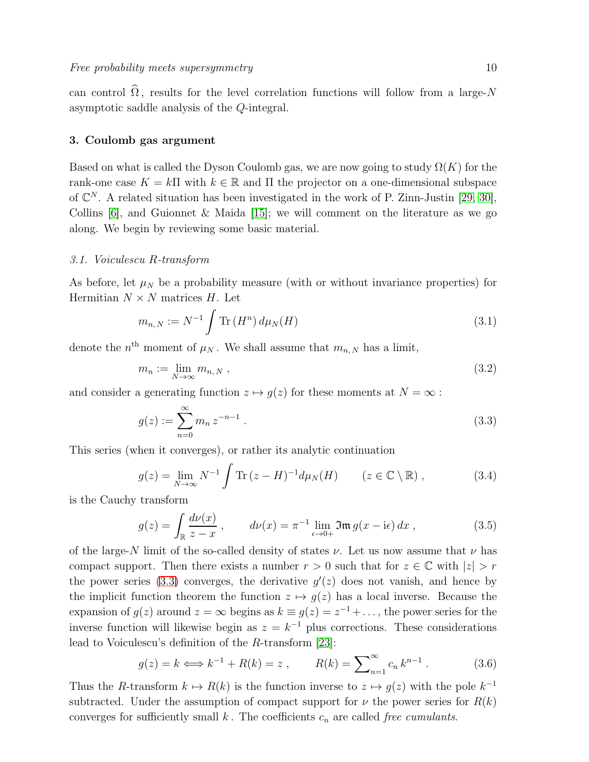can control $\widehat{\Omega}$, results for the level correlation functions will follow from a large-$N$ asymptotic saddle analysis of the $Q$-integral.

## 3. Coulomb gas argument

Based on what is called the Dyson Coulomb gas, we are now going to study $\Omega(K)$ for the rank-one case $K = k\Pi$ with $k \in \mathbb{R}$ and $\Pi$ the projector on a one-dimensional subspace of $\mathbb{C}^N$. A related situation has been investigated in the work of P. Zinn-Justin [29, 30], Collins [6], and Guionnet & Maida [15]; we will comment on the literature as we go along. We begin by reviewing some basic material.

### *3.1. Voiculescu R-transform*

As before, let $\mu_N$ be a probability measure (with or without invariance properties) for Hermitian $N \times N$ matrices $H$. Let

$$m_{n,N} := N^{-1} \int \mathrm{Tr}\,(H^n)\, d\mu_N(H) \tag{3.1}$$

denote the $n^{\text{th}}$ moment of $\mu_N$. We shall assume that $m_{n,N}$ has a limit,

$$m_n := \lim_{N\to\infty} m_{n,N}\ , \tag{3.2}$$

and consider a generating function $z \mapsto g(z)$ for these moments at $N = \infty$ :

$$g(z) := \sum_{n=0}^{\infty} m_n\, z^{-n-1}\ . \tag{3.3}$$

This series (when it converges), or rather its analytic continuation

$$g(z) = \lim_{N\to\infty} N^{-1} \int \mathrm{Tr}\,(z - H)^{-1} d\mu_N(H) \qquad (z \in \mathbb{C} \setminus \mathbb{R})\ , \tag{3.4}$$

is the Cauchy transform

$$g(z) = \int_{\mathbb{R}} \frac{d\nu(x)}{z - x}\ , \qquad d\nu(x) = \pi^{-1} \lim_{\epsilon\to 0+} \mathfrak{Im}\, g(x - \mathrm{i}\epsilon)\, dx\ , \tag{3.5}$$

of the large-$N$ limit of the so-called density of states $\nu$. Let us now assume that $\nu$ has compact support. Then there exists a number $r > 0$ such that for $z \in \mathbb{C}$ with $|z| > r$ the power series (3.3) converges, the derivative $g'(z)$ does not vanish, and hence by the implicit function theorem the function $z \mapsto g(z)$ has a local inverse. Because the expansion of $g(z)$ around $z = \infty$ begins as $k \equiv g(z) = z^{-1} + \ldots$, the power series for the inverse function will likewise begin as $z = k^{-1}$ plus corrections. These considerations lead to Voiculescu's definition of the $R$-transform [23]:

$$g(z) = k \Longleftrightarrow k^{-1} + R(k) = z\ , \qquad R(k) = \sum\nolimits_{n=1}^{\infty} c_n\, k^{n-1}\ . \tag{3.6}$$

Thus the $R$-transform $k \mapsto R(k)$ is the function inverse to $z \mapsto g(z)$ with the pole $k^{-1}$ subtracted. Under the assumption of compact support for $\nu$ the power series for $R(k)$ converges for sufficiently small $k$. The coefficients $c_n$ are called *free cumulants*.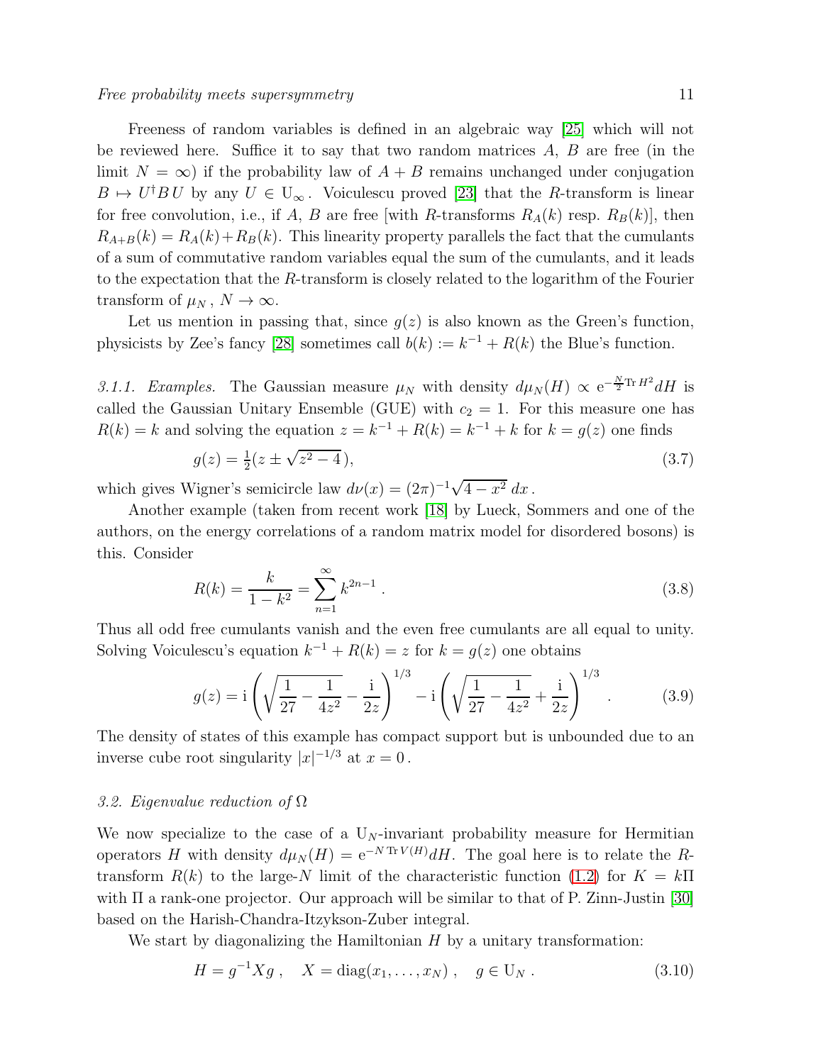Freeness of random variables is defined in an algebraic way [25] which will not be reviewed here. Suffice it to say that two random matrices $A$, $B$ are free (in the limit $N = \infty$) if the probability law of $A + B$ remains unchanged under conjugation $B \mapsto U^\dagger B\, U$ by any $U \in \mathrm{U}_\infty$. Voiculescu proved [23] that the $R$-transform is linear for free convolution, i.e., if $A$, $B$ are free [with $R$-transforms $R_A(k)$ resp. $R_B(k)$], then $R_{A+B}(k) = R_A(k) + R_B(k)$. This linearity property parallels the fact that the cumulants of a sum of commutative random variables equal the sum of the cumulants, and it leads to the expectation that the $R$-transform is closely related to the logarithm of the Fourier transform of $\mu_N$, $N \to \infty$.

Let us mention in passing that, since $g(z)$ is also known as the Green's function, physicists by Zee's fancy [28] sometimes call $b(k) := k^{-1} + R(k)$ the Blue's function.

*3.1.1. Examples.* The Gaussian measure $\mu_N$ with density $d\mu_N(H) \propto \mathrm{e}^{-\frac{N}{2}\mathrm{Tr}\, H^2} dH$ is called the Gaussian Unitary Ensemble (GUE) with $c_2 = 1$. For this measure one has $R(k) = k$ and solving the equation $z = k^{-1} + R(k) = k^{-1} + k$ for $k = g(z)$ one finds

$$g(z) = \tfrac{1}{2}(z \pm \sqrt{z^2 - 4}\,), \tag{3.7}$$

which gives Wigner's semicircle law $d\nu(x) = (2\pi)^{-1}\sqrt{4 - x^2}\, dx$.

Another example (taken from recent work [18] by Lueck, Sommers and one of the authors, on the energy correlations of a random matrix model for disordered bosons) is this. Consider

$$R(k) = \frac{k}{1 - k^2} = \sum_{n=1}^{\infty} k^{2n-1}\,. \tag{3.8}$$

Thus all odd free cumulants vanish and the even free cumulants are all equal to unity. Solving Voiculescu's equation $k^{-1} + R(k) = z$ for $k = g(z)$ one obtains

$$g(z) = \mathrm{i}\left(\sqrt{\frac{1}{27} - \frac{1}{4z^2}} - \frac{\mathrm{i}}{2z}\right)^{1/3} - \mathrm{i}\left(\sqrt{\frac{1}{27} - \frac{1}{4z^2}} + \frac{\mathrm{i}}{2z}\right)^{1/3}. \tag{3.9}$$

The density of states of this example has compact support but is unbounded due to an inverse cube root singularity $|x|^{-1/3}$ at $x = 0$.

### 3.2. Eigenvalue reduction of $\Omega$

We now specialize to the case of a $\mathrm{U}_N$-invariant probability measure for Hermitian operators $H$ with density $d\mu_N(H) = \mathrm{e}^{-N\,\mathrm{Tr}\, V(H)} dH$. The goal here is to relate the $R$-transform $R(k)$ to the large-$N$ limit of the characteristic function (1.2) for $K = k\Pi$ with $\Pi$ a rank-one projector. Our approach will be similar to that of P. Zinn-Justin [30] based on the Harish-Chandra-Itzykson-Zuber integral.

We start by diagonalizing the Hamiltonian $H$ by a unitary transformation:

$$H = g^{-1} X g\,, \quad X = \mathrm{diag}(x_1, \ldots, x_N)\,, \quad g \in \mathrm{U}_N\,. \tag{3.10}$$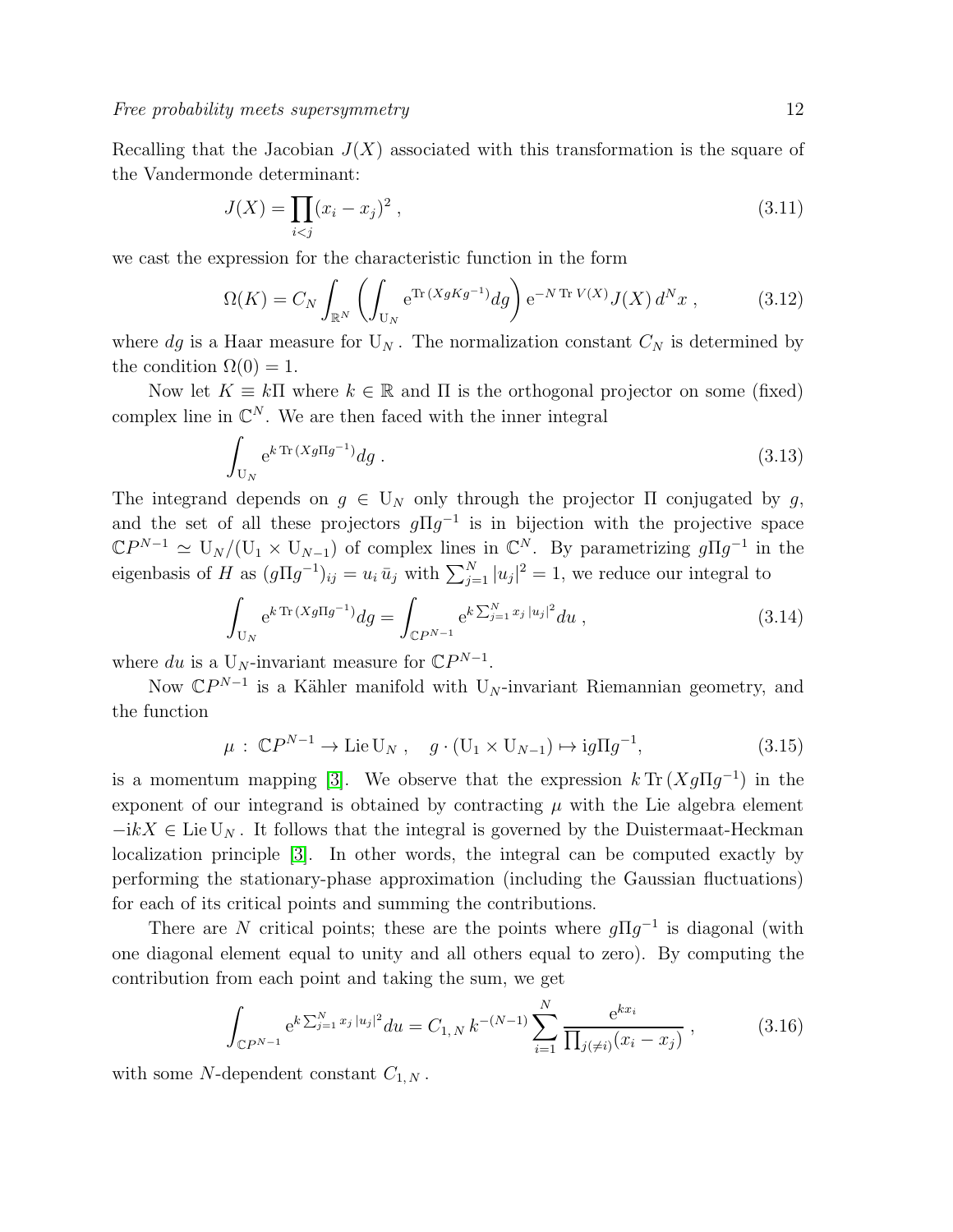Recalling that the Jacobian $J(X)$ associated with this transformation is the square of the Vandermonde determinant:

$$J(X) = \prod_{i<j} (x_i - x_j)^2 \,, \tag{3.11}$$

we cast the expression for the characteristic function in the form

$$\Omega(K) = C_N \int_{\mathbb{R}^N} \left( \int_{\mathrm{U}_N} \mathrm{e}^{\mathrm{Tr}\,(XgKg^{-1})} dg \right) \mathrm{e}^{-N\,\mathrm{Tr}\,V(X)} J(X)\, d^N x \,, \tag{3.12}$$

where $dg$ is a Haar measure for $\mathrm{U}_N$. The normalization constant $C_N$ is determined by the condition $\Omega(0) = 1$.

Now let $K \equiv k\Pi$ where $k \in \mathbb{R}$ and $\Pi$ is the orthogonal projector on some (fixed) complex line in $\mathbb{C}^N$. We are then faced with the inner integral

$$\int_{\mathrm{U}_N} \mathrm{e}^{k\,\mathrm{Tr}\,(Xg\Pi g^{-1})} dg \,. \tag{3.13}$$

The integrand depends on $g \in \mathrm{U}_N$ only through the projector $\Pi$ conjugated by $g$, and the set of all these projectors $g\Pi g^{-1}$ is in bijection with the projective space $\mathbb{C}P^{N-1} \simeq \mathrm{U}_N/(\mathrm{U}_1 \times \mathrm{U}_{N-1})$ of complex lines in $\mathbb{C}^N$. By parametrizing $g\Pi g^{-1}$ in the eigenbasis of $H$ as $(g\Pi g^{-1})_{ij} = u_i\,\bar{u}_j$ with $\sum_{j=1}^N |u_j|^2 = 1$, we reduce our integral to

$$\int_{\mathrm{U}_N} \mathrm{e}^{k\,\mathrm{Tr}\,(Xg\Pi g^{-1})} dg = \int_{\mathbb{C}P^{N-1}} \mathrm{e}^{k\sum_{j=1}^N x_j\,|u_j|^2} du \,, \tag{3.14}$$

where $du$ is a $\mathrm{U}_N$-invariant measure for $\mathbb{C}P^{N-1}$.

Now $\mathbb{C}P^{N-1}$ is a Kähler manifold with $\mathrm{U}_N$-invariant Riemannian geometry, and the function

$$\mu \,:\, \mathbb{C}P^{N-1} \to \mathrm{Lie}\,\mathrm{U}_N \,, \quad g \cdot (\mathrm{U}_1 \times \mathrm{U}_{N-1}) \mapsto \mathrm{i}g\Pi g^{-1}, \tag{3.15}$$

is a momentum mapping [3]. We observe that the expression $k\,\mathrm{Tr}\,(Xg\Pi g^{-1})$ in the exponent of our integrand is obtained by contracting $\mu$ with the Lie algebra element $-\mathrm{i}kX \in \mathrm{Lie}\,\mathrm{U}_N$. It follows that the integral is governed by the Duistermaat-Heckman localization principle [3]. In other words, the integral can be computed exactly by performing the stationary-phase approximation (including the Gaussian fluctuations) for each of its critical points and summing the contributions.

There are $N$ critical points; these are the points where $g\Pi g^{-1}$ is diagonal (with one diagonal element equal to unity and all others equal to zero). By computing the contribution from each point and taking the sum, we get

$$\int_{\mathbb{C}P^{N-1}} \mathrm{e}^{k\sum_{j=1}^N x_j\,|u_j|^2} du = C_{1,N}\, k^{-(N-1)} \sum_{i=1}^N \frac{\mathrm{e}^{kx_i}}{\prod_{j(\neq i)}(x_i - x_j)} \,, \tag{3.16}$$

with some $N$-dependent constant $C_{1,N}$.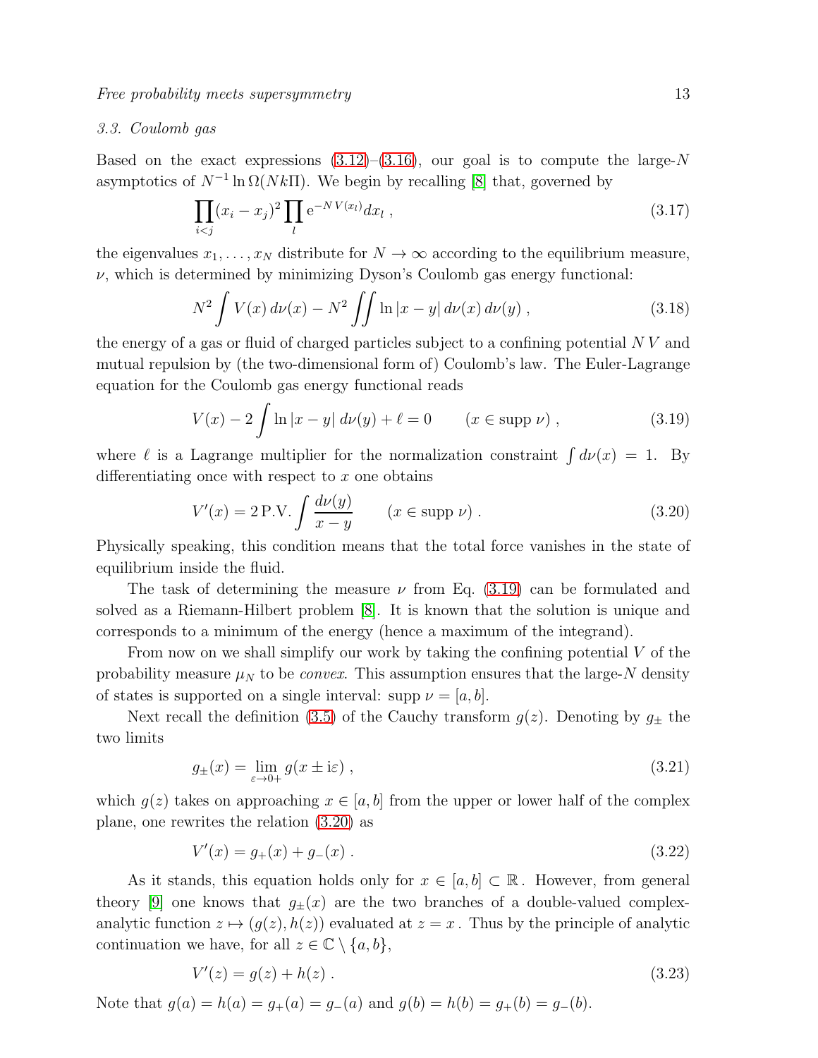### 3.3. Coulomb gas

Based on the exact expressions (3.12)–(3.16), our goal is to compute the large-$N$ asymptotics of $N^{-1} \ln \Omega(Nk\Pi)$. We begin by recalling [8] that, governed by

$$\prod_{i<j} (x_i - x_j)^2 \prod_l \mathrm{e}^{-N\,V(x_l)} dx_l \;, \tag{3.17}$$

the eigenvalues $x_1, \ldots, x_N$ distribute for $N \to \infty$ according to the equilibrium measure, $\nu$, which is determined by minimizing Dyson's Coulomb gas energy functional:

$$N^2 \int V(x)\, d\nu(x) - N^2 \iint \ln|x-y|\, d\nu(x)\, d\nu(y) \;, \tag{3.18}$$

the energy of a gas or fluid of charged particles subject to a confining potential $N\,V$ and mutual repulsion by (the two-dimensional form of) Coulomb's law. The Euler-Lagrange equation for the Coulomb gas energy functional reads

$$V(x) - 2\int \ln|x-y|\, d\nu(y) + \ell = 0 \qquad (x \in \text{supp } \nu) \;, \tag{3.19}$$

where $\ell$ is a Lagrange multiplier for the normalization constraint $\int d\nu(x) = 1$. By differentiating once with respect to $x$ one obtains

$$V'(x) = 2\, \text{P.V.} \int \frac{d\nu(y)}{x-y} \qquad (x \in \text{supp } \nu) \;. \tag{3.20}$$

Physically speaking, this condition means that the total force vanishes in the state of equilibrium inside the fluid.

The task of determining the measure $\nu$ from Eq. (3.19) can be formulated and solved as a Riemann-Hilbert problem [8]. It is known that the solution is unique and corresponds to a minimum of the energy (hence a maximum of the integrand).

From now on we shall simplify our work by taking the confining potential $V$ of the probability measure $\mu_N$ to be *convex*. This assumption ensures that the large-$N$ density of states is supported on a single interval: supp $\nu = [a,b]$.

Next recall the definition (3.5) of the Cauchy transform $g(z)$. Denoting by $g_\pm$ the two limits

$$g_\pm(x) = \lim_{\varepsilon \to 0+} g(x \pm \mathrm{i}\varepsilon) \;, \tag{3.21}$$

which $g(z)$ takes on approaching $x \in [a,b]$ from the upper or lower half of the complex plane, one rewrites the relation (3.20) as

$$V'(x) = g_+(x) + g_-(x) \;. \tag{3.22}$$

As it stands, this equation holds only for $x \in [a,b] \subset \mathbb{R}$. However, from general theory [9] one knows that $g_\pm(x)$ are the two branches of a double-valued complex-analytic function $z \mapsto (g(z), h(z))$ evaluated at $z = x$. Thus by the principle of analytic continuation we have, for all $z \in \mathbb{C} \setminus \{a,b\}$,

$$V'(z) = g(z) + h(z) \;. \tag{3.23}$$

Note that $g(a) = h(a) = g_+(a) = g_-(a)$ and $g(b) = h(b) = g_+(b) = g_-(b)$.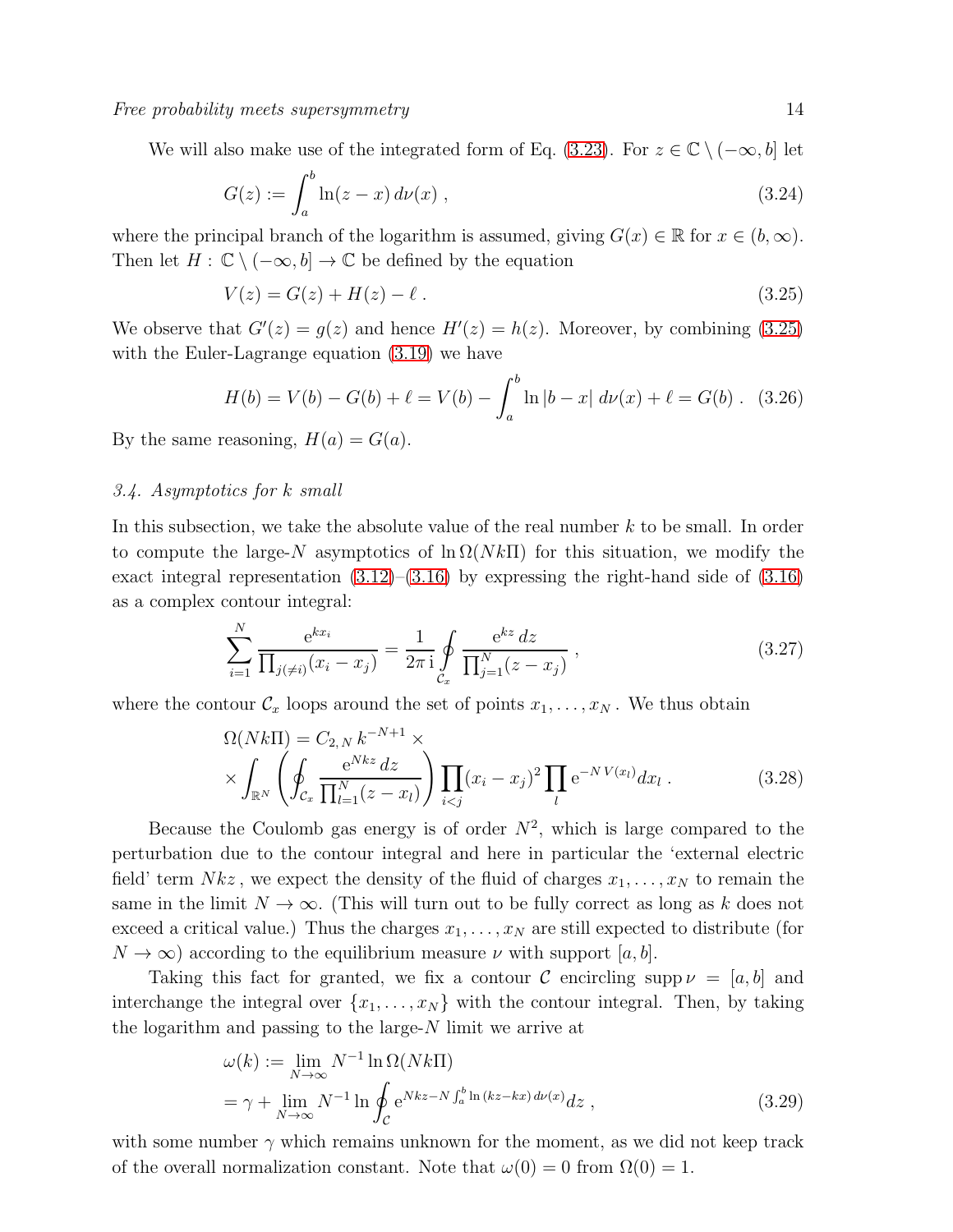We will also make use of the integrated form of Eq. (3.23). For $z \in \mathbb{C} \setminus (-\infty, b]$ let

$$G(z) := \int_a^b \ln(z-x)\, d\nu(x) \,, \tag{3.24}$$

where the principal branch of the logarithm is assumed, giving $G(x) \in \mathbb{R}$ for $x \in (b, \infty)$. Then let $H : \mathbb{C} \setminus (-\infty, b] \to \mathbb{C}$ be defined by the equation

$$V(z) = G(z) + H(z) - \ell \,. \tag{3.25}$$

We observe that $G'(z) = g(z)$ and hence $H'(z) = h(z)$. Moreover, by combining (3.25) with the Euler-Lagrange equation (3.19) we have

$$H(b) = V(b) - G(b) + \ell = V(b) - \int_a^b \ln|b-x|\, d\nu(x) + \ell = G(b) \,. \tag{3.26}$$

By the same reasoning, $H(a) = G(a)$.

### 3.4. Asymptotics for $k$ small

In this subsection, we take the absolute value of the real number $k$ to be small. In order to compute the large-$N$ asymptotics of $\ln \Omega(Nk\Pi)$ for this situation, we modify the exact integral representation (3.12)–(3.16) by expressing the right-hand side of (3.16) as a complex contour integral:

$$\sum_{i=1}^{N} \frac{\mathrm{e}^{kx_i}}{\prod_{j(\neq i)}(x_i - x_j)} = \frac{1}{2\pi\,\mathrm{i}} \oint_{\mathcal{C}_x} \frac{\mathrm{e}^{kz}\, dz}{\prod_{j=1}^{N}(z - x_j)} \,, \tag{3.27}$$

where the contour $\mathcal{C}_x$ loops around the set of points $x_1, \ldots, x_N$. We thus obtain

$$\begin{aligned} &\Omega(Nk\Pi) = C_{2,N}\, k^{-N+1} \times \\ &\times \int_{\mathbb{R}^N} \left( \oint_{\mathcal{C}_x} \frac{\mathrm{e}^{Nkz}\, dz}{\prod_{l=1}^{N}(z - x_l)} \right) \prod_{i<j} (x_i - x_j)^2 \prod_l \mathrm{e}^{-N\, V(x_l)} dx_l \,. \end{aligned} \tag{3.28}$$

Because the Coulomb gas energy is of order $N^2$, which is large compared to the perturbation due to the contour integral and here in particular the 'external electric field' term $Nkz$, we expect the density of the fluid of charges $x_1, \ldots, x_N$ to remain the same in the limit $N \to \infty$. (This will turn out to be fully correct as long as $k$ does not exceed a critical value.) Thus the charges $x_1, \ldots, x_N$ are still expected to distribute (for $N \to \infty$) according to the equilibrium measure $\nu$ with support $[a, b]$.

Taking this fact for granted, we fix a contour $\mathcal{C}$ encircling $\operatorname{supp} \nu = [a, b]$ and interchange the integral over $\{x_1, \ldots, x_N\}$ with the contour integral. Then, by taking the logarithm and passing to the large-$N$ limit we arrive at

$$\begin{aligned} \omega(k) &:= \lim_{N \to \infty} N^{-1} \ln \Omega(Nk\Pi) \\ &= \gamma + \lim_{N \to \infty} N^{-1} \ln \oint_{\mathcal{C}} \mathrm{e}^{Nkz - N \int_a^b \ln(kz - kx)\, d\nu(x)} dz \,, \end{aligned} \tag{3.29}$$

with some number $\gamma$ which remains unknown for the moment, as we did not keep track of the overall normalization constant. Note that $\omega(0) = 0$ from $\Omega(0) = 1$.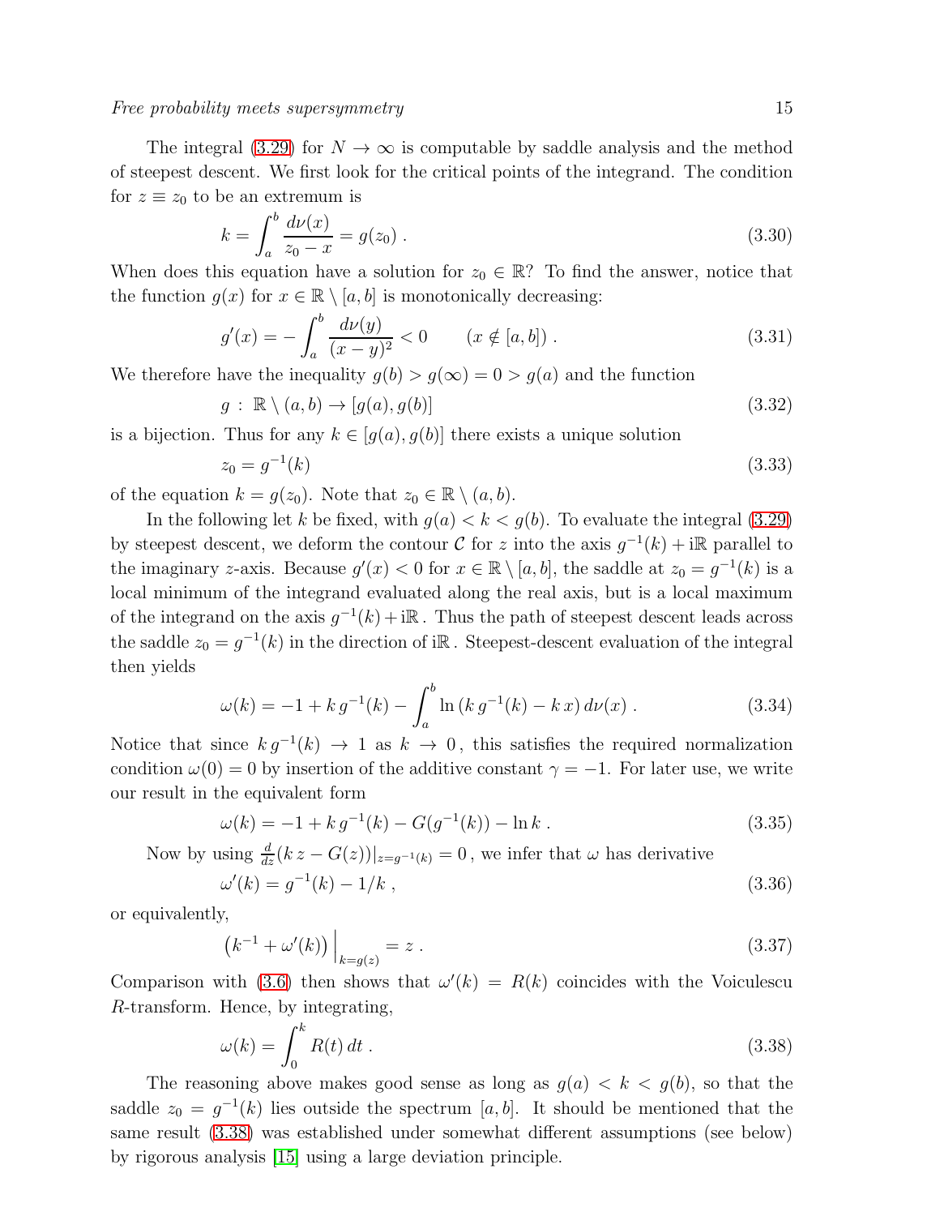The integral (3.29) for $N \to \infty$ is computable by saddle analysis and the method of steepest descent. We first look for the critical points of the integrand. The condition for $z \equiv z_0$ to be an extremum is

$$k = \int_a^b \frac{d\nu(x)}{z_0 - x} = g(z_0) \,. \tag{3.30}$$

When does this equation have a solution for $z_0 \in \mathbb{R}$? To find the answer, notice that the function $g(x)$ for $x \in \mathbb{R} \setminus [a, b]$ is monotonically decreasing:

$$g'(x) = -\int_a^b \frac{d\nu(y)}{(x-y)^2} < 0 \qquad (x \notin [a, b]) \,. \tag{3.31}$$

We therefore have the inequality $g(b) > g(\infty) = 0 > g(a)$ and the function

$$g \,:\, \mathbb{R} \setminus (a, b) \to [g(a), g(b)] \tag{3.32}$$

is a bijection. Thus for any $k \in [g(a), g(b)]$ there exists a unique solution

$$z_0 = g^{-1}(k) \tag{3.33}$$

of the equation $k = g(z_0)$. Note that $z_0 \in \mathbb{R} \setminus (a, b)$.

In the following let $k$ be fixed, with $g(a) < k < g(b)$. To evaluate the integral (3.29) by steepest descent, we deform the contour $\mathcal{C}$ for $z$ into the axis $g^{-1}(k) + \mathrm{i}\mathbb{R}$ parallel to the imaginary $z$-axis. Because $g'(x) < 0$ for $x \in \mathbb{R} \setminus [a, b]$, the saddle at $z_0 = g^{-1}(k)$ is a local minimum of the integrand evaluated along the real axis, but is a local maximum of the integrand on the axis $g^{-1}(k) + \mathrm{i}\mathbb{R}$. Thus the path of steepest descent leads across the saddle $z_0 = g^{-1}(k)$ in the direction of $\mathrm{i}\mathbb{R}$. Steepest-descent evaluation of the integral then yields

$$\omega(k) = -1 + k\, g^{-1}(k) - \int_a^b \ln\left(k\, g^{-1}(k) - k\, x\right) d\nu(x) \,. \tag{3.34}$$

Notice that since $k\, g^{-1}(k) \to 1$ as $k \to 0$, this satisfies the required normalization condition $\omega(0) = 0$ by insertion of the additive constant $\gamma = -1$. For later use, we write our result in the equivalent form

$$\omega(k) = -1 + k\, g^{-1}(k) - G(g^{-1}(k)) - \ln k \,. \tag{3.35}$$

Now by using $\frac{d}{dz}(k\, z - G(z))|_{z = g^{-1}(k)} = 0$, we infer that $\omega$ has derivative

$$\omega'(k) = g^{-1}(k) - 1/k \,, \tag{3.36}$$

or equivalently,

$$\left(k^{-1} + \omega'(k)\right)\Big|_{k = g(z)} = z \,. \tag{3.37}$$

Comparison with (3.6) then shows that $\omega'(k) = R(k)$ coincides with the Voiculescu $R$-transform. Hence, by integrating,

$$\omega(k) = \int_0^k R(t)\, dt \,. \tag{3.38}$$

The reasoning above makes good sense as long as $g(a) < k < g(b)$, so that the saddle $z_0 = g^{-1}(k)$ lies outside the spectrum $[a, b]$. It should be mentioned that the same result (3.38) was established under somewhat different assumptions (see below) by rigorous analysis [15] using a large deviation principle.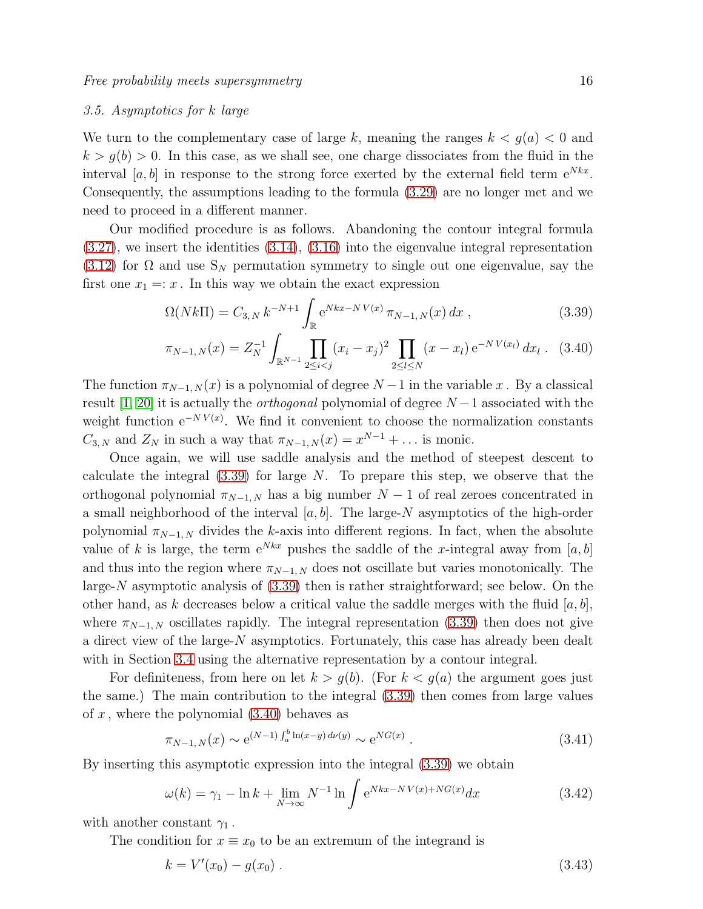### 3.5. Asymptotics for $k$ large

We turn to the complementary case of large $k$, meaning the ranges $k < g(a) < 0$ and $k > g(b) > 0$. In this case, as we shall see, one charge dissociates from the fluid in the interval $[a, b]$ in response to the strong force exerted by the external field term $e^{Nkx}$. Consequently, the assumptions leading to the formula (3.29) are no longer met and we need to proceed in a different manner.

Our modified procedure is as follows. Abandoning the contour integral formula (3.27), we insert the identities (3.14), (3.16) into the eigenvalue integral representation (3.12) for $\Omega$ and use $S_N$ permutation symmetry to single out one eigenvalue, say the first one $x_1 =: x$. In this way we obtain the exact expression

$$\Omega(Nk\Pi) = C_{3,N}\, k^{-N+1} \int_{\mathbb{R}} e^{Nkx - N\,V(x)}\, \pi_{N-1,N}(x)\, dx\ , \tag{3.39}$$

$$\pi_{N-1,N}(x) = Z_N^{-1} \int_{\mathbb{R}^{N-1}} \prod_{2 \le i < j} (x_i - x_j)^2 \prod_{2 \le l \le N} (x - x_l)\, e^{-N\,V(x_l)}\, dx_l\ . \tag{3.40}$$

The function $\pi_{N-1,N}(x)$ is a polynomial of degree $N-1$ in the variable $x$. By a classical result [1, 20] it is actually the *orthogonal* polynomial of degree $N-1$ associated with the weight function $e^{-N\,V(x)}$. We find it convenient to choose the normalization constants $C_{3,N}$ and $Z_N$ in such a way that $\pi_{N-1,N}(x) = x^{N-1} + \ldots$ is monic.

Once again, we will use saddle analysis and the method of steepest descent to calculate the integral (3.39) for large $N$. To prepare this step, we observe that the orthogonal polynomial $\pi_{N-1,N}$ has a big number $N-1$ of real zeroes concentrated in a small neighborhood of the interval $[a, b]$. The large-$N$ asymptotics of the high-order polynomial $\pi_{N-1,N}$ divides the $k$-axis into different regions. In fact, when the absolute value of $k$ is large, the term $e^{Nkx}$ pushes the saddle of the $x$-integral away from $[a, b]$ and thus into the region where $\pi_{N-1,N}$ does not oscillate but varies monotonically. The large-$N$ asymptotic analysis of (3.39) then is rather straightforward; see below. On the other hand, as $k$ decreases below a critical value the saddle merges with the fluid $[a, b]$, where $\pi_{N-1,N}$ oscillates rapidly. The integral representation (3.39) then does not give a direct view of the large-$N$ asymptotics. Fortunately, this case has already been dealt with in Section 3.4 using the alternative representation by a contour integral.

For definiteness, from here on let $k > g(b)$. (For $k < g(a)$ the argument goes just the same.) The main contribution to the integral (3.39) then comes from large values of $x$, where the polynomial (3.40) behaves as

$$\pi_{N-1,N}(x) \sim e^{(N-1)\int_a^b \ln(x-y)\, d\nu(y)} \sim e^{NG(x)}\ . \tag{3.41}$$

By inserting this asymptotic expression into the integral (3.39) we obtain

$$\omega(k) = \gamma_1 - \ln k + \lim_{N\to\infty} N^{-1} \ln \int e^{Nkx - N\,V(x) + NG(x)} dx \tag{3.42}$$

with another constant $\gamma_1$.

The condition for $x \equiv x_0$ to be an extremum of the integrand is

$$k = V'(x_0) - g(x_0)\ . \tag{3.43}$$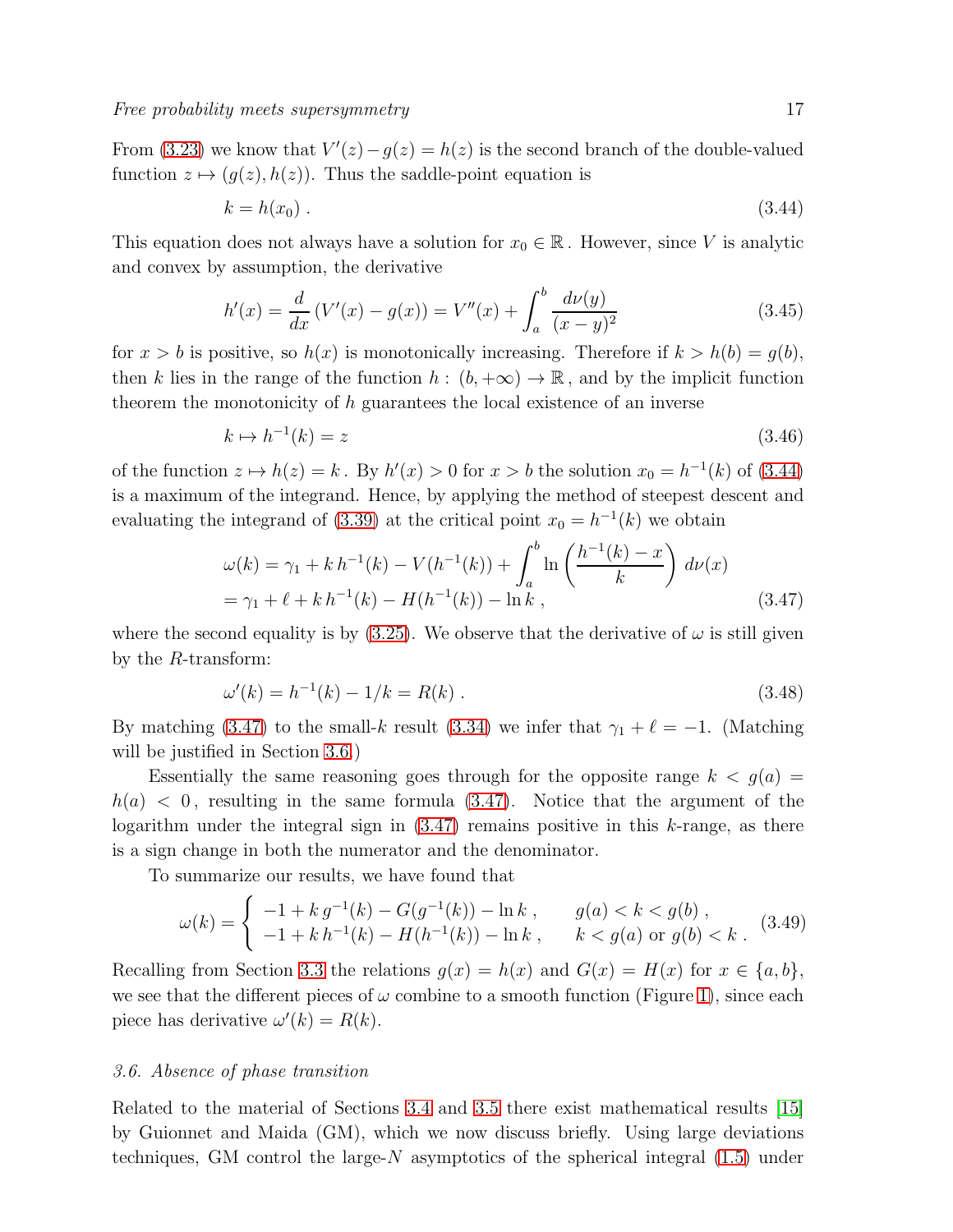From (3.23) we know that $V'(z) - g(z) = h(z)$ is the second branch of the double-valued function $z \mapsto (g(z), h(z))$. Thus the saddle-point equation is

$$k = h(x_0) \; . \tag{3.44}$$

This equation does not always have a solution for $x_0 \in \mathbb{R}$. However, since $V$ is analytic and convex by assumption, the derivative

$$h'(x) = \frac{d}{dx}\left(V'(x) - g(x)\right) = V''(x) + \int_a^b \frac{d\nu(y)}{(x-y)^2} \tag{3.45}$$

for $x > b$ is positive, so $h(x)$ is monotonically increasing. Therefore if $k > h(b) = g(b)$, then $k$ lies in the range of the function $h : (b, +\infty) \to \mathbb{R}$, and by the implicit function theorem the monotonicity of $h$ guarantees the local existence of an inverse

$$k \mapsto h^{-1}(k) = z \tag{3.46}$$

of the function $z \mapsto h(z) = k$. By $h'(x) > 0$ for $x > b$ the solution $x_0 = h^{-1}(k)$ of (3.44) is a maximum of the integrand. Hence, by applying the method of steepest descent and evaluating the integrand of (3.39) at the critical point $x_0 = h^{-1}(k)$ we obtain

$$\begin{aligned}
\omega(k) &= \gamma_1 + k\, h^{-1}(k) - V(h^{-1}(k)) + \int_a^b \ln\left(\frac{h^{-1}(k) - x}{k}\right) d\nu(x) \\
&= \gamma_1 + \ell + k\, h^{-1}(k) - H(h^{-1}(k)) - \ln k \; ,
\end{aligned} \tag{3.47}$$

where the second equality is by (3.25). We observe that the derivative of $\omega$ is still given by the $R$-transform:

$$\omega'(k) = h^{-1}(k) - 1/k = R(k) \; . \tag{3.48}$$

By matching (3.47) to the small-$k$ result (3.34) we infer that $\gamma_1 + \ell = -1$. (Matching will be justified in Section 3.6.)

Essentially the same reasoning goes through for the opposite range $k < g(a) = h(a) < 0$, resulting in the same formula (3.47). Notice that the argument of the logarithm under the integral sign in (3.47) remains positive in this $k$-range, as there is a sign change in both the numerator and the denominator.

To summarize our results, we have found that

$$\omega(k) = \begin{cases} -1 + k\, g^{-1}(k) - G(g^{-1}(k)) - \ln k \; , & g(a) < k < g(b) \; , \\ -1 + k\, h^{-1}(k) - H(h^{-1}(k)) - \ln k \; , & k < g(a) \text{ or } g(b) < k \; . \end{cases} \tag{3.49}$$

Recalling from Section 3.3 the relations $g(x) = h(x)$ and $G(x) = H(x)$ for $x \in \{a, b\}$, we see that the different pieces of $\omega$ combine to a smooth function (Figure 1), since each piece has derivative $\omega'(k) = R(k)$.

### 3.6. Absence of phase transition

Related to the material of Sections 3.4 and 3.5 there exist mathematical results [15] by Guionnet and Maida (GM), which we now discuss briefly. Using large deviations techniques, GM control the large-$N$ asymptotics of the spherical integral (1.5) under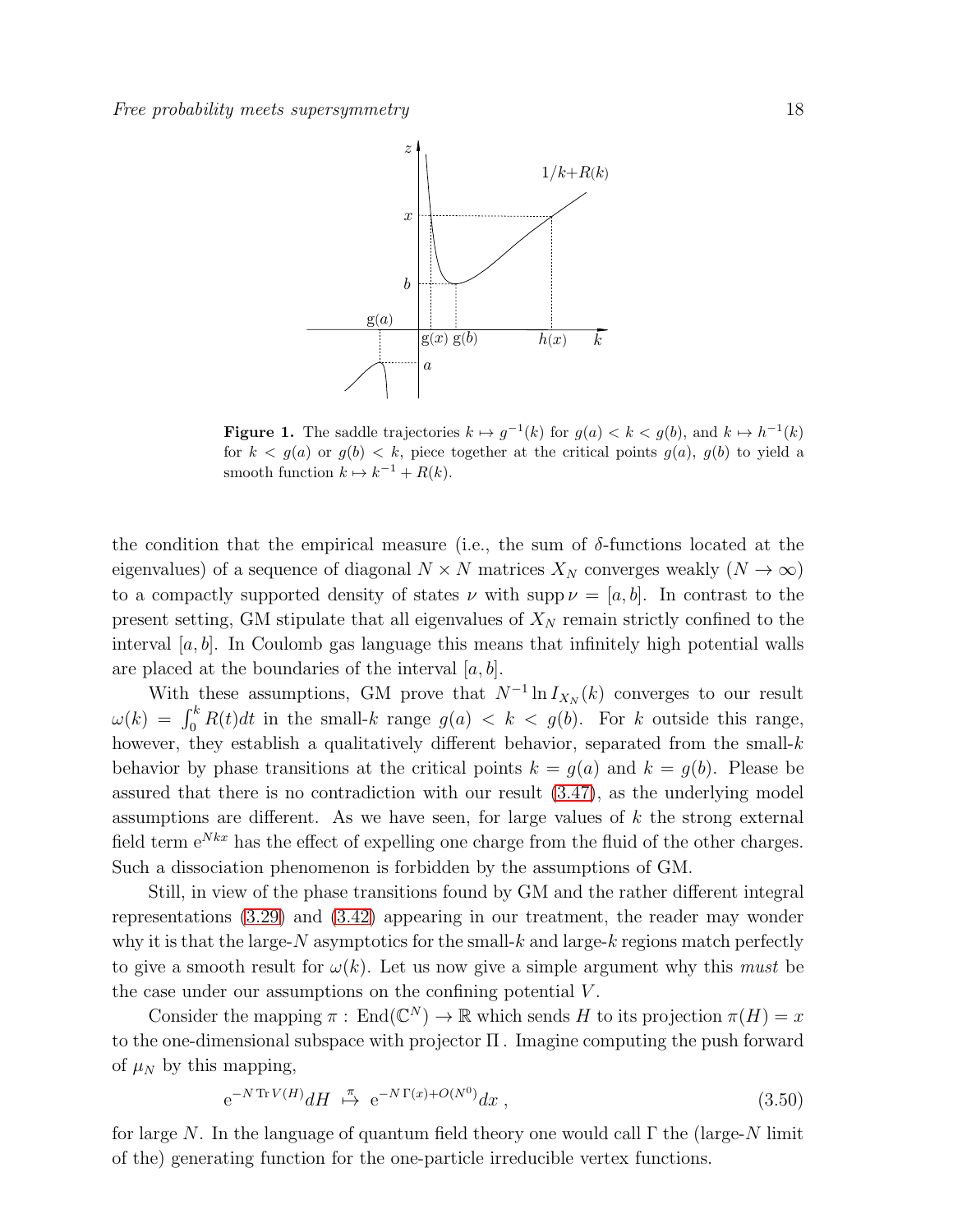**Figure 1.** The saddle trajectories $k \mapsto g^{-1}(k)$ for $g(a) < k < g(b)$, and $k \mapsto h^{-1}(k)$ for $k < g(a)$ or $g(b) < k$, piece together at the critical points $g(a)$, $g(b)$ to yield a smooth function $k \mapsto k^{-1} + R(k)$.

the condition that the empirical measure (i.e., the sum of $\delta$-functions located at the eigenvalues) of a sequence of diagonal $N \times N$ matrices $X_N$ converges weakly ($N \to \infty$) to a compactly supported density of states $\nu$ with $\operatorname{supp} \nu = [a, b]$. In contrast to the present setting, GM stipulate that all eigenvalues of $X_N$ remain strictly confined to the interval $[a, b]$. In Coulomb gas language this means that infinitely high potential walls are placed at the boundaries of the interval $[a, b]$.

With these assumptions, GM prove that $N^{-1} \ln I_{X_N}(k)$ converges to our result $\omega(k) = \int_0^k R(t)dt$ in the small-$k$ range $g(a) < k < g(b)$. For $k$ outside this range, however, they establish a qualitatively different behavior, separated from the small-$k$ behavior by phase transitions at the critical points $k = g(a)$ and $k = g(b)$. Please be assured that there is no contradiction with our result (3.47), as the underlying model assumptions are different. As we have seen, for large values of $k$ the strong external field term $\mathrm{e}^{Nkx}$ has the effect of expelling one charge from the fluid of the other charges. Such a dissociation phenomenon is forbidden by the assumptions of GM.

Still, in view of the phase transitions found by GM and the rather different integral representations (3.29) and (3.42) appearing in our treatment, the reader may wonder why it is that the large-$N$ asymptotics for the small-$k$ and large-$k$ regions match perfectly to give a smooth result for $\omega(k)$. Let us now give a simple argument why this *must* be the case under our assumptions on the confining potential $V$.

Consider the mapping $\pi : \operatorname{End}(\mathbb{C}^N) \to \mathbb{R}$ which sends $H$ to its projection $\pi(H) = x$ to the one-dimensional subspace with projector $\Pi$. Imagine computing the push forward of $\mu_N$ by this mapping,

$$\mathrm{e}^{-N \operatorname{Tr} V(H)} dH \overset{\pi}{\mapsto} \mathrm{e}^{-N \Gamma(x) + O(N^0)} dx \,, \tag{3.50}$$

for large $N$. In the language of quantum field theory one would call $\Gamma$ the (large-$N$ limit of the) generating function for the one-particle irreducible vertex functions.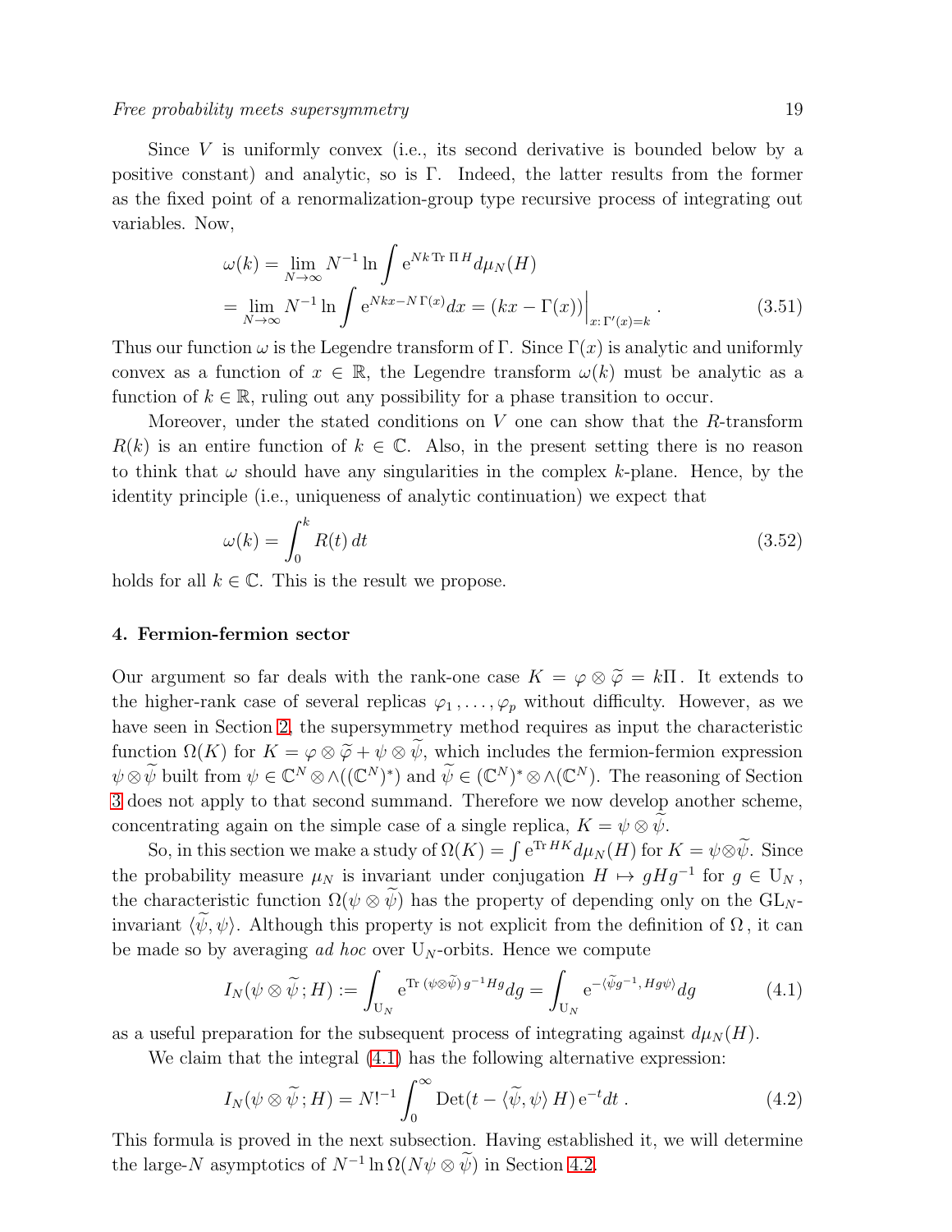Since $V$ is uniformly convex (i.e., its second derivative is bounded below by a positive constant) and analytic, so is $\Gamma$. Indeed, the latter results from the former as the fixed point of a renormalization-group type recursive process of integrating out variables. Now,

$$
\begin{aligned}
\omega(k) &= \lim_{N\to\infty} N^{-1} \ln \int \mathrm{e}^{Nk\,\mathrm{Tr}\,\Pi H} d\mu_N(H) \\
&= \lim_{N\to\infty} N^{-1} \ln \int \mathrm{e}^{Nkx - N\,\Gamma(x)} dx = (kx - \Gamma(x))\Big|_{x:\,\Gamma'(x)=k} .
\end{aligned}
\tag{3.51}
$$

Thus our function $\omega$ is the Legendre transform of $\Gamma$. Since $\Gamma(x)$ is analytic and uniformly convex as a function of $x \in \mathbb{R}$, the Legendre transform $\omega(k)$ must be analytic as a function of $k \in \mathbb{R}$, ruling out any possibility for a phase transition to occur.

Moreover, under the stated conditions on $V$ one can show that the $R$-transform $R(k)$ is an entire function of $k \in \mathbb{C}$. Also, in the present setting there is no reason to think that $\omega$ should have any singularities in the complex $k$-plane. Hence, by the identity principle (i.e., uniqueness of analytic continuation) we expect that

$$
\omega(k) = \int_0^k R(t)\, dt \tag{3.52}
$$

holds for all $k \in \mathbb{C}$. This is the result we propose.

## 4. Fermion-fermion sector

Our argument so far deals with the rank-one case $K = \varphi \otimes \widetilde{\varphi} = k\Pi$. It extends to the higher-rank case of several replicas $\varphi_1, \ldots, \varphi_p$ without difficulty. However, as we have seen in Section 2, the supersymmetry method requires as input the characteristic function $\Omega(K)$ for $K = \varphi \otimes \widetilde{\varphi} + \psi \otimes \widetilde{\psi}$, which includes the fermion-fermion expression $\psi \otimes \widetilde{\psi}$ built from $\psi \in \mathbb{C}^N \otimes \wedge((\mathbb{C}^N)^*)$ and $\widetilde{\psi} \in (\mathbb{C}^N)^* \otimes \wedge(\mathbb{C}^N)$. The reasoning of Section 3 does not apply to that second summand. Therefore we now develop another scheme, concentrating again on the simple case of a single replica, $K = \psi \otimes \widetilde{\psi}$.

So, in this section we make a study of $\Omega(K) = \int \mathrm{e}^{\mathrm{Tr}\,HK} d\mu_N(H)$ for $K = \psi \otimes \widetilde{\psi}$. Since the probability measure $\mu_N$ is invariant under conjugation $H \mapsto gHg^{-1}$ for $g \in \mathrm{U}_N$, the characteristic function $\Omega(\psi \otimes \widetilde{\psi})$ has the property of depending only on the $\mathrm{GL}_N$-invariant $\langle \widetilde{\psi}, \psi \rangle$. Although this property is not explicit from the definition of $\Omega$, it can be made so by averaging *ad hoc* over $\mathrm{U}_N$-orbits. Hence we compute

$$
I_N(\psi \otimes \widetilde{\psi}; H) := \int_{\mathrm{U}_N} \mathrm{e}^{\mathrm{Tr}\,(\psi \otimes \widetilde{\psi})\, g^{-1} H g} dg = \int_{\mathrm{U}_N} \mathrm{e}^{-\langle \widetilde{\psi} g^{-1},\, H g \psi \rangle} dg \tag{4.1}
$$

as a useful preparation for the subsequent process of integrating against $d\mu_N(H)$.

We claim that the integral (4.1) has the following alternative expression:

$$
I_N(\psi \otimes \widetilde{\psi}; H) = N!^{-1} \int_0^\infty \mathrm{Det}(t - \langle \widetilde{\psi}, \psi \rangle\, H)\, \mathrm{e}^{-t} dt . \tag{4.2}
$$

This formula is proved in the next subsection. Having established it, we will determine the large-$N$ asymptotics of $N^{-1} \ln \Omega(N\psi \otimes \widetilde{\psi})$ in Section 4.2.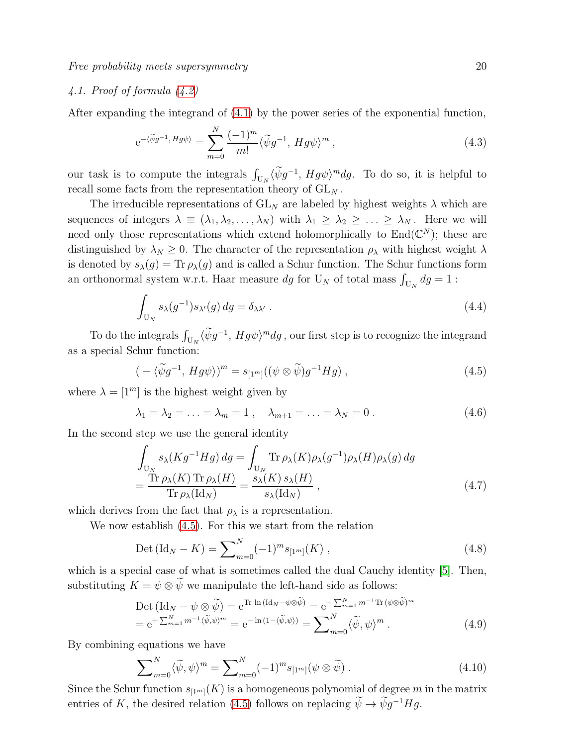### 4.1. Proof of formula (4.2)

After expanding the integrand of (4.1) by the power series of the exponential function,

$$\mathrm{e}^{-\langle\widetilde{\psi}g^{-1},\, Hg\psi\rangle} = \sum_{m=0}^{N} \frac{(-1)^m}{m!} \langle\widetilde{\psi}g^{-1},\, Hg\psi\rangle^m \,, \tag{4.3}$$

our task is to compute the integrals $\int_{\mathrm{U}_N} \langle\widetilde{\psi}g^{-1},\, Hg\psi\rangle^m dg$. To do so, it is helpful to recall some facts from the representation theory of $\mathrm{GL}_N$.

The irreducible representations of $\mathrm{GL}_N$ are labeled by highest weights $\lambda$ which are sequences of integers $\lambda \equiv (\lambda_1, \lambda_2, \ldots, \lambda_N)$ with $\lambda_1 \geq \lambda_2 \geq \ldots \geq \lambda_N$. Here we will need only those representations which extend holomorphically to $\mathrm{End}(\mathbb{C}^N)$; these are distinguished by $\lambda_N \geq 0$. The character of the representation $\rho_\lambda$ with highest weight $\lambda$ is denoted by $s_\lambda(g) = \mathrm{Tr}\, \rho_\lambda(g)$ and is called a Schur function. The Schur functions form an orthonormal system w.r.t. Haar measure $dg$ for $\mathrm{U}_N$ of total mass $\int_{\mathrm{U}_N} dg = 1$ :

$$\int_{\mathrm{U}_N} s_\lambda(g^{-1}) s_{\lambda'}(g)\, dg = \delta_{\lambda\lambda'} \,. \tag{4.4}$$

To do the integrals $\int_{\mathrm{U}_N} \langle\widetilde{\psi}g^{-1},\, Hg\psi\rangle^m dg$, our first step is to recognize the integrand as a special Schur function:

$$(\, -\, \langle\widetilde{\psi}g^{-1},\, Hg\psi\rangle)^m = s_{[1^m]}((\psi \otimes \widetilde{\psi})g^{-1}Hg) \,, \tag{4.5}$$

where $\lambda = [1^m]$ is the highest weight given by

$$\lambda_1 = \lambda_2 = \ldots = \lambda_m = 1 \,, \quad \lambda_{m+1} = \ldots = \lambda_N = 0 \,. \tag{4.6}$$

In the second step we use the general identity

$$\begin{aligned} \int_{\mathrm{U}_N} s_\lambda(Kg^{-1}Hg)\, dg &= \int_{\mathrm{U}_N} \mathrm{Tr}\, \rho_\lambda(K)\rho_\lambda(g^{-1})\rho_\lambda(H)\rho_\lambda(g)\, dg \\ &= \frac{\mathrm{Tr}\, \rho_\lambda(K)\, \mathrm{Tr}\, \rho_\lambda(H)}{\mathrm{Tr}\, \rho_\lambda(\mathrm{Id}_N)} = \frac{s_\lambda(K)\, s_\lambda(H)}{s_\lambda(\mathrm{Id}_N)} \,, \end{aligned} \tag{4.7}$$

which derives from the fact that $\rho_\lambda$ is a representation.

We now establish (4.5). For this we start from the relation

$$\mathrm{Det}\,(\mathrm{Id}_N - K) = \sum\nolimits_{m=0}^{N} (-1)^m s_{[1^m]}(K) \,, \tag{4.8}$$

which is a special case of what is sometimes called the dual Cauchy identity [5]. Then, substituting $K = \psi \otimes \widetilde{\psi}$ we manipulate the left-hand side as follows:

$$\begin{aligned} &\mathrm{Det}\,(\mathrm{Id}_N - \psi \otimes \widetilde{\psi}) = \mathrm{e}^{\mathrm{Tr}\,\ln(\mathrm{Id}_N - \psi\otimes\widetilde{\psi})} = \mathrm{e}^{-\sum_{m=1}^{N} m^{-1} \mathrm{Tr}\,(\psi\otimes\widetilde{\psi})^m} \\ &= \mathrm{e}^{+\sum_{m=1}^{N} m^{-1} \langle\widetilde{\psi},\psi\rangle^m} = \mathrm{e}^{-\ln(1-\langle\widetilde{\psi},\psi\rangle)} = \sum\nolimits_{m=0}^{N} \langle\widetilde{\psi},\psi\rangle^m \,. \end{aligned} \tag{4.9}$$

By combining equations we have

$$\sum\nolimits_{m=0}^{N} \langle\widetilde{\psi},\psi\rangle^m = \sum\nolimits_{m=0}^{N} (-1)^m s_{[1^m]}(\psi \otimes \widetilde{\psi}) \,. \tag{4.10}$$

Since the Schur function $s_{[1^m]}(K)$ is a homogeneous polynomial of degree $m$ in the matrix entries of $K$, the desired relation (4.5) follows on replacing $\widetilde{\psi} \to \widetilde{\psi}g^{-1}Hg$.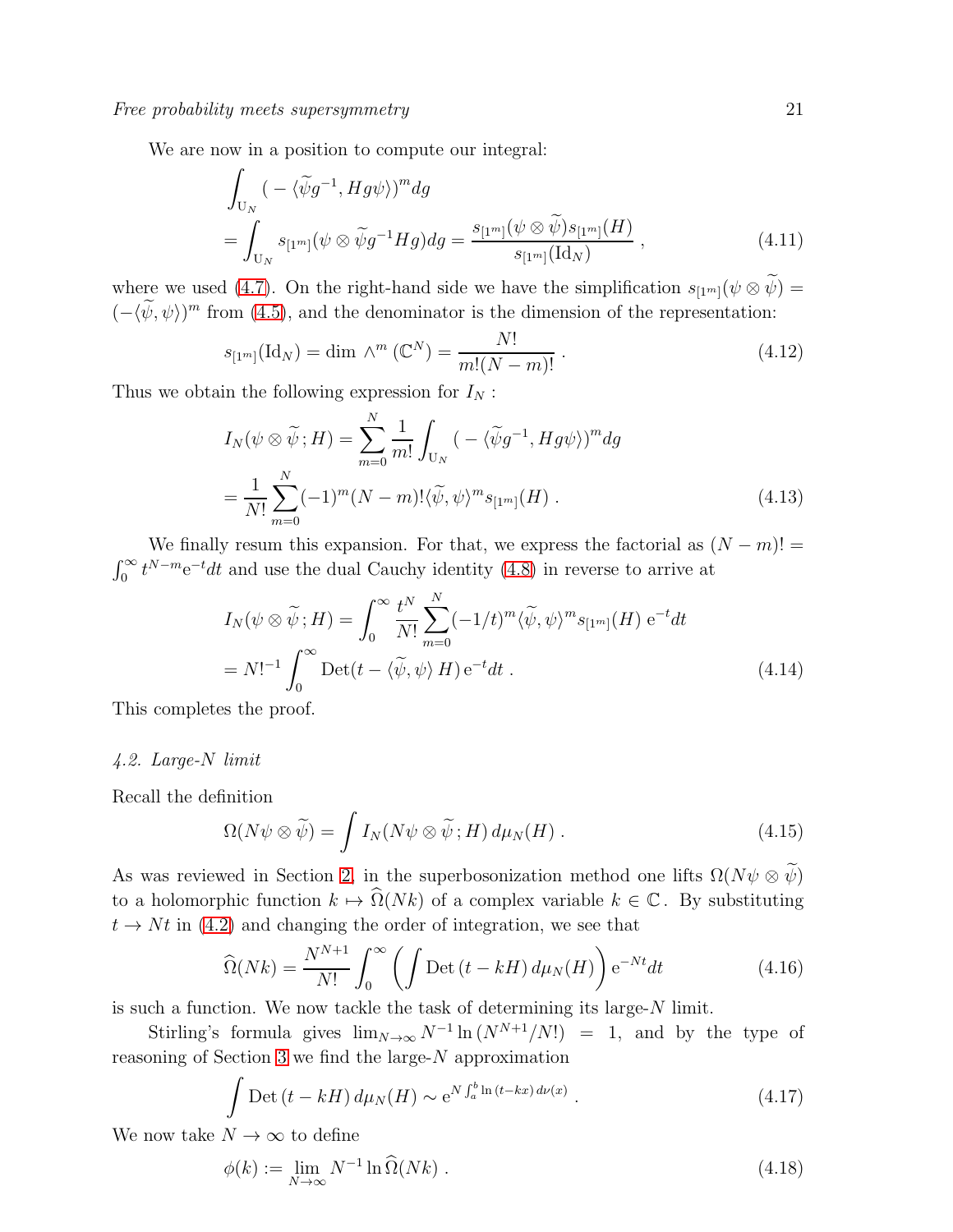We are now in a position to compute our integral:

$$\int_{\mathrm{U}_N} \big( - \langle \widetilde{\psi} g^{-1}, H g \psi \rangle \big)^m dg$$
$$= \int_{\mathrm{U}_N} s_{[1^m]}(\psi \otimes \widetilde{\psi} g^{-1} H g) dg = \frac{s_{[1^m]}(\psi \otimes \widetilde{\psi}) s_{[1^m]}(H)}{s_{[1^m]}(\mathrm{Id}_N)} \,, \tag{4.11}$$

where we used (4.7). On the right-hand side we have the simplification $s_{[1^m]}(\psi \otimes \widetilde{\psi}) = (-\langle \widetilde{\psi}, \psi \rangle)^m$ from (4.5), and the denominator is the dimension of the representation:

$$s_{[1^m]}(\mathrm{Id}_N) = \dim \wedge^m (\mathbb{C}^N) = \frac{N!}{m!(N-m)!} \,. \tag{4.12}$$

Thus we obtain the following expression for $I_N$ :

$$I_N(\psi \otimes \widetilde{\psi}\,; H) = \sum_{m=0}^{N} \frac{1}{m!} \int_{\mathrm{U}_N} \big( - \langle \widetilde{\psi} g^{-1}, H g \psi \rangle \big)^m dg$$
$$= \frac{1}{N!} \sum_{m=0}^{N} (-1)^m (N-m)! \langle \widetilde{\psi}, \psi \rangle^m s_{[1^m]}(H) \,. \tag{4.13}$$

We finally resum this expansion. For that, we express the factorial as $(N-m)! = \int_0^\infty t^{N-m} \mathrm{e}^{-t} dt$ and use the dual Cauchy identity (4.8) in reverse to arrive at

$$I_N(\psi \otimes \widetilde{\psi}\,; H) = \int_0^\infty \frac{t^N}{N!} \sum_{m=0}^{N} (-1/t)^m \langle \widetilde{\psi}, \psi \rangle^m s_{[1^m]}(H) \, \mathrm{e}^{-t} dt$$
$$= N!^{-1} \int_0^\infty \mathrm{Det}(t - \langle \widetilde{\psi}, \psi \rangle \, H) \, \mathrm{e}^{-t} dt \,. \tag{4.14}$$

This completes the proof.

### *4.2. Large-N limit*

Recall the definition

$$\Omega(N\psi \otimes \widetilde{\psi}) = \int I_N(N\psi \otimes \widetilde{\psi}\,; H) \, d\mu_N(H) \,. \tag{4.15}$$

As was reviewed in Section 2, in the superbosonization method one lifts $\Omega(N\psi \otimes \widetilde{\psi})$ to a holomorphic function $k \mapsto \widehat{\Omega}(Nk)$ of a complex variable $k \in \mathbb{C}$. By substituting $t \to Nt$ in (4.2) and changing the order of integration, we see that

$$\widehat{\Omega}(Nk) = \frac{N^{N+1}}{N!} \int_0^\infty \left( \int \mathrm{Det}\,(t - kH) \, d\mu_N(H) \right) \mathrm{e}^{-Nt} dt \tag{4.16}$$

is such a function. We now tackle the task of determining its large-$N$ limit.

Stirling's formula gives $\lim_{N\to\infty} N^{-1} \ln (N^{N+1}/N!) = 1$, and by the type of reasoning of Section 3 we find the large-$N$ approximation

$$\int \mathrm{Det}\,(t - kH) \, d\mu_N(H) \sim \mathrm{e}^{N \int_a^b \ln (t-kx) \, d\nu(x)} \,. \tag{4.17}$$

We now take $N \to \infty$ to define

$$\phi(k) := \lim_{N\to\infty} N^{-1} \ln \widehat{\Omega}(Nk) \,. \tag{4.18}$$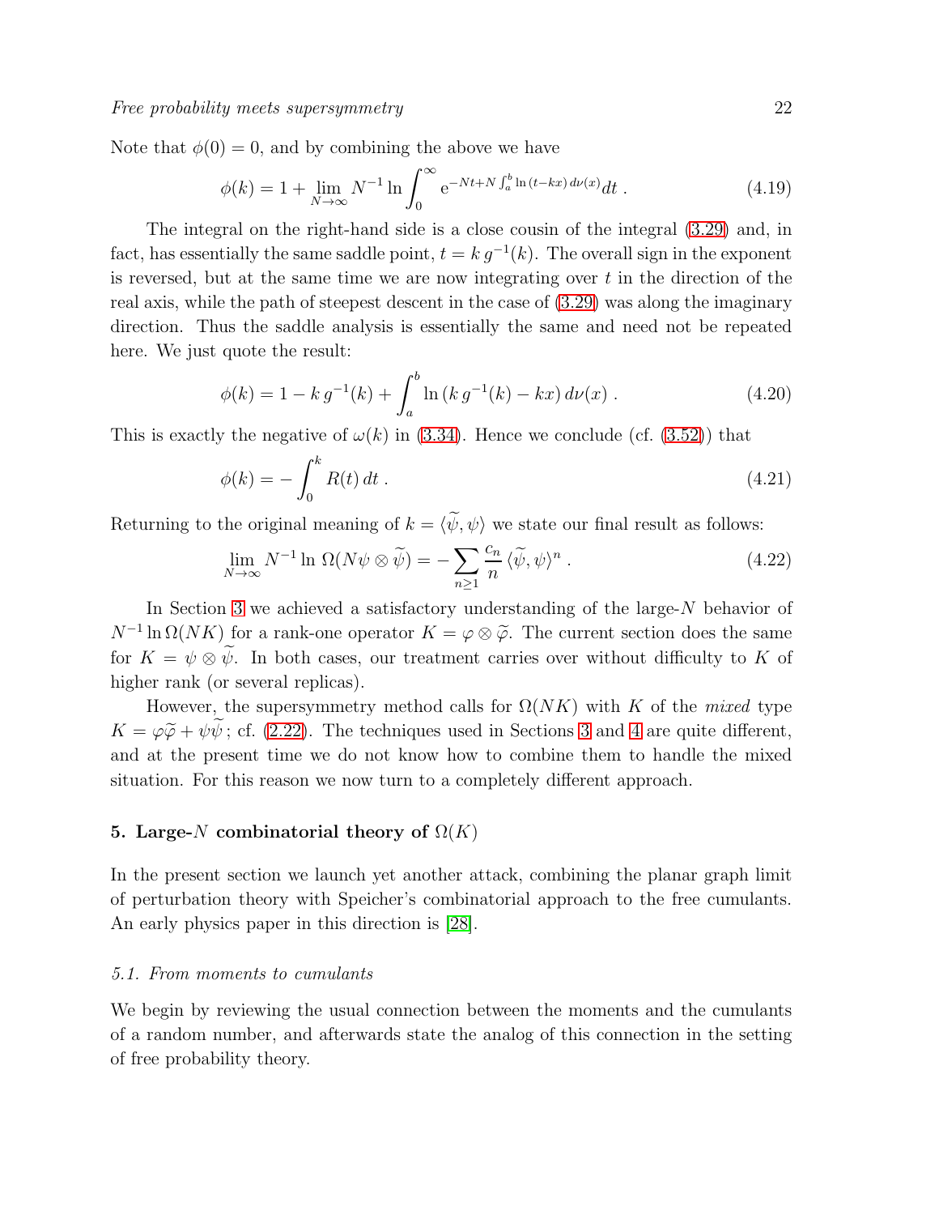Note that $\phi(0) = 0$, and by combining the above we have

$$\phi(k) = 1 + \lim_{N\to\infty} N^{-1} \ln \int_0^\infty \mathrm{e}^{-Nt + N\int_a^b \ln(t-kx)\, d\nu(x)} dt \,. \tag{4.19}$$

The integral on the right-hand side is a close cousin of the integral (3.29) and, in fact, has essentially the same saddle point, $t = k\, g^{-1}(k)$. The overall sign in the exponent is reversed, but at the same time we are now integrating over $t$ in the direction of the real axis, while the path of steepest descent in the case of (3.29) was along the imaginary direction. Thus the saddle analysis is essentially the same and need not be repeated here. We just quote the result:

$$\phi(k) = 1 - k\, g^{-1}(k) + \int_a^b \ln\left(k\, g^{-1}(k) - kx\right) d\nu(x) \,. \tag{4.20}$$

This is exactly the negative of $\omega(k)$ in (3.34). Hence we conclude (cf. (3.52)) that

$$\phi(k) = -\int_0^k R(t)\, dt \,. \tag{4.21}$$

Returning to the original meaning of $k = \langle \widetilde{\psi}, \psi \rangle$ we state our final result as follows:

$$\lim_{N\to\infty} N^{-1} \ln \Omega(N\psi \otimes \widetilde{\psi}) = -\sum_{n\geq 1} \frac{c_n}{n} \langle \widetilde{\psi}, \psi \rangle^n \,. \tag{4.22}$$

In Section 3 we achieved a satisfactory understanding of the large-$N$ behavior of $N^{-1} \ln \Omega(NK)$ for a rank-one operator $K = \varphi \otimes \widetilde{\varphi}$. The current section does the same for $K = \psi \otimes \widetilde{\psi}$. In both cases, our treatment carries over without difficulty to $K$ of higher rank (or several replicas).

However, the supersymmetry method calls for $\Omega(NK)$ with $K$ of the *mixed* type $K = \varphi\widetilde{\varphi} + \psi\widetilde{\psi}$ ; cf. (2.22). The techniques used in Sections 3 and 4 are quite different, and at the present time we do not know how to combine them to handle the mixed situation. For this reason we now turn to a completely different approach.

## 5. Large-$N$ combinatorial theory of $\Omega(K)$

In the present section we launch yet another attack, combining the planar graph limit of perturbation theory with Speicher's combinatorial approach to the free cumulants. An early physics paper in this direction is [28].

### *5.1. From moments to cumulants*

We begin by reviewing the usual connection between the moments and the cumulants of a random number, and afterwards state the analog of this connection in the setting of free probability theory.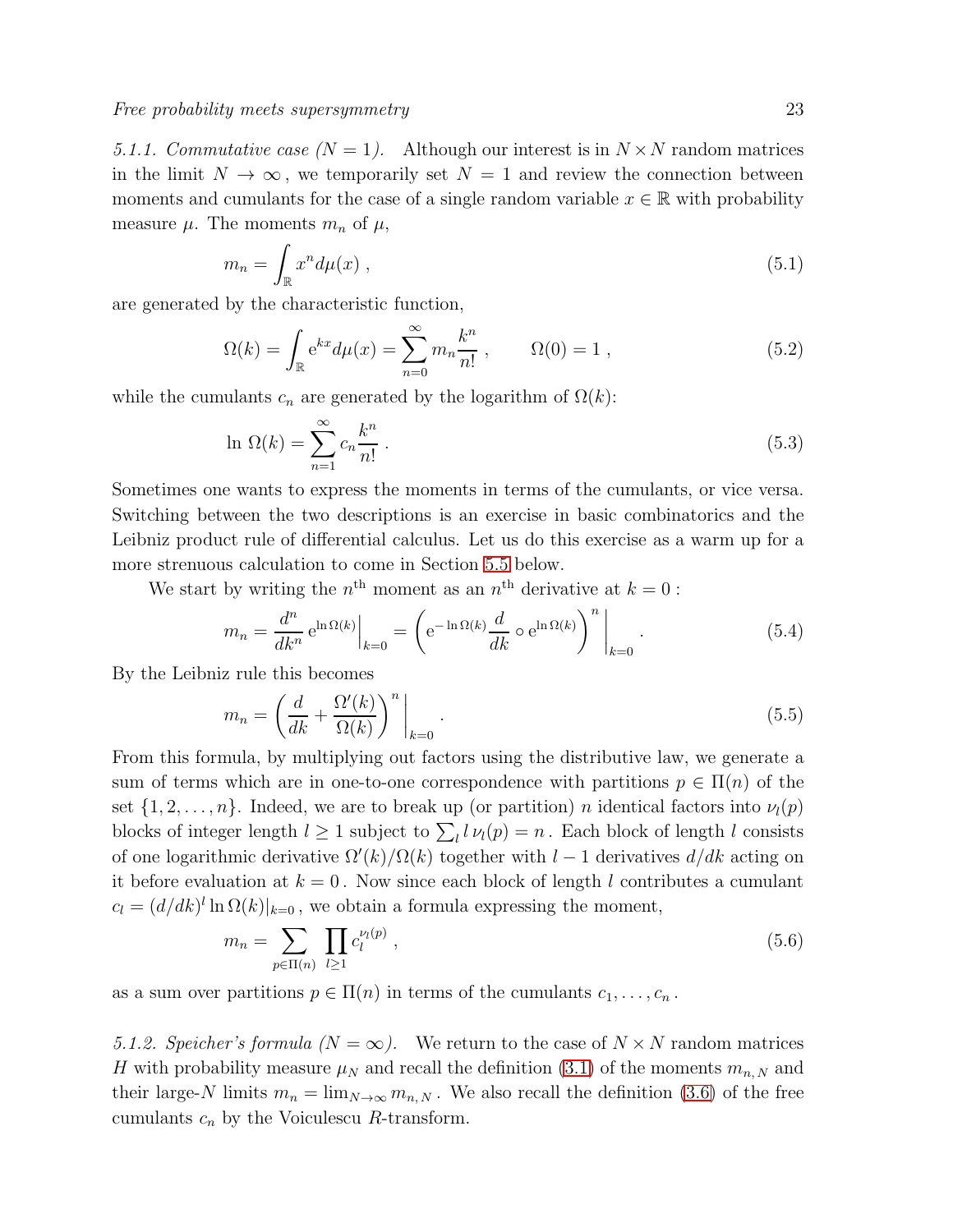*5.1.1. Commutative case ($N = 1$).* Although our interest is in $N \times N$ random matrices in the limit $N \to \infty$, we temporarily set $N = 1$ and review the connection between moments and cumulants for the case of a single random variable $x \in \mathbb{R}$ with probability measure $\mu$. The moments $m_n$ of $\mu$,

$$m_n = \int_{\mathbb{R}} x^n d\mu(x) \,, \tag{5.1}$$

are generated by the characteristic function,

$$\Omega(k) = \int_{\mathbb{R}} \mathrm{e}^{kx} d\mu(x) = \sum_{n=0}^{\infty} m_n \frac{k^n}{n!} \,, \qquad \Omega(0) = 1 \,, \tag{5.2}$$

while the cumulants $c_n$ are generated by the logarithm of $\Omega(k)$:

$$\ln \Omega(k) = \sum_{n=1}^{\infty} c_n \frac{k^n}{n!} \,. \tag{5.3}$$

Sometimes one wants to express the moments in terms of the cumulants, or vice versa. Switching between the two descriptions is an exercise in basic combinatorics and the Leibniz product rule of differential calculus. Let us do this exercise as a warm up for a more strenuous calculation to come in Section 5.5 below.

We start by writing the $n^{\text{th}}$ moment as an $n^{\text{th}}$ derivative at $k = 0$ :

$$m_n = \frac{d^n}{dk^n} \, \mathrm{e}^{\ln \Omega(k)} \Big|_{k=0} = \left( \mathrm{e}^{-\ln \Omega(k)} \frac{d}{dk} \circ \mathrm{e}^{\ln \Omega(k)} \right)^n \Big|_{k=0} \,. \tag{5.4}$$

By the Leibniz rule this becomes

$$m_n = \left( \frac{d}{dk} + \frac{\Omega'(k)}{\Omega(k)} \right)^n \Big|_{k=0} \,. \tag{5.5}$$

From this formula, by multiplying out factors using the distributive law, we generate a sum of terms which are in one-to-one correspondence with partitions $p \in \Pi(n)$ of the set $\{1, 2, \ldots, n\}$. Indeed, we are to break up (or partition) $n$ identical factors into $\nu_l(p)$ blocks of integer length $l \geq 1$ subject to $\sum_l l \, \nu_l(p) = n$. Each block of length $l$ consists of one logarithmic derivative $\Omega'(k)/\Omega(k)$ together with $l - 1$ derivatives $d/dk$ acting on it before evaluation at $k = 0$. Now since each block of length $l$ contributes a cumulant $c_l = (d/dk)^l \ln \Omega(k)|_{k=0}$, we obtain a formula expressing the moment,

$$m_n = \sum_{p \in \Pi(n)} \prod_{l \geq 1} c_l^{\nu_l(p)} \,, \tag{5.6}$$

as a sum over partitions $p \in \Pi(n)$ in terms of the cumulants $c_1, \ldots, c_n$.

*5.1.2. Speicher's formula ($N = \infty$).* We return to the case of $N \times N$ random matrices $H$ with probability measure $\mu_N$ and recall the definition (3.1) of the moments $m_{n,N}$ and their large-$N$ limits $m_n = \lim_{N \to \infty} m_{n,N}$. We also recall the definition (3.6) of the free cumulants $c_n$ by the Voiculescu $R$-transform.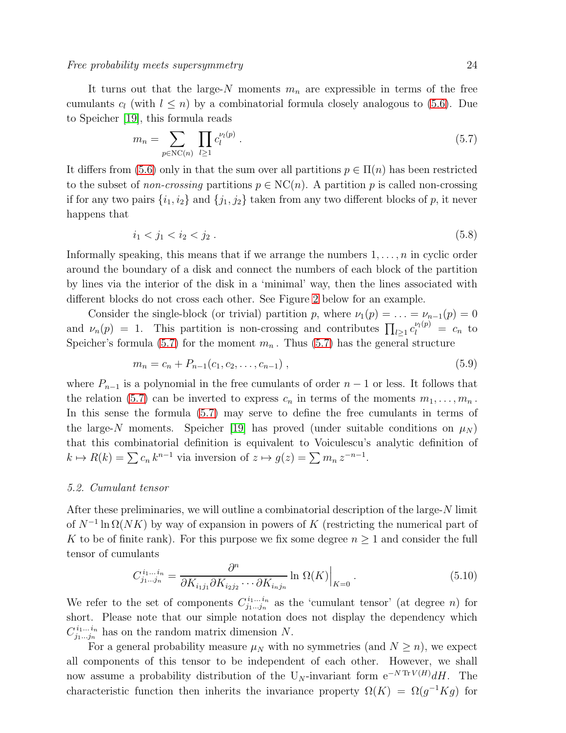It turns out that the large-$N$ moments $m_n$ are expressible in terms of the free cumulants $c_l$ (with $l \leq n$) by a combinatorial formula closely analogous to (5.6). Due to Speicher [19], this formula reads

$$m_n = \sum_{p \in \mathrm{NC}(n)} \prod_{l \geq 1} c_l^{\nu_l(p)} \,. \tag{5.7}$$

It differs from (5.6) only in that the sum over all partitions $p \in \Pi(n)$ has been restricted to the subset of *non-crossing* partitions $p \in \mathrm{NC}(n)$. A partition $p$ is called non-crossing if for any two pairs $\{i_1, i_2\}$ and $\{j_1, j_2\}$ taken from any two different blocks of $p$, it never happens that

$$i_1 < j_1 < i_2 < j_2 \,. \tag{5.8}$$

Informally speaking, this means that if we arrange the numbers $1, \ldots, n$ in cyclic order around the boundary of a disk and connect the numbers of each block of the partition by lines via the interior of the disk in a 'minimal' way, then the lines associated with different blocks do not cross each other. See Figure 2 below for an example.

Consider the single-block (or trivial) partition $p$, where $\nu_1(p) = \ldots = \nu_{n-1}(p) = 0$ and $\nu_n(p) = 1$. This partition is non-crossing and contributes $\prod_{l \geq 1} c_l^{\nu_l(p)} = c_n$ to Speicher's formula (5.7) for the moment $m_n$. Thus (5.7) has the general structure

$$m_n = c_n + P_{n-1}(c_1, c_2, \ldots, c_{n-1}) \,, \tag{5.9}$$

where $P_{n-1}$ is a polynomial in the free cumulants of order $n-1$ or less. It follows that the relation (5.7) can be inverted to express $c_n$ in terms of the moments $m_1, \ldots, m_n$. In this sense the formula (5.7) may serve to define the free cumulants in terms of the large-$N$ moments. Speicher [19] has proved (under suitable conditions on $\mu_N$) that this combinatorial definition is equivalent to Voiculescu's analytic definition of $k \mapsto R(k) = \sum c_n \, k^{n-1}$ via inversion of $z \mapsto g(z) = \sum m_n \, z^{-n-1}$.

### 5.2. Cumulant tensor

After these preliminaries, we will outline a combinatorial description of the large-$N$ limit of $N^{-1} \ln \Omega(NK)$ by way of expansion in powers of $K$ (restricting the numerical part of $K$ to be of finite rank). For this purpose we fix some degree $n \geq 1$ and consider the full tensor of cumulants

$$C^{i_1 \ldots i_n}_{j_1 \ldots j_n} = \frac{\partial^n}{\partial K_{i_1 j_1} \partial K_{i_2 j_2} \cdots \partial K_{i_n j_n}} \ln \Omega(K) \Big|_{K=0} \,. \tag{5.10}$$

We refer to the set of components $C^{i_1 \ldots i_n}_{j_1 \ldots j_n}$ as the 'cumulant tensor' (at degree $n$) for short. Please note that our simple notation does not display the dependency which $C^{i_1 \ldots i_n}_{j_1 \ldots j_n}$ has on the random matrix dimension $N$.

For a general probability measure $\mu_N$ with no symmetries (and $N \geq n$), we expect all components of this tensor to be independent of each other. However, we shall now assume a probability distribution of the $\mathrm{U}_N$-invariant form $\mathrm{e}^{-N \, \mathrm{Tr} \, V(H)} dH$. The characteristic function then inherits the invariance property $\Omega(K) = \Omega(g^{-1} K g)$ for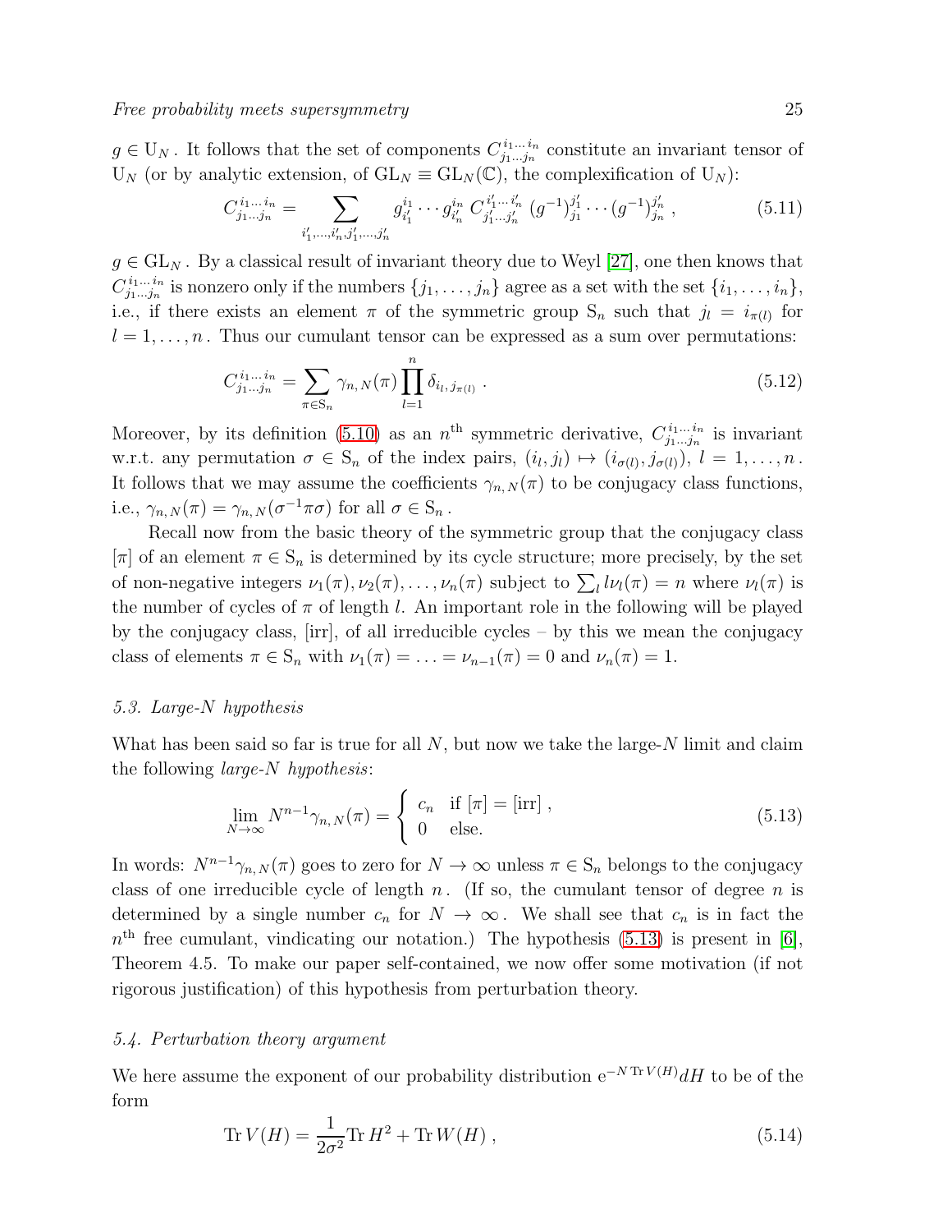$g \in \mathrm{U}_N$. It follows that the set of components $C^{i_1\ldots i_n}_{j_1\ldots j_n}$ constitute an invariant tensor of $\mathrm{U}_N$ (or by analytic extension, of $\mathrm{GL}_N \equiv \mathrm{GL}_N(\mathbb{C})$, the complexification of $\mathrm{U}_N$):

$$C^{i_1\ldots i_n}_{j_1\ldots j_n} = \sum_{i'_1,\ldots,i'_n,j'_1,\ldots,j'_n} g^{i_1}_{i'_1} \cdots g^{i_n}_{i'_n} \, C^{i'_1\ldots i'_n}_{j'_1\ldots j'_n} \, (g^{-1})^{j'_1}_{j_1} \cdots (g^{-1})^{j'_n}_{j_n} \,, \tag{5.11}$$

$g \in \mathrm{GL}_N$. By a classical result of invariant theory due to Weyl [27], one then knows that $C^{i_1\ldots i_n}_{j_1\ldots j_n}$ is nonzero only if the numbers $\{j_1,\ldots,j_n\}$ agree as a set with the set $\{i_1,\ldots,i_n\}$, i.e., if there exists an element $\pi$ of the symmetric group $\mathrm{S}_n$ such that $j_l = i_{\pi(l)}$ for $l = 1,\ldots,n$. Thus our cumulant tensor can be expressed as a sum over permutations:

$$C^{i_1\ldots i_n}_{j_1\ldots j_n} = \sum_{\pi\in\mathrm{S}_n} \gamma_{n,N}(\pi) \prod_{l=1}^{n} \delta_{i_l, j_{\pi(l)}} \,. \tag{5.12}$$

Moreover, by its definition (5.10) as an $n^{\text{th}}$ symmetric derivative, $C^{i_1\ldots i_n}_{j_1\ldots j_n}$ is invariant w.r.t. any permutation $\sigma \in \mathrm{S}_n$ of the index pairs, $(i_l, j_l) \mapsto (i_{\sigma(l)}, j_{\sigma(l)})$, $l = 1,\ldots,n$. It follows that we may assume the coefficients $\gamma_{n,N}(\pi)$ to be conjugacy class functions, i.e., $\gamma_{n,N}(\pi) = \gamma_{n,N}(\sigma^{-1}\pi\sigma)$ for all $\sigma \in \mathrm{S}_n$.

Recall now from the basic theory of the symmetric group that the conjugacy class $[\pi]$ of an element $\pi \in \mathrm{S}_n$ is determined by its cycle structure; more precisely, by the set of non-negative integers $\nu_1(\pi), \nu_2(\pi), \ldots, \nu_n(\pi)$ subject to $\sum_l l\nu_l(\pi) = n$ where $\nu_l(\pi)$ is the number of cycles of $\pi$ of length $l$. An important role in the following will be played by the conjugacy class, [irr], of all irreducible cycles – by this we mean the conjugacy class of elements $\pi \in \mathrm{S}_n$ with $\nu_1(\pi) = \ldots = \nu_{n-1}(\pi) = 0$ and $\nu_n(\pi) = 1$.

### 5.3. Large-N hypothesis

What has been said so far is true for all $N$, but now we take the large-$N$ limit and claim the following *large-N hypothesis*:

$$\lim_{N\to\infty} N^{n-1}\gamma_{n,N}(\pi) = \begin{cases} c_n & \text{if } [\pi] = [\mathrm{irr}] \,, \\ 0 & \text{else.} \end{cases} \tag{5.13}$$

In words: $N^{n-1}\gamma_{n,N}(\pi)$ goes to zero for $N \to \infty$ unless $\pi \in \mathrm{S}_n$ belongs to the conjugacy class of one irreducible cycle of length $n$. (If so, the cumulant tensor of degree $n$ is determined by a single number $c_n$ for $N \to \infty$. We shall see that $c_n$ is in fact the $n^{\text{th}}$ free cumulant, vindicating our notation.) The hypothesis (5.13) is present in [6], Theorem 4.5. To make our paper self-contained, we now offer some motivation (if not rigorous justification) of this hypothesis from perturbation theory.

### 5.4. Perturbation theory argument

We here assume the exponent of our probability distribution $\mathrm{e}^{-N\,\mathrm{Tr}\,V(H)}dH$ to be of the form

$$\mathrm{Tr}\,V(H) = \frac{1}{2\sigma^2}\mathrm{Tr}\,H^2 + \mathrm{Tr}\,W(H) \,, \tag{5.14}$$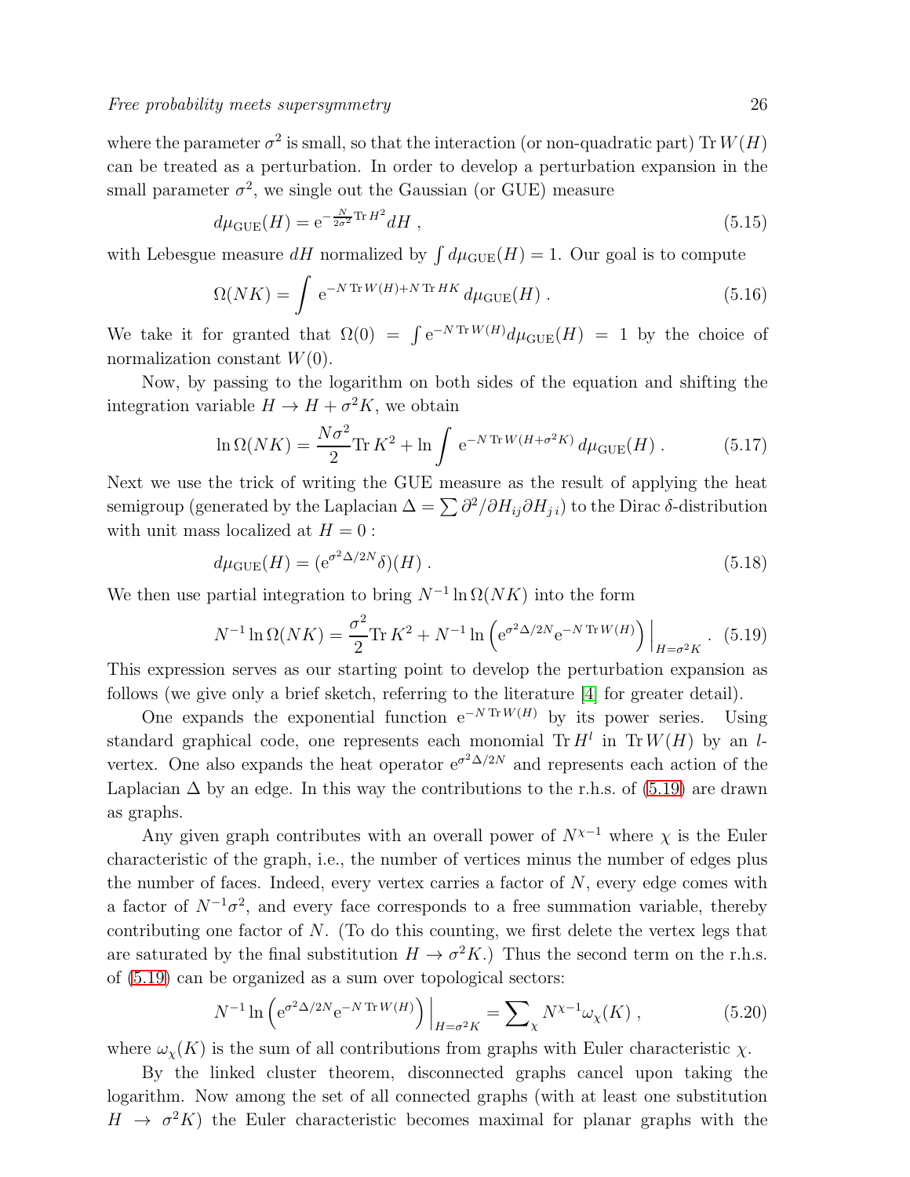where the parameter $\sigma^2$ is small, so that the interaction (or non-quadratic part) $\mathrm{Tr}\, W(H)$ can be treated as a perturbation. In order to develop a perturbation expansion in the small parameter $\sigma^2$, we single out the Gaussian (or GUE) measure

$$d\mu_{\mathrm{GUE}}(H) = \mathrm{e}^{-\frac{N}{2\sigma^2}\mathrm{Tr}\, H^2} dH\ , \tag{5.15}$$

with Lebesgue measure $dH$ normalized by $\int d\mu_{\mathrm{GUE}}(H) = 1$. Our goal is to compute

$$\Omega(NK) = \int\ \mathrm{e}^{-N\,\mathrm{Tr}\, W(H) + N\,\mathrm{Tr}\, HK}\, d\mu_{\mathrm{GUE}}(H)\ . \tag{5.16}$$

We take it for granted that $\Omega(0) = \int \mathrm{e}^{-N\,\mathrm{Tr}\, W(H)} d\mu_{\mathrm{GUE}}(H) = 1$ by the choice of normalization constant $W(0)$.

Now, by passing to the logarithm on both sides of the equation and shifting the integration variable $H \to H + \sigma^2 K$, we obtain

$$\ln \Omega(NK) = \frac{N\sigma^2}{2}\mathrm{Tr}\, K^2 + \ln \int\ \mathrm{e}^{-N\,\mathrm{Tr}\, W(H+\sigma^2 K)}\, d\mu_{\mathrm{GUE}}(H)\ . \tag{5.17}$$

Next we use the trick of writing the GUE measure as the result of applying the heat semigroup (generated by the Laplacian $\Delta = \sum \partial^2/\partial H_{ij}\partial H_{j\,i}$) to the Dirac $\delta$-distribution with unit mass localized at $H = 0$ :

$$d\mu_{\mathrm{GUE}}(H) = (\mathrm{e}^{\sigma^2\Delta/2N}\delta)(H)\ . \tag{5.18}$$

We then use partial integration to bring $N^{-1}\ln \Omega(NK)$ into the form

$$N^{-1}\ln \Omega(NK) = \frac{\sigma^2}{2}\mathrm{Tr}\, K^2 + N^{-1}\ln \left(\mathrm{e}^{\sigma^2\Delta/2N}\mathrm{e}^{-N\,\mathrm{Tr}\, W(H)}\right)\Big|_{H=\sigma^2 K}\ . \tag{5.19}$$

This expression serves as our starting point to develop the perturbation expansion as follows (we give only a brief sketch, referring to the literature [4] for greater detail).

One expands the exponential function $\mathrm{e}^{-N\,\mathrm{Tr}\, W(H)}$ by its power series. Using standard graphical code, one represents each monomial $\mathrm{Tr}\, H^l$ in $\mathrm{Tr}\, W(H)$ by an $l$-vertex. One also expands the heat operator $\mathrm{e}^{\sigma^2\Delta/2N}$ and represents each action of the Laplacian $\Delta$ by an edge. In this way the contributions to the r.h.s. of (5.19) are drawn as graphs.

Any given graph contributes with an overall power of $N^{\chi-1}$ where $\chi$ is the Euler characteristic of the graph, i.e., the number of vertices minus the number of edges plus the number of faces. Indeed, every vertex carries a factor of $N$, every edge comes with a factor of $N^{-1}\sigma^2$, and every face corresponds to a free summation variable, thereby contributing one factor of $N$. (To do this counting, we first delete the vertex legs that are saturated by the final substitution $H \to \sigma^2 K$.) Thus the second term on the r.h.s. of (5.19) can be organized as a sum over topological sectors:

$$N^{-1}\ln \left(\mathrm{e}^{\sigma^2\Delta/2N}\mathrm{e}^{-N\,\mathrm{Tr}\, W(H)}\right)\Big|_{H=\sigma^2 K} = \sum\nolimits_{\chi} N^{\chi-1}\omega_\chi(K)\ , \tag{5.20}$$

where $\omega_\chi(K)$ is the sum of all contributions from graphs with Euler characteristic $\chi$.

By the linked cluster theorem, disconnected graphs cancel upon taking the logarithm. Now among the set of all connected graphs (with at least one substitution $H \to \sigma^2 K$) the Euler characteristic becomes maximal for planar graphs with the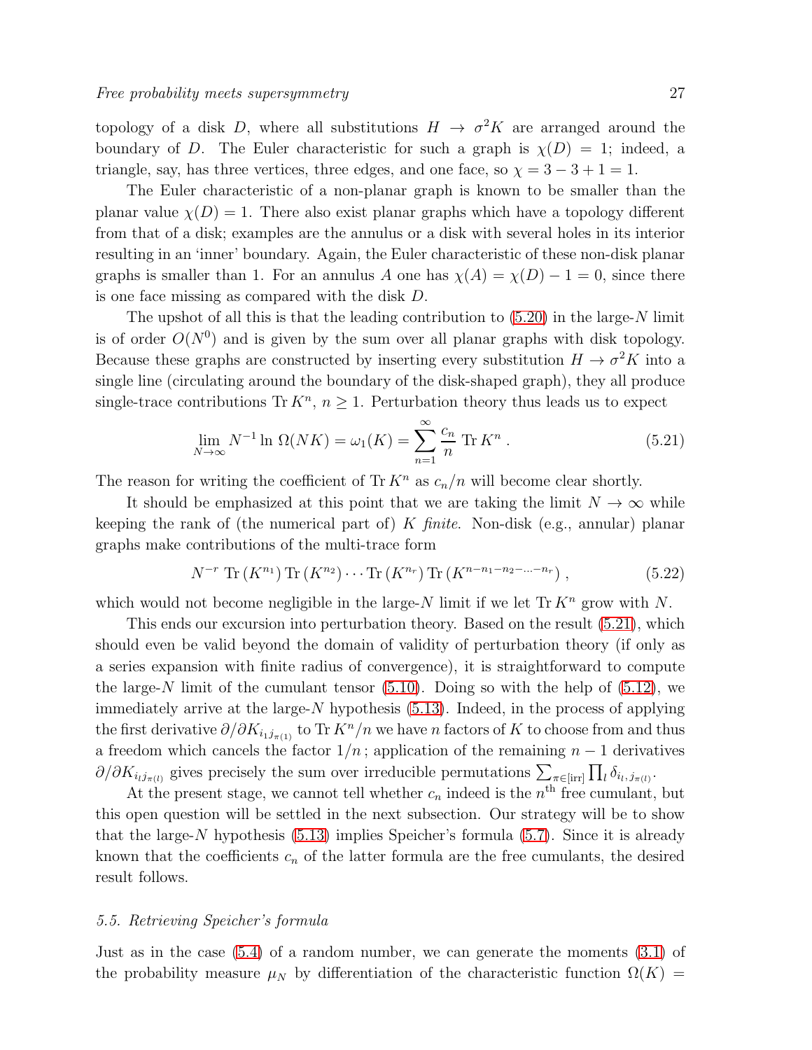topology of a disk $D$, where all substitutions $H \to \sigma^2 K$ are arranged around the boundary of $D$. The Euler characteristic for such a graph is $\chi(D) = 1$; indeed, a triangle, say, has three vertices, three edges, and one face, so $\chi = 3 - 3 + 1 = 1$.

The Euler characteristic of a non-planar graph is known to be smaller than the planar value $\chi(D) = 1$. There also exist planar graphs which have a topology different from that of a disk; examples are the annulus or a disk with several holes in its interior resulting in an 'inner' boundary. Again, the Euler characteristic of these non-disk planar graphs is smaller than 1. For an annulus $A$ one has $\chi(A) = \chi(D) - 1 = 0$, since there is one face missing as compared with the disk $D$.

The upshot of all this is that the leading contribution to (5.20) in the large-$N$ limit is of order $O(N^0)$ and is given by the sum over all planar graphs with disk topology. Because these graphs are constructed by inserting every substitution $H \to \sigma^2 K$ into a single line (circulating around the boundary of the disk-shaped graph), they all produce single-trace contributions $\mathrm{Tr}\, K^n$, $n \geq 1$. Perturbation theory thus leads us to expect

$$\lim_{N\to\infty} N^{-1} \ln\, \Omega(NK) = \omega_1(K) = \sum_{n=1}^{\infty} \frac{c_n}{n}\, \mathrm{Tr}\, K^n \,. \tag{5.21}$$

The reason for writing the coefficient of $\mathrm{Tr}\, K^n$ as $c_n/n$ will become clear shortly.

It should be emphasized at this point that we are taking the limit $N \to \infty$ while keeping the rank of (the numerical part of) $K$ *finite*. Non-disk (e.g., annular) planar graphs make contributions of the multi-trace form

$$N^{-r}\, \mathrm{Tr}\,(K^{n_1})\, \mathrm{Tr}\,(K^{n_2}) \cdots \mathrm{Tr}\,(K^{n_r})\, \mathrm{Tr}\,(K^{n-n_1-n_2-\ldots-n_r})\,, \tag{5.22}$$

which would not become negligible in the large-$N$ limit if we let $\mathrm{Tr}\, K^n$ grow with $N$.

This ends our excursion into perturbation theory. Based on the result (5.21), which should even be valid beyond the domain of validity of perturbation theory (if only as a series expansion with finite radius of convergence), it is straightforward to compute the large-$N$ limit of the cumulant tensor (5.10). Doing so with the help of (5.12), we immediately arrive at the large-$N$ hypothesis (5.13). Indeed, in the process of applying the first derivative $\partial/\partial K_{i_1 j_{\pi(1)}}$ to $\mathrm{Tr}\, K^n/n$ we have $n$ factors of $K$ to choose from and thus a freedom which cancels the factor $1/n$; application of the remaining $n-1$ derivatives $\partial/\partial K_{i_l j_{\pi(l)}}$ gives precisely the sum over irreducible permutations $\sum_{\pi \in [\mathrm{irr}]} \prod_l \delta_{i_l, j_{\pi(l)}}$.

At the present stage, we cannot tell whether $c_n$ indeed is the $n^{\mathrm{th}}$ free cumulant, but this open question will be settled in the next subsection. Our strategy will be to show that the large-$N$ hypothesis (5.13) implies Speicher's formula (5.7). Since it is already known that the coefficients $c_n$ of the latter formula are the free cumulants, the desired result follows.

### *5.5. Retrieving Speicher's formula*

Just as in the case (5.4) of a random number, we can generate the moments (3.1) of the probability measure $\mu_N$ by differentiation of the characteristic function $\Omega(K) =$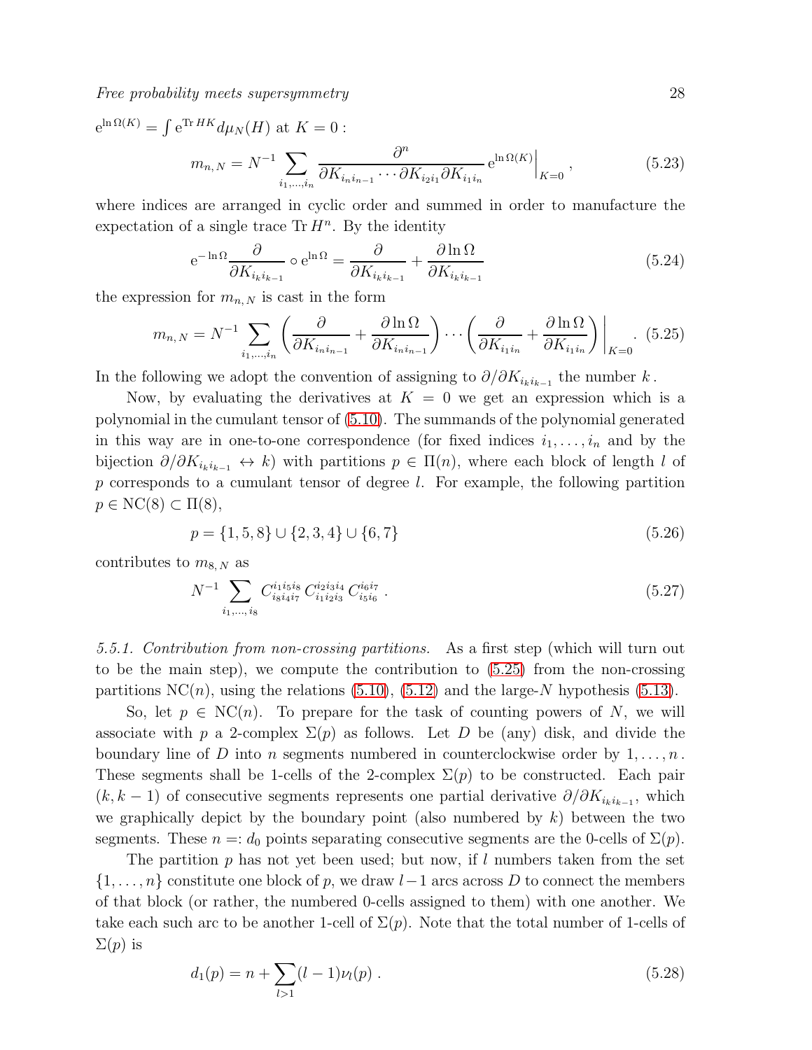$\mathrm{e}^{\ln \Omega(K)} = \int \mathrm{e}^{\mathrm{Tr}\, HK} d\mu_N(H)$ at $K = 0$ :

$$m_{n,N} = N^{-1} \sum_{i_1,\ldots,i_n} \frac{\partial^n}{\partial K_{i_n i_{n-1}} \cdots \partial K_{i_2 i_1} \partial K_{i_1 i_n}} \, \mathrm{e}^{\ln \Omega(K)} \Big|_{K=0} \,, \tag{5.23}$$

where indices are arranged in cyclic order and summed in order to manufacture the expectation of a single trace $\mathrm{Tr}\, H^n$. By the identity

$$\mathrm{e}^{-\ln \Omega} \frac{\partial}{\partial K_{i_k i_{k-1}}} \circ \mathrm{e}^{\ln \Omega} = \frac{\partial}{\partial K_{i_k i_{k-1}}} + \frac{\partial \ln \Omega}{\partial K_{i_k i_{k-1}}} \tag{5.24}$$

the expression for $m_{n,N}$ is cast in the form

$$m_{n,N} = N^{-1} \sum_{i_1,\ldots,i_n} \left( \frac{\partial}{\partial K_{i_n i_{n-1}}} + \frac{\partial \ln \Omega}{\partial K_{i_n i_{n-1}}} \right) \cdots \left( \frac{\partial}{\partial K_{i_1 i_n}} + \frac{\partial \ln \Omega}{\partial K_{i_1 i_n}} \right) \Bigg|_{K=0} . \tag{5.25}$$

In the following we adopt the convention of assigning to $\partial / \partial K_{i_k i_{k-1}}$ the number $k$.

Now, by evaluating the derivatives at $K = 0$ we get an expression which is a polynomial in the cumulant tensor of (5.10). The summands of the polynomial generated in this way are in one-to-one correspondence (for fixed indices $i_1, \ldots, i_n$ and by the bijection $\partial/\partial K_{i_k i_{k-1}} \leftrightarrow k$) with partitions $p \in \Pi(n)$, where each block of length $l$ of $p$ corresponds to a cumulant tensor of degree $l$. For example, the following partition $p \in \mathrm{NC}(8) \subset \Pi(8)$,

$$p = \{1, 5, 8\} \cup \{2, 3, 4\} \cup \{6, 7\} \tag{5.26}$$

contributes to $m_{8,N}$ as

$$N^{-1} \sum_{i_1,\ldots,i_8} C^{i_1 i_5 i_8}_{i_8 i_4 i_7} \, C^{i_2 i_3 i_4}_{i_1 i_2 i_3} \, C^{i_6 i_7}_{i_5 i_6} \,. \tag{5.27}$$

*5.5.1. Contribution from non-crossing partitions.* As a first step (which will turn out to be the main step), we compute the contribution to (5.25) from the non-crossing partitions $\mathrm{NC}(n)$, using the relations (5.10), (5.12) and the large-$N$ hypothesis (5.13).

So, let $p \in \mathrm{NC}(n)$. To prepare for the task of counting powers of $N$, we will associate with $p$ a 2-complex $\Sigma(p)$ as follows. Let $D$ be (any) disk, and divide the boundary line of $D$ into $n$ segments numbered in counterclockwise order by $1, \ldots, n$. These segments shall be 1-cells of the 2-complex $\Sigma(p)$ to be constructed. Each pair $(k, k-1)$ of consecutive segments represents one partial derivative $\partial/\partial K_{i_k i_{k-1}}$, which we graphically depict by the boundary point (also numbered by $k$) between the two segments. These $n =: d_0$ points separating consecutive segments are the 0-cells of $\Sigma(p)$.

The partition $p$ has not yet been used; but now, if $l$ numbers taken from the set $\{1, \ldots, n\}$ constitute one block of $p$, we draw $l-1$ arcs across $D$ to connect the members of that block (or rather, the numbered 0-cells assigned to them) with one another. We take each such arc to be another 1-cell of $\Sigma(p)$. Note that the total number of 1-cells of $\Sigma(p)$ is

$$d_1(p) = n + \sum_{l>1} (l-1) \nu_l(p) \,. \tag{5.28}$$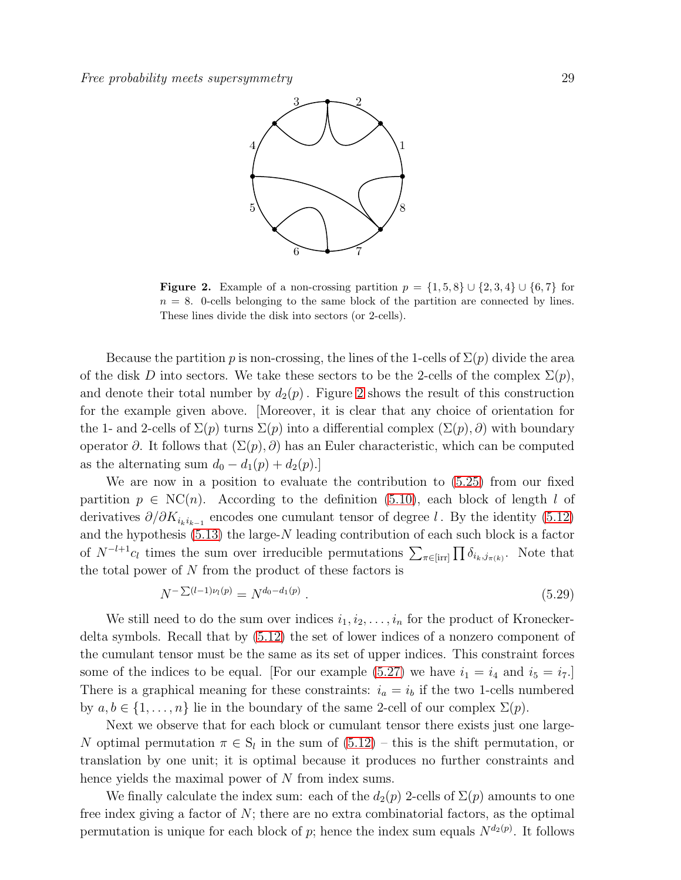**Figure 2.** Example of a non-crossing partition $p = \{1, 5, 8\} \cup \{2, 3, 4\} \cup \{6, 7\}$ for $n = 8$. 0-cells belonging to the same block of the partition are connected by lines. These lines divide the disk into sectors (or 2-cells).

Because the partition $p$ is non-crossing, the lines of the 1-cells of $\Sigma(p)$ divide the area of the disk $D$ into sectors. We take these sectors to be the 2-cells of the complex $\Sigma(p)$, and denote their total number by $d_2(p)$. Figure 2 shows the result of this construction for the example given above. [Moreover, it is clear that any choice of orientation for the 1- and 2-cells of $\Sigma(p)$ turns $\Sigma(p)$ into a differential complex $(\Sigma(p), \partial)$ with boundary operator $\partial$. It follows that $(\Sigma(p), \partial)$ has an Euler characteristic, which can be computed as the alternating sum $d_0 - d_1(p) + d_2(p)$.]

We are now in a position to evaluate the contribution to (5.25) from our fixed partition $p \in \mathrm{NC}(n)$. According to the definition (5.10), each block of length $l$ of derivatives $\partial / \partial K_{i_k i_{k-1}}$ encodes one cumulant tensor of degree $l$. By the identity (5.12) and the hypothesis (5.13) the large-$N$ leading contribution of each such block is a factor of $N^{-l+1} c_l$ times the sum over irreducible permutations $\sum_{\pi \in [\mathrm{irr}]} \prod \delta_{i_k, j_{\pi(k)}}$. Note that the total power of $N$ from the product of these factors is

$$N^{-\sum (l-1) \nu_l(p)} = N^{d_0 - d_1(p)} \,. \tag{5.29}$$

We still need to do the sum over indices $i_1, i_2, \ldots, i_n$ for the product of Kronecker-delta symbols. Recall that by (5.12) the set of lower indices of a nonzero component of the cumulant tensor must be the same as its set of upper indices. This constraint forces some of the indices to be equal. [For our example (5.27) we have $i_1 = i_4$ and $i_5 = i_7$.] There is a graphical meaning for these constraints: $i_a = i_b$ if the two 1-cells numbered by $a, b \in \{1, \ldots, n\}$ lie in the boundary of the same 2-cell of our complex $\Sigma(p)$.

Next we observe that for each block or cumulant tensor there exists just one large-$N$ optimal permutation $\pi \in \mathrm{S}_l$ in the sum of (5.12) – this is the shift permutation, or translation by one unit; it is optimal because it produces no further constraints and hence yields the maximal power of $N$ from index sums.

We finally calculate the index sum: each of the $d_2(p)$ 2-cells of $\Sigma(p)$ amounts to one free index giving a factor of $N$; there are no extra combinatorial factors, as the optimal permutation is unique for each block of $p$; hence the index sum equals $N^{d_2(p)}$. It follows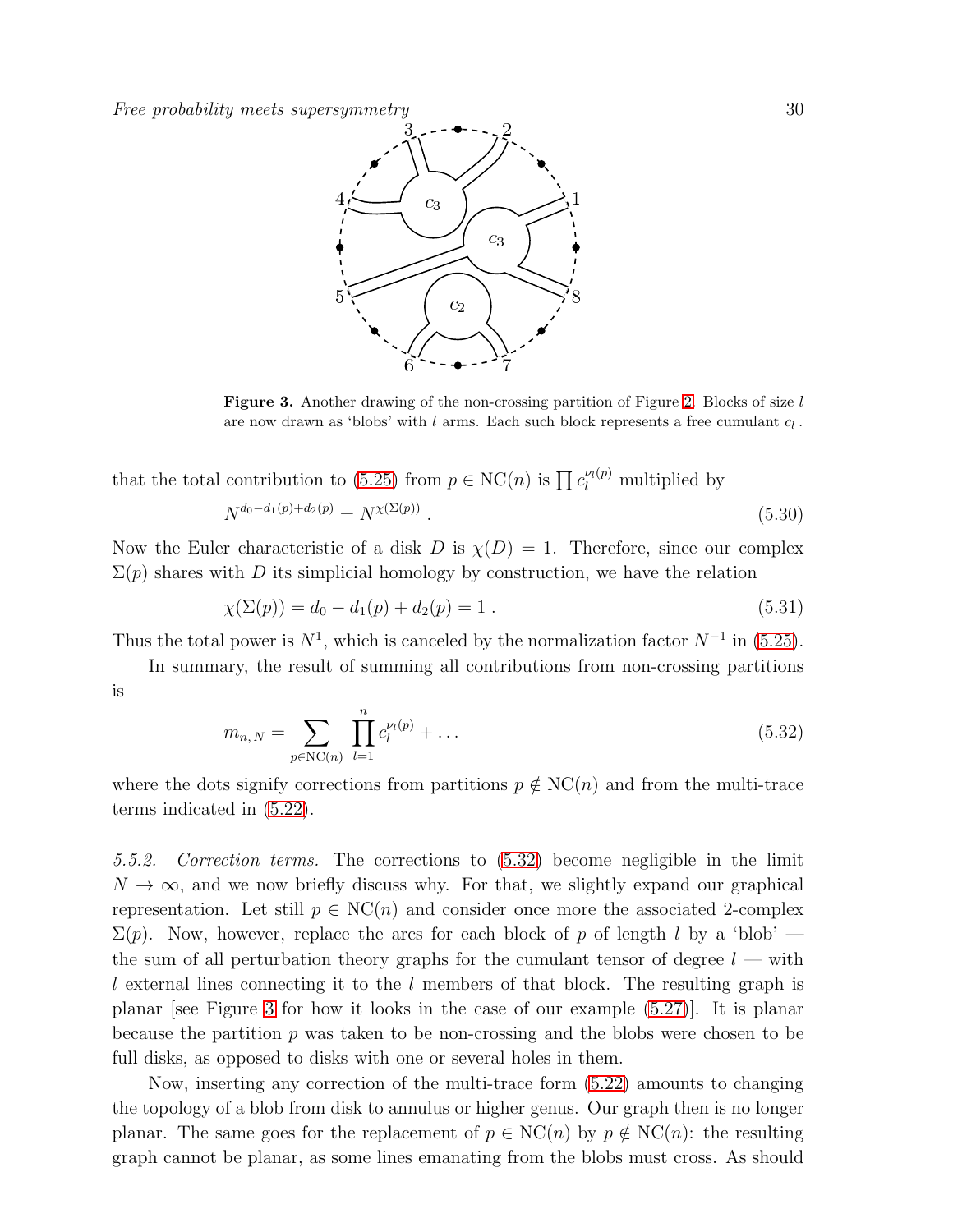**Figure 3.** Another drawing of the non-crossing partition of Figure 2. Blocks of size $l$ are now drawn as 'blobs' with $l$ arms. Each such block represents a free cumulant $c_l$.

that the total contribution to (5.25) from $p \in \mathrm{NC}(n)$ is $\prod c_l^{\nu_l(p)}$ multiplied by

$$N^{d_0 - d_1(p) + d_2(p)} = N^{\chi(\Sigma(p))} . \tag{5.30}$$

Now the Euler characteristic of a disk $D$ is $\chi(D) = 1$. Therefore, since our complex $\Sigma(p)$ shares with $D$ its simplicial homology by construction, we have the relation

$$\chi(\Sigma(p)) = d_0 - d_1(p) + d_2(p) = 1 . \tag{5.31}$$

Thus the total power is $N^1$, which is canceled by the normalization factor $N^{-1}$ in (5.25).

In summary, the result of summing all contributions from non-crossing partitions is

$$m_{n,N} = \sum_{p \in \mathrm{NC}(n)} \prod_{l=1}^{n} c_l^{\nu_l(p)} + \ldots \tag{5.32}$$

where the dots signify corrections from partitions $p \notin \mathrm{NC}(n)$ and from the multi-trace terms indicated in (5.22).

*5.5.2. Correction terms.* The corrections to (5.32) become negligible in the limit $N \to \infty$, and we now briefly discuss why. For that, we slightly expand our graphical representation. Let still $p \in \mathrm{NC}(n)$ and consider once more the associated 2-complex $\Sigma(p)$. Now, however, replace the arcs for each block of $p$ of length $l$ by a 'blob' — the sum of all perturbation theory graphs for the cumulant tensor of degree $l$ — with $l$ external lines connecting it to the $l$ members of that block. The resulting graph is planar [see Figure 3 for how it looks in the case of our example (5.27)]. It is planar because the partition $p$ was taken to be non-crossing and the blobs were chosen to be full disks, as opposed to disks with one or several holes in them.

Now, inserting any correction of the multi-trace form (5.22) amounts to changing the topology of a blob from disk to annulus or higher genus. Our graph then is no longer planar. The same goes for the replacement of $p \in \mathrm{NC}(n)$ by $p \notin \mathrm{NC}(n)$: the resulting graph cannot be planar, as some lines emanating from the blobs must cross. As should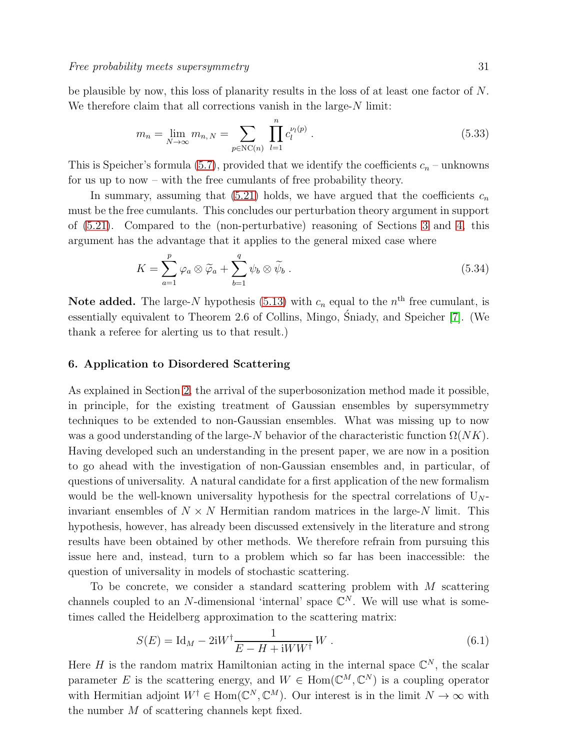be plausible by now, this loss of planarity results in the loss of at least one factor of $N$. We therefore claim that all corrections vanish in the large-$N$ limit:

$$m_n = \lim_{N\to\infty} m_{n,N} = \sum_{p\in \mathrm{NC}(n)} \prod_{l=1}^{n} c_l^{\nu_l(p)} \,. \tag{5.33}$$

This is Speicher's formula (5.7), provided that we identify the coefficients $c_n$ – unknowns for us up to now – with the free cumulants of free probability theory.

In summary, assuming that (5.21) holds, we have argued that the coefficients $c_n$ must be the free cumulants. This concludes our perturbation theory argument in support of (5.21). Compared to the (non-perturbative) reasoning of Sections 3 and 4, this argument has the advantage that it applies to the general mixed case where

$$K = \sum_{a=1}^{p} \varphi_a \otimes \widetilde{\varphi}_a + \sum_{b=1}^{q} \psi_b \otimes \widetilde{\psi}_b \,. \tag{5.34}$$

**Note added.** The large-$N$ hypothesis (5.13) with $c_n$ equal to the $n^{\text{th}}$ free cumulant, is essentially equivalent to Theorem 2.6 of Collins, Mingo, Śniady, and Speicher [7]. (We thank a referee for alerting us to that result.)

## 6. Application to Disordered Scattering

As explained in Section 2, the arrival of the superbosonization method made it possible, in principle, for the existing treatment of Gaussian ensembles by supersymmetry techniques to be extended to non-Gaussian ensembles. What was missing up to now was a good understanding of the large-$N$ behavior of the characteristic function $\Omega(NK)$. Having developed such an understanding in the present paper, we are now in a position to go ahead with the investigation of non-Gaussian ensembles and, in particular, of questions of universality. A natural candidate for a first application of the new formalism would be the well-known universality hypothesis for the spectral correlations of $\mathrm{U}_N$-invariant ensembles of $N \times N$ Hermitian random matrices in the large-$N$ limit. This hypothesis, however, has already been discussed extensively in the literature and strong results have been obtained by other methods. We therefore refrain from pursuing this issue here and, instead, turn to a problem which so far has been inaccessible: the question of universality in models of stochastic scattering.

To be concrete, we consider a standard scattering problem with $M$ scattering channels coupled to an $N$-dimensional 'internal' space $\mathbb{C}^N$. We will use what is sometimes called the Heidelberg approximation to the scattering matrix:

$$S(E) = \mathrm{Id}_M - 2\mathrm{i} W^\dagger \frac{1}{E - H + \mathrm{i} W W^\dagger} W \,. \tag{6.1}$$

Here $H$ is the random matrix Hamiltonian acting in the internal space $\mathbb{C}^N$, the scalar parameter $E$ is the scattering energy, and $W \in \mathrm{Hom}(\mathbb{C}^M, \mathbb{C}^N)$ is a coupling operator with Hermitian adjoint $W^\dagger \in \mathrm{Hom}(\mathbb{C}^N, \mathbb{C}^M)$. Our interest is in the limit $N \to \infty$ with the number $M$ of scattering channels kept fixed.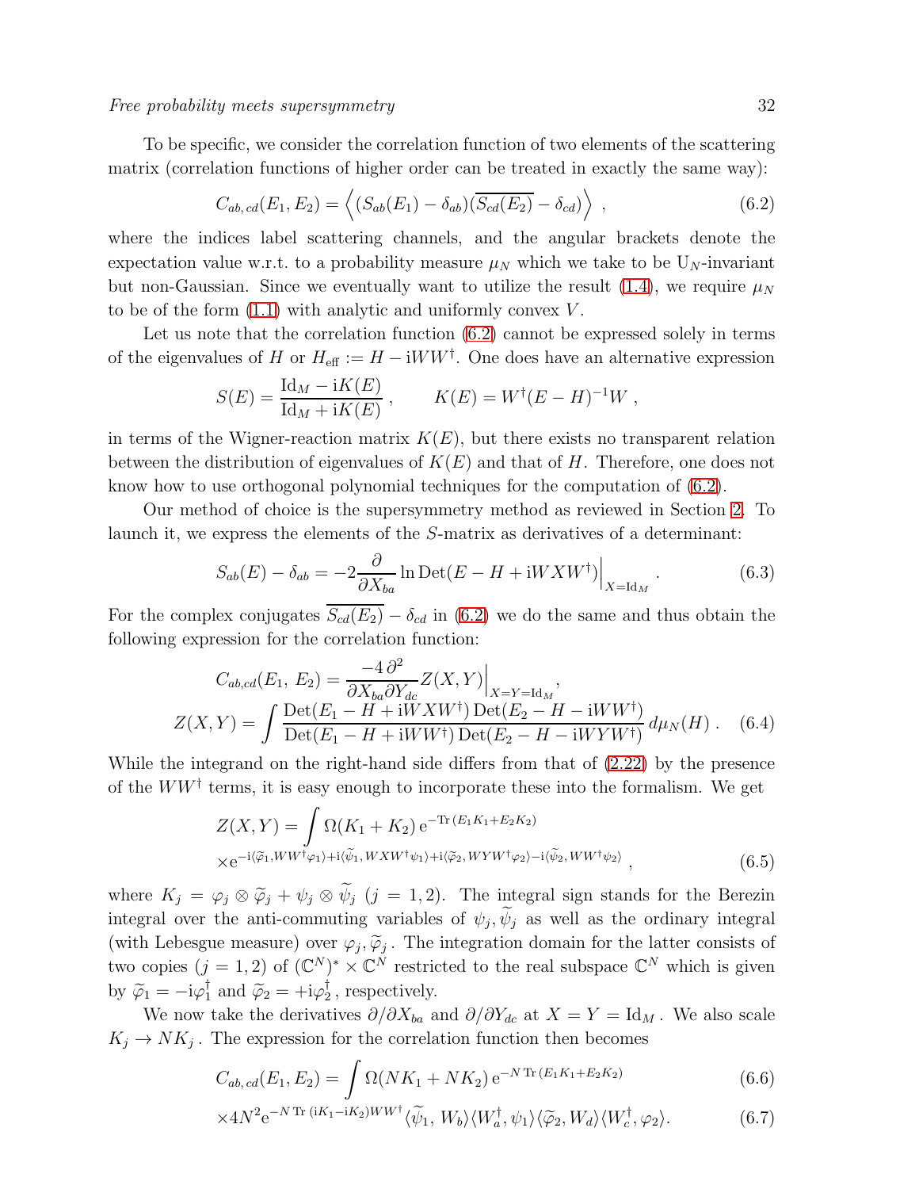To be specific, we consider the correlation function of two elements of the scattering matrix (correlation functions of higher order can be treated in exactly the same way):

$$C_{ab,\,cd}(E_1, E_2) = \Big\langle (S_{ab}(E_1) - \delta_{ab})(\overline{S_{cd}(E_2)} - \delta_{cd}) \Big\rangle \ , \tag{6.2}$$

where the indices label scattering channels, and the angular brackets denote the expectation value w.r.t. to a probability measure $\mu_N$ which we take to be $\mathrm{U}_N$-invariant but non-Gaussian. Since we eventually want to utilize the result (1.4), we require $\mu_N$ to be of the form (1.1) with analytic and uniformly convex $V$.

Let us note that the correlation function (6.2) cannot be expressed solely in terms of the eigenvalues of $H$ or $H_{\text{eff}} := H - \mathrm{i}WW^\dagger$. One does have an alternative expression

$$S(E) = \frac{\mathrm{Id}_M - \mathrm{i}K(E)}{\mathrm{Id}_M + \mathrm{i}K(E)} \ , \qquad K(E) = W^\dagger (E - H)^{-1} W \ ,$$

in terms of the Wigner-reaction matrix $K(E)$, but there exists no transparent relation between the distribution of eigenvalues of $K(E)$ and that of $H$. Therefore, one does not know how to use orthogonal polynomial techniques for the computation of (6.2).

Our method of choice is the supersymmetry method as reviewed in Section 2. To launch it, we express the elements of the $S$-matrix as derivatives of a determinant:

$$S_{ab}(E) - \delta_{ab} = -2 \frac{\partial}{\partial X_{ba}} \ln \mathrm{Det}(E - H + \mathrm{i}WXW^\dagger)\Big|_{X = \mathrm{Id}_M} . \tag{6.3}$$

For the complex conjugates $\overline{S_{cd}(E_2)} - \delta_{cd}$ in (6.2) we do the same and thus obtain the following expression for the correlation function:

$$\begin{aligned} C_{ab,cd}(E_1,\, E_2) &= \frac{-4\, \partial^2}{\partial X_{ba} \partial Y_{dc}} Z(X,Y)\Big|_{X=Y=\mathrm{Id}_M}, \\ Z(X,Y) &= \int \frac{\mathrm{Det}(E_1 - H + \mathrm{i}WXW^\dagger)\,\mathrm{Det}(E_2 - H - \mathrm{i}WW^\dagger)}{\mathrm{Det}(E_1 - H + \mathrm{i}WW^\dagger)\,\mathrm{Det}(E_2 - H - \mathrm{i}WYW^\dagger)}\, d\mu_N(H) \ . \end{aligned} \tag{6.4}$$

While the integrand on the right-hand side differs from that of (2.22) by the presence of the $WW^\dagger$ terms, it is easy enough to incorporate these into the formalism. We get

$$\begin{aligned} Z(X,Y) &= \int \Omega(K_1 + K_2)\, \mathrm{e}^{-\mathrm{Tr}\,(E_1 K_1 + E_2 K_2)} \\ &\times \mathrm{e}^{-\mathrm{i}\langle \widetilde{\varphi}_1, WW^\dagger \varphi_1\rangle + \mathrm{i}\langle \widetilde{\psi}_1, WXW^\dagger \psi_1\rangle + \mathrm{i}\langle \widetilde{\varphi}_2, WYW^\dagger \varphi_2\rangle - \mathrm{i}\langle \widetilde{\psi}_2, WW^\dagger \psi_2\rangle} \ , \end{aligned} \tag{6.5}$$

where $K_j = \varphi_j \otimes \widetilde{\varphi}_j + \psi_j \otimes \widetilde{\psi}_j$ ($j = 1, 2$). The integral sign stands for the Berezin integral over the anti-commuting variables of $\psi_j, \widetilde{\psi}_j$ as well as the ordinary integral (with Lebesgue measure) over $\varphi_j, \widetilde{\varphi}_j$. The integration domain for the latter consists of two copies ($j = 1, 2$) of $(\mathbb{C}^N)^* \times \mathbb{C}^N$ restricted to the real subspace $\mathbb{C}^N$ which is given by $\widetilde{\varphi}_1 = -\mathrm{i}\varphi_1^\dagger$ and $\widetilde{\varphi}_2 = +\mathrm{i}\varphi_2^\dagger$, respectively.

We now take the derivatives $\partial/\partial X_{ba}$ and $\partial/\partial Y_{dc}$ at $X = Y = \mathrm{Id}_M$. We also scale $K_j \to NK_j$. The expression for the correlation function then becomes

$$C_{ab,\,cd}(E_1, E_2) = \int \Omega(NK_1 + NK_2)\, \mathrm{e}^{-N\,\mathrm{Tr}\,(E_1 K_1 + E_2 K_2)} \tag{6.6}$$

$$\times 4N^2 \mathrm{e}^{-N\,\mathrm{Tr}\,(\mathrm{i}K_1 - \mathrm{i}K_2)WW^\dagger} \langle \widetilde{\psi}_1,\, W_b\rangle \langle W_a^\dagger, \psi_1\rangle \langle \widetilde{\varphi}_2, W_d\rangle \langle W_c^\dagger, \varphi_2\rangle. \tag{6.7}$$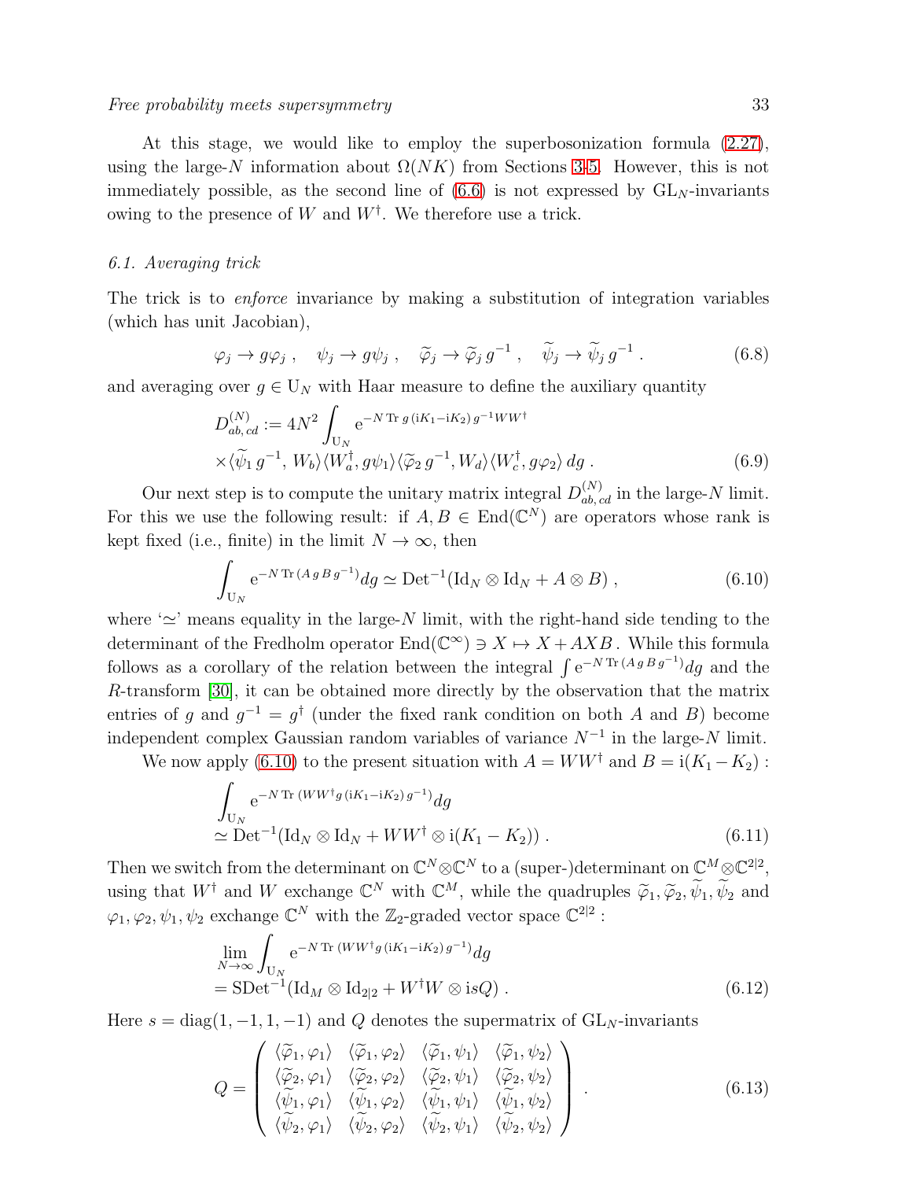At this stage, we would like to employ the superbosonization formula (2.27), using the large-$N$ information about $\Omega(NK)$ from Sections 3-5. However, this is not immediately possible, as the second line of (6.6) is not expressed by $\mathrm{GL}_N$-invariants owing to the presence of $W$ and $W^\dagger$. We therefore use a trick.

### 6.1. Averaging trick

The trick is to *enforce* invariance by making a substitution of integration variables (which has unit Jacobian),

$$\varphi_j \to g\varphi_j \;, \quad \psi_j \to g\psi_j \;, \quad \widetilde{\varphi}_j \to \widetilde{\varphi}_j \, g^{-1} \;, \quad \widetilde{\psi}_j \to \widetilde{\psi}_j \, g^{-1} \;. \tag{6.8}$$

and averaging over $g \in \mathrm{U}_N$ with Haar measure to define the auxiliary quantity

$$D^{(N)}_{ab,\,cd} := 4N^2 \int_{\mathrm{U}_N} \mathrm{e}^{-N\,\mathrm{Tr}\, g\,(\mathrm{i}K_1 - \mathrm{i}K_2)\, g^{-1} W W^\dagger} \times \langle \widetilde{\psi}_1 \, g^{-1},\, W_b\rangle \langle W_a^\dagger, g\psi_1\rangle \langle \widetilde{\varphi}_2 \, g^{-1}, W_d\rangle \langle W_c^\dagger, g\varphi_2\rangle \, dg \;. \tag{6.9}$$

Our next step is to compute the unitary matrix integral $D^{(N)}_{ab,\,cd}$ in the large-$N$ limit. For this we use the following result: if $A, B \in \mathrm{End}(\mathbb{C}^N)$ are operators whose rank is kept fixed (i.e., finite) in the limit $N \to \infty$, then

$$\int_{\mathrm{U}_N} \mathrm{e}^{-N\,\mathrm{Tr}\,(A\, g\, B\, g^{-1})} dg \simeq \mathrm{Det}^{-1}(\mathrm{Id}_N \otimes \mathrm{Id}_N + A \otimes B) \;, \tag{6.10}$$

where '$\simeq$' means equality in the large-$N$ limit, with the right-hand side tending to the determinant of the Fredholm operator $\mathrm{End}(\mathbb{C}^\infty) \ni X \mapsto X + AXB$ . While this formula follows as a corollary of the relation between the integral $\int \mathrm{e}^{-N\,\mathrm{Tr}\,(A\,g\,B\,g^{-1})} dg$ and the $R$-transform [30], it can be obtained more directly by the observation that the matrix entries of $g$ and $g^{-1} = g^\dagger$ (under the fixed rank condition on both $A$ and $B$) become independent complex Gaussian random variables of variance $N^{-1}$ in the large-$N$ limit.

We now apply (6.10) to the present situation with $A = WW^\dagger$ and $B = \mathrm{i}(K_1 - K_2)$ :

$$\int_{\mathrm{U}_N} \mathrm{e}^{-N\,\mathrm{Tr}\,(WW^\dagger g\,(\mathrm{i}K_1 - \mathrm{i}K_2)\, g^{-1})} dg \simeq \mathrm{Det}^{-1}(\mathrm{Id}_N \otimes \mathrm{Id}_N + WW^\dagger \otimes \mathrm{i}(K_1 - K_2)) \;. \tag{6.11}$$

Then we switch from the determinant on $\mathbb{C}^N \otimes \mathbb{C}^N$ to a (super-)determinant on $\mathbb{C}^M \otimes \mathbb{C}^{2|2}$, using that $W^\dagger$ and $W$ exchange $\mathbb{C}^N$ with $\mathbb{C}^M$, while the quadruples $\widetilde{\varphi}_1, \widetilde{\varphi}_2, \widetilde{\psi}_1, \widetilde{\psi}_2$ and $\varphi_1, \varphi_2, \psi_1, \psi_2$ exchange $\mathbb{C}^N$ with the $\mathbb{Z}_2$-graded vector space $\mathbb{C}^{2|2}$ :

$$\lim_{N\to\infty} \int_{\mathrm{U}_N} \mathrm{e}^{-N\,\mathrm{Tr}\,(WW^\dagger g\,(\mathrm{i}K_1 - \mathrm{i}K_2)\, g^{-1})} dg = \mathrm{SDet}^{-1}(\mathrm{Id}_M \otimes \mathrm{Id}_{2|2} + W^\dagger W \otimes \mathrm{i}sQ) \;. \tag{6.12}$$

Here $s = \mathrm{diag}(1, -1, 1, -1)$ and $Q$ denotes the supermatrix of $\mathrm{GL}_N$-invariants

$$Q = \begin{pmatrix} \langle \widetilde{\varphi}_1, \varphi_1\rangle & \langle \widetilde{\varphi}_1, \varphi_2\rangle & \langle \widetilde{\varphi}_1, \psi_1\rangle & \langle \widetilde{\varphi}_1, \psi_2\rangle \\ \langle \widetilde{\varphi}_2, \varphi_1\rangle & \langle \widetilde{\varphi}_2, \varphi_2\rangle & \langle \widetilde{\varphi}_2, \psi_1\rangle & \langle \widetilde{\varphi}_2, \psi_2\rangle \\ \langle \widetilde{\psi}_1, \varphi_1\rangle & \langle \widetilde{\psi}_1, \varphi_2\rangle & \langle \widetilde{\psi}_1, \psi_1\rangle & \langle \widetilde{\psi}_1, \psi_2\rangle \\ \langle \widetilde{\psi}_2, \varphi_1\rangle & \langle \widetilde{\psi}_2, \varphi_2\rangle & \langle \widetilde{\psi}_2, \psi_1\rangle & \langle \widetilde{\psi}_2, \psi_2\rangle \end{pmatrix} \;. \tag{6.13}$$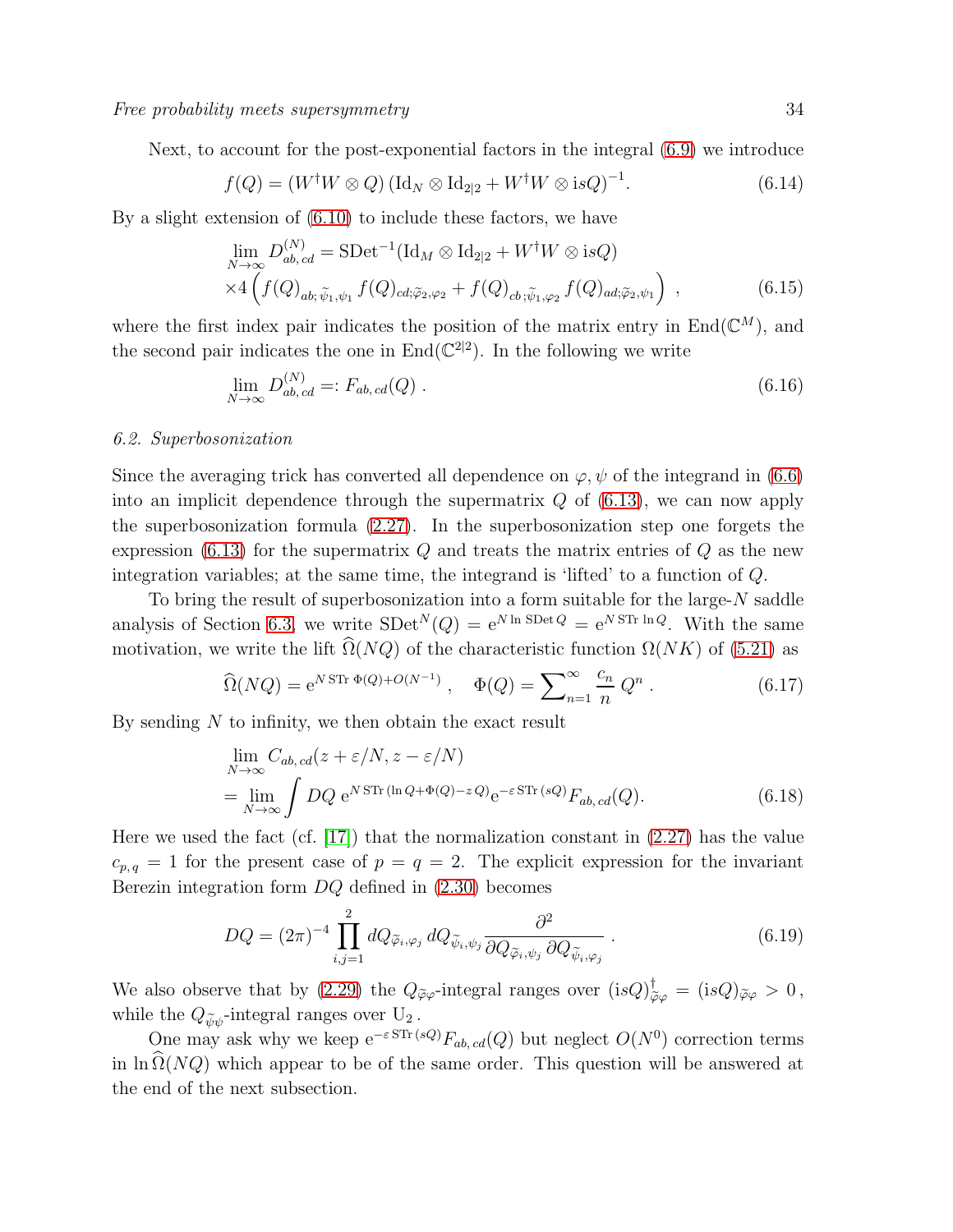Next, to account for the post-exponential factors in the integral (6.9) we introduce

$$f(Q) = (W^\dagger W \otimes Q)\,(\mathrm{Id}_N \otimes \mathrm{Id}_{2|2} + W^\dagger W \otimes \mathrm{i}sQ)^{-1}. \tag{6.14}$$

By a slight extension of (6.10) to include these factors, we have

$$\begin{aligned}
&\lim_{N\to\infty} D^{(N)}_{ab,\,cd} = \mathrm{SDet}^{-1}(\mathrm{Id}_M \otimes \mathrm{Id}_{2|2} + W^\dagger W \otimes \mathrm{i}sQ) \\
&\times 4 \left( f(Q)_{ab;\,\widetilde{\psi}_1,\psi_1}\, f(Q)_{cd;\widetilde{\varphi}_2,\varphi_2} + f(Q)_{cb\,;\widetilde{\psi}_1,\varphi_2}\, f(Q)_{ad;\widetilde{\varphi}_2,\psi_1} \right) ,
\end{aligned} \tag{6.15}$$

where the first index pair indicates the position of the matrix entry in $\mathrm{End}(\mathbb{C}^M)$, and the second pair indicates the one in $\mathrm{End}(\mathbb{C}^{2|2})$. In the following we write

$$\lim_{N\to\infty} D^{(N)}_{ab,\,cd} =: F_{ab,\,cd}(Q) \,. \tag{6.16}$$

### 6.2. Superbosonization

Since the averaging trick has converted all dependence on $\varphi, \psi$ of the integrand in (6.6) into an implicit dependence through the supermatrix $Q$ of (6.13), we can now apply the superbosonization formula (2.27). In the superbosonization step one forgets the expression (6.13) for the supermatrix $Q$ and treats the matrix entries of $Q$ as the new integration variables; at the same time, the integrand is 'lifted' to a function of $Q$.

To bring the result of superbosonization into a form suitable for the large-$N$ saddle analysis of Section 6.3, we write $\mathrm{SDet}^N(Q) = \mathrm{e}^{N \ln \mathrm{SDet}\, Q} = \mathrm{e}^{N\,\mathrm{STr}\,\ln Q}$. With the same motivation, we write the lift $\widehat{\Omega}(NQ)$ of the characteristic function $\Omega(NK)$ of (5.21) as

$$\widehat{\Omega}(NQ) = \mathrm{e}^{N\,\mathrm{STr}\;\Phi(Q) + O(N^{-1})} \,, \quad \Phi(Q) = \sum\nolimits_{n=1}^{\infty} \frac{c_n}{n}\, Q^n \,. \tag{6.17}$$

By sending $N$ to infinity, we then obtain the exact result

$$\begin{aligned}
&\lim_{N\to\infty} C_{ab,\,cd}(z+\varepsilon/N, z-\varepsilon/N) \\
&= \lim_{N\to\infty} \int DQ\; \mathrm{e}^{N\,\mathrm{STr}\,(\ln Q + \Phi(Q) - z\,Q)} \mathrm{e}^{-\varepsilon\,\mathrm{STr}\,(sQ)} F_{ab,\,cd}(Q).
\end{aligned} \tag{6.18}$$

Here we used the fact (cf. [17]) that the normalization constant in (2.27) has the value $c_{p,q} = 1$ for the present case of $p = q = 2$. The explicit expression for the invariant Berezin integration form $DQ$ defined in (2.30) becomes

$$DQ = (2\pi)^{-4} \prod_{i,j=1}^{2} dQ_{\widetilde{\varphi}_i,\varphi_j}\, dQ_{\widetilde{\psi}_i,\psi_j} \frac{\partial^2}{\partial Q_{\widetilde{\varphi}_i,\psi_j}\, \partial Q_{\widetilde{\psi}_i,\varphi_j}} \,. \tag{6.19}$$

We also observe that by (2.29) the $Q_{\widetilde{\varphi}\varphi}$-integral ranges over $(\mathrm{i}sQ)^\dagger_{\widetilde{\varphi}\varphi} = (\mathrm{i}sQ)_{\widetilde{\varphi}\varphi} > 0\,$, while the $Q_{\widetilde{\psi}\psi}$-integral ranges over $\mathrm{U}_2\,$.

One may ask why we keep $\mathrm{e}^{-\varepsilon\,\mathrm{STr}\,(sQ)} F_{ab,\,cd}(Q)$ but neglect $O(N^0)$ correction terms in $\ln \widehat{\Omega}(NQ)$ which appear to be of the same order. This question will be answered at the end of the next subsection.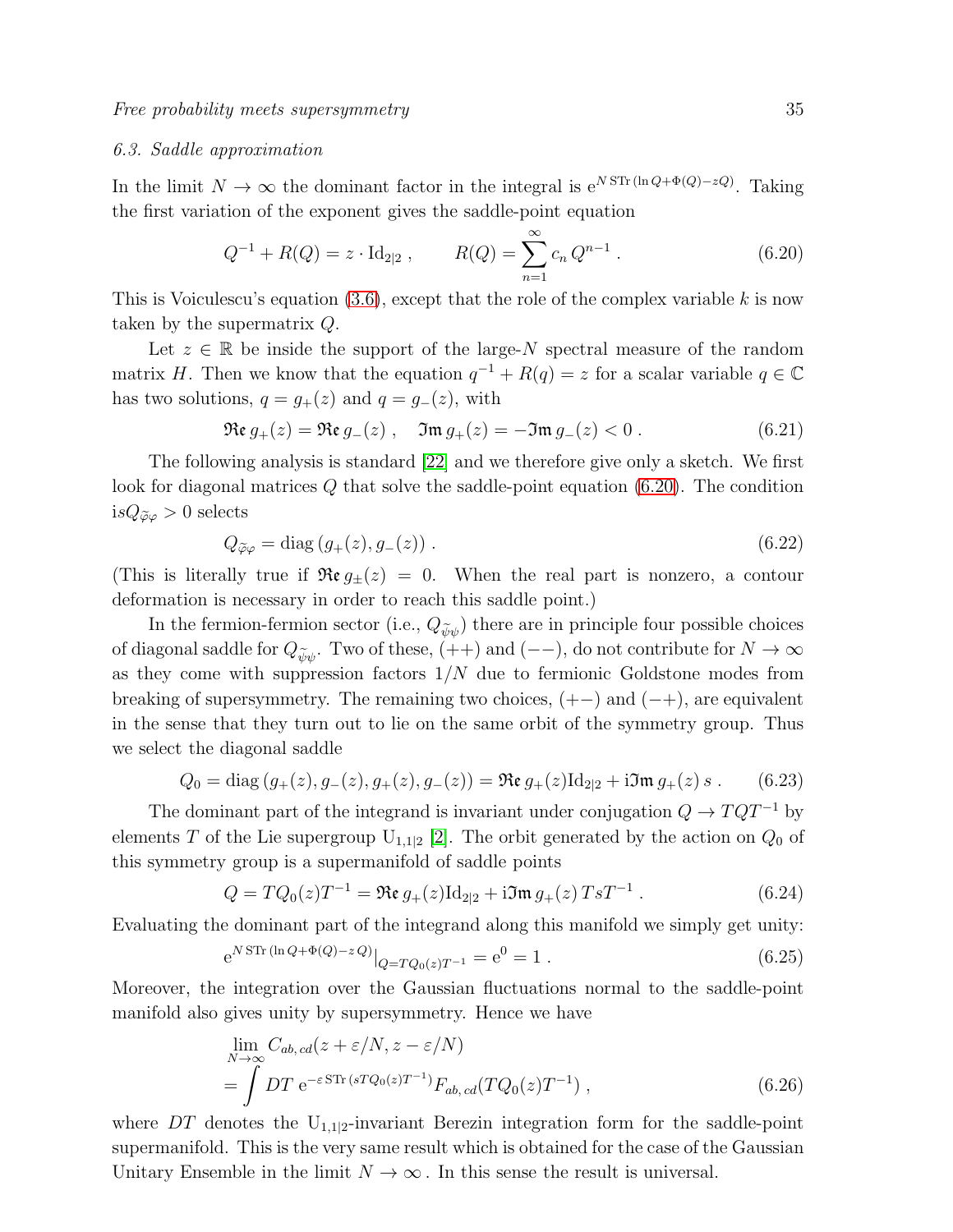### 6.3. Saddle approximation

In the limit $N \to \infty$ the dominant factor in the integral is $\mathrm{e}^{N\,\mathrm{STr}\,(\ln Q + \Phi(Q) - zQ)}$. Taking the first variation of the exponent gives the saddle-point equation

$$Q^{-1} + R(Q) = z \cdot \mathrm{Id}_{2|2} \,, \qquad R(Q) = \sum_{n=1}^{\infty} c_n \, Q^{n-1} \,. \tag{6.20}$$

This is Voiculescu's equation (3.6), except that the role of the complex variable $k$ is now taken by the supermatrix $Q$.

Let $z \in \mathbb{R}$ be inside the support of the large-$N$ spectral measure of the random matrix $H$. Then we know that the equation $q^{-1} + R(q) = z$ for a scalar variable $q \in \mathbb{C}$ has two solutions, $q = g_+(z)$ and $q = g_-(z)$, with

$$\mathfrak{Re}\, g_+(z) = \mathfrak{Re}\, g_-(z) \,, \quad \mathfrak{Im}\, g_+(z) = -\mathfrak{Im}\, g_-(z) < 0 \,. \tag{6.21}$$

The following analysis is standard [22] and we therefore give only a sketch. We first look for diagonal matrices $Q$ that solve the saddle-point equation (6.20). The condition $\mathrm{i}sQ_{\widetilde{\varphi}\varphi} > 0$ selects

$$Q_{\widetilde{\varphi}\varphi} = \mathrm{diag}\left(g_+(z), g_-(z)\right) . \tag{6.22}$$

(This is literally true if $\mathfrak{Re}\, g_\pm(z) = 0$. When the real part is nonzero, a contour deformation is necessary in order to reach this saddle point.)

In the fermion-fermion sector (i.e., $Q_{\widetilde{\psi}\psi}$) there are in principle four possible choices of diagonal saddle for $Q_{\widetilde{\psi}\psi}$. Two of these, $(++)$ and $(--)$, do not contribute for $N \to \infty$ as they come with suppression factors $1/N$ due to fermionic Goldstone modes from breaking of supersymmetry. The remaining two choices, $(+-)$ and $(-+)$, are equivalent in the sense that they turn out to lie on the same orbit of the symmetry group. Thus we select the diagonal saddle

$$Q_0 = \mathrm{diag}\left(g_+(z), g_-(z), g_+(z), g_-(z)\right) = \mathfrak{Re}\, g_+(z) \mathrm{Id}_{2|2} + \mathrm{i}\mathfrak{Im}\, g_+(z)\, s \,. \tag{6.23}$$

The dominant part of the integrand is invariant under conjugation $Q \to TQT^{-1}$ by elements $T$ of the Lie supergroup $\mathrm{U}_{1,1|2}$ [2]. The orbit generated by the action on $Q_0$ of this symmetry group is a supermanifold of saddle points

$$Q = TQ_0(z)T^{-1} = \mathfrak{Re}\, g_+(z) \mathrm{Id}_{2|2} + \mathrm{i}\mathfrak{Im}\, g_+(z)\, TsT^{-1} \,. \tag{6.24}$$

Evaluating the dominant part of the integrand along this manifold we simply get unity:

$$\mathrm{e}^{N\,\mathrm{STr}\,(\ln Q + \Phi(Q) - z\,Q)}|_{Q = TQ_0(z)T^{-1}} = \mathrm{e}^0 = 1 \,. \tag{6.25}$$

Moreover, the integration over the Gaussian fluctuations normal to the saddle-point manifold also gives unity by supersymmetry. Hence we have

$$\begin{aligned} &\lim_{N\to\infty} C_{ab,\,cd}(z + \varepsilon/N, z - \varepsilon/N) \\ &= \int DT\; \mathrm{e}^{-\varepsilon\,\mathrm{STr}\,(sTQ_0(z)T^{-1})} F_{ab,\,cd}(TQ_0(z)T^{-1}) \,, \end{aligned} \tag{6.26}$$

where $DT$ denotes the $\mathrm{U}_{1,1|2}$-invariant Berezin integration form for the saddle-point supermanifold. This is the very same result which is obtained for the case of the Gaussian Unitary Ensemble in the limit $N \to \infty$. In this sense the result is universal.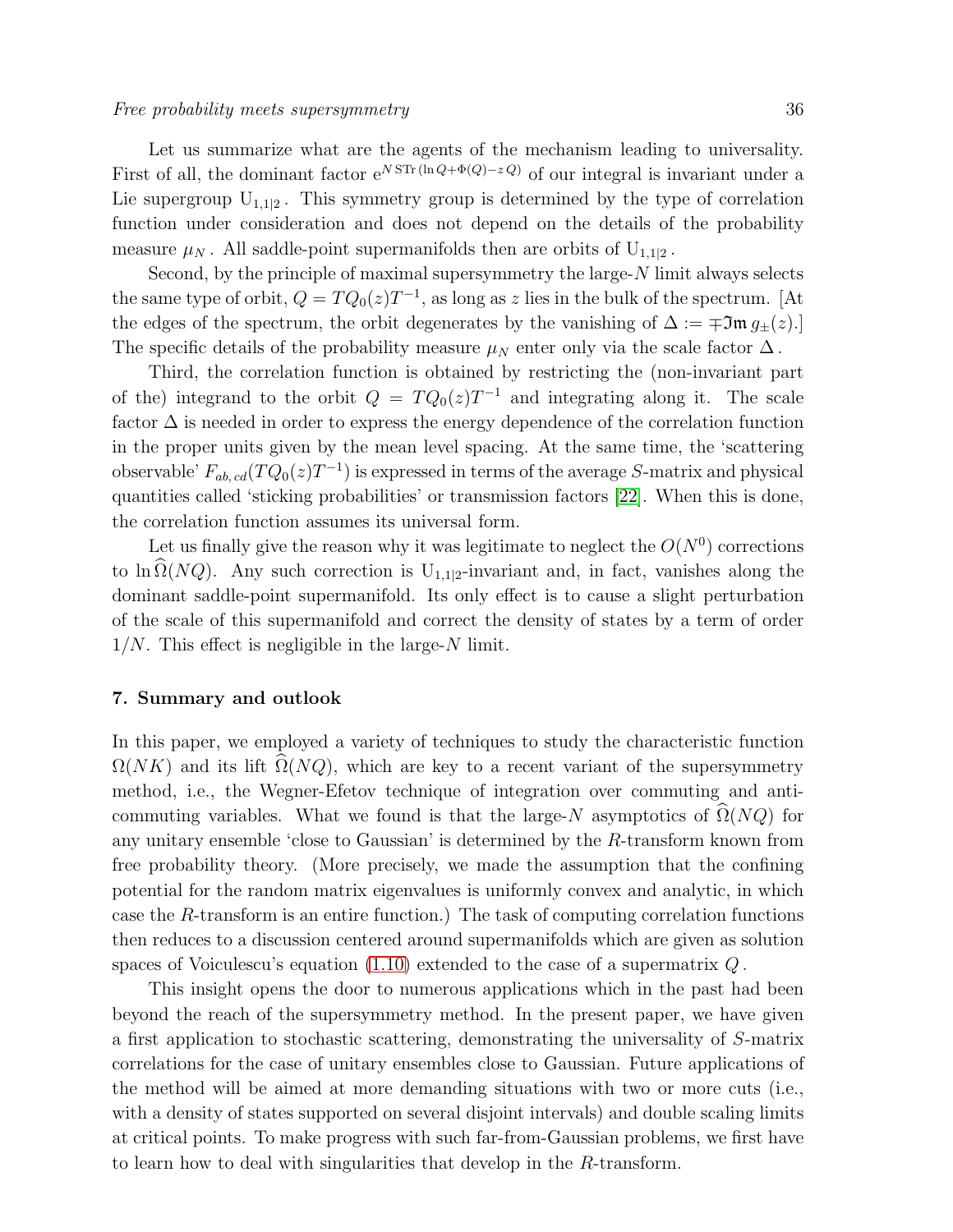Let us summarize what are the agents of the mechanism leading to universality. First of all, the dominant factor $\mathrm{e}^{N\,\mathrm{STr}\,(\ln Q+\Phi(Q)-z\,Q)}$ of our integral is invariant under a Lie supergroup $\mathrm{U}_{1,1|2}$. This symmetry group is determined by the type of correlation function under consideration and does not depend on the details of the probability measure $\mu_N$. All saddle-point supermanifolds then are orbits of $\mathrm{U}_{1,1|2}$.

Second, by the principle of maximal supersymmetry the large-$N$ limit always selects the same type of orbit, $Q = TQ_0(z)T^{-1}$, as long as $z$ lies in the bulk of the spectrum. [At the edges of the spectrum, the orbit degenerates by the vanishing of $\Delta := \mp\mathfrak{Im}\, g_\pm(z)$.] The specific details of the probability measure $\mu_N$ enter only via the scale factor $\Delta$.

Third, the correlation function is obtained by restricting the (non-invariant part of the) integrand to the orbit $Q = TQ_0(z)T^{-1}$ and integrating along it. The scale factor $\Delta$ is needed in order to express the energy dependence of the correlation function in the proper units given by the mean level spacing. At the same time, the 'scattering observable' $F_{ab,\,cd}(TQ_0(z)T^{-1})$ is expressed in terms of the average $S$-matrix and physical quantities called 'sticking probabilities' or transmission factors [22]. When this is done, the correlation function assumes its universal form.

Let us finally give the reason why it was legitimate to neglect the $O(N^0)$ corrections to $\ln\widehat{\Omega}(NQ)$. Any such correction is $\mathrm{U}_{1,1|2}$-invariant and, in fact, vanishes along the dominant saddle-point supermanifold. Its only effect is to cause a slight perturbation of the scale of this supermanifold and correct the density of states by a term of order $1/N$. This effect is negligible in the large-$N$ limit.

## 7. Summary and outlook

In this paper, we employed a variety of techniques to study the characteristic function $\Omega(NK)$ and its lift $\widehat{\Omega}(NQ)$, which are key to a recent variant of the supersymmetry method, i.e., the Wegner-Efetov technique of integration over commuting and anti-commuting variables. What we found is that the large-$N$ asymptotics of $\widehat{\Omega}(NQ)$ for any unitary ensemble 'close to Gaussian' is determined by the $R$-transform known from free probability theory. (More precisely, we made the assumption that the confining potential for the random matrix eigenvalues is uniformly convex and analytic, in which case the $R$-transform is an entire function.) The task of computing correlation functions then reduces to a discussion centered around supermanifolds which are given as solution spaces of Voiculescu's equation (1.10) extended to the case of a supermatrix $Q$.

This insight opens the door to numerous applications which in the past had been beyond the reach of the supersymmetry method. In the present paper, we have given a first application to stochastic scattering, demonstrating the universality of $S$-matrix correlations for the case of unitary ensembles close to Gaussian. Future applications of the method will be aimed at more demanding situations with two or more cuts (i.e., with a density of states supported on several disjoint intervals) and double scaling limits at critical points. To make progress with such far-from-Gaussian problems, we first have to learn how to deal with singularities that develop in the $R$-transform.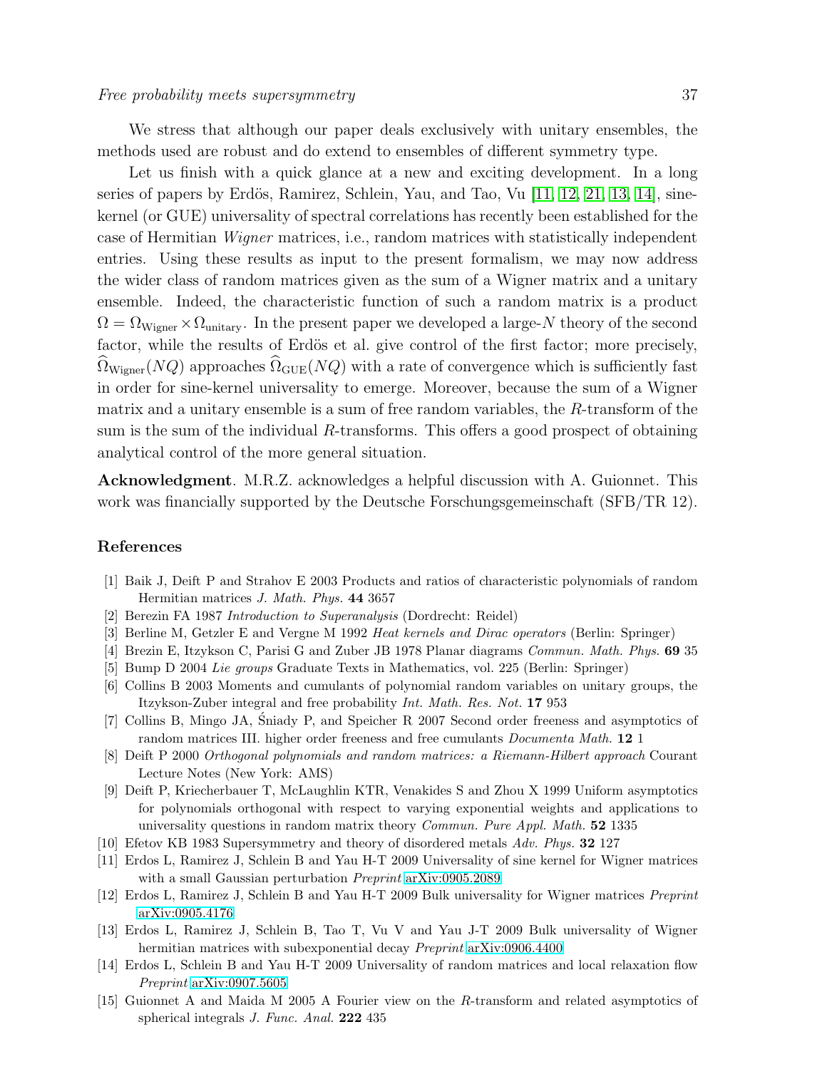We stress that although our paper deals exclusively with unitary ensembles, the methods used are robust and do extend to ensembles of different symmetry type.

Let us finish with a quick glance at a new and exciting development. In a long series of papers by Erdös, Ramirez, Schlein, Yau, and Tao, Vu [11, 12, 21, 13, 14], sine-kernel (or GUE) universality of spectral correlations has recently been established for the case of Hermitian *Wigner* matrices, i.e., random matrices with statistically independent entries. Using these results as input to the present formalism, we may now address the wider class of random matrices given as the sum of a Wigner matrix and a unitary ensemble. Indeed, the characteristic function of such a random matrix is a product $\Omega = \Omega_{\text{Wigner}} \times \Omega_{\text{unitary}}$. In the present paper we developed a large-$N$ theory of the second factor, while the results of Erdös et al. give control of the first factor; more precisely, $\widehat{\Omega}_{\text{Wigner}}(NQ)$ approaches $\widehat{\Omega}_{\text{GUE}}(NQ)$ with a rate of convergence which is sufficiently fast in order for sine-kernel universality to emerge. Moreover, because the sum of a Wigner matrix and a unitary ensemble is a sum of free random variables, the $R$-transform of the sum is the sum of the individual $R$-transforms. This offers a good prospect of obtaining analytical control of the more general situation.

**Acknowledgment**. M.R.Z. acknowledges a helpful discussion with A. Guionnet. This work was financially supported by the Deutsche Forschungsgemeinschaft (SFB/TR 12).

## References

[1] Baik J, Deift P and Strahov E 2003 Products and ratios of characteristic polynomials of random Hermitian matrices *J. Math. Phys.* **44** 3657

[2] Berezin FA 1987 *Introduction to Superanalysis* (Dordrecht: Reidel)

[3] Berline M, Getzler E and Vergne M 1992 *Heat kernels and Dirac operators* (Berlin: Springer)

[4] Brezin E, Itzykson C, Parisi G and Zuber JB 1978 Planar diagrams *Commun. Math. Phys.* **69** 35

[5] Bump D 2004 *Lie groups* Graduate Texts in Mathematics, vol. 225 (Berlin: Springer)

[6] Collins B 2003 Moments and cumulants of polynomial random variables on unitary groups, the Itzykson-Zuber integral and free probability *Int. Math. Res. Not.* **17** 953

[7] Collins B, Mingo JA, Śniady P, and Speicher R 2007 Second order freeness and asymptotics of random matrices III. higher order freeness and free cumulants *Documenta Math.* **12** 1

[8] Deift P 2000 *Orthogonal polynomials and random matrices: a Riemann-Hilbert approach* Courant Lecture Notes (New York: AMS)

[9] Deift P, Kriecherbauer T, McLaughlin KTR, Venakides S and Zhou X 1999 Uniform asymptotics for polynomials orthogonal with respect to varying exponential weights and applications to universality questions in random matrix theory *Commun. Pure Appl. Math.* **52** 1335

[10] Efetov KB 1983 Supersymmetry and theory of disordered metals *Adv. Phys.* **32** 127

[11] Erdos L, Ramirez J, Schlein B and Yau H-T 2009 Universality of sine kernel for Wigner matrices with a small Gaussian perturbation *Preprint* arXiv:0905.2089

[12] Erdos L, Ramirez J, Schlein B and Yau H-T 2009 Bulk universality for Wigner matrices *Preprint* arXiv:0905.4176

[13] Erdos L, Ramirez J, Schlein B, Tao T, Vu V and Yau J-T 2009 Bulk universality of Wigner hermitian matrices with subexponential decay *Preprint* arXiv:0906.4400

[14] Erdos L, Schlein B and Yau H-T 2009 Universality of random matrices and local relaxation flow *Preprint* arXiv:0907.5605

[15] Guionnet A and Maida M 2005 A Fourier view on the $R$-transform and related asymptotics of spherical integrals *J. Func. Anal.* **222** 435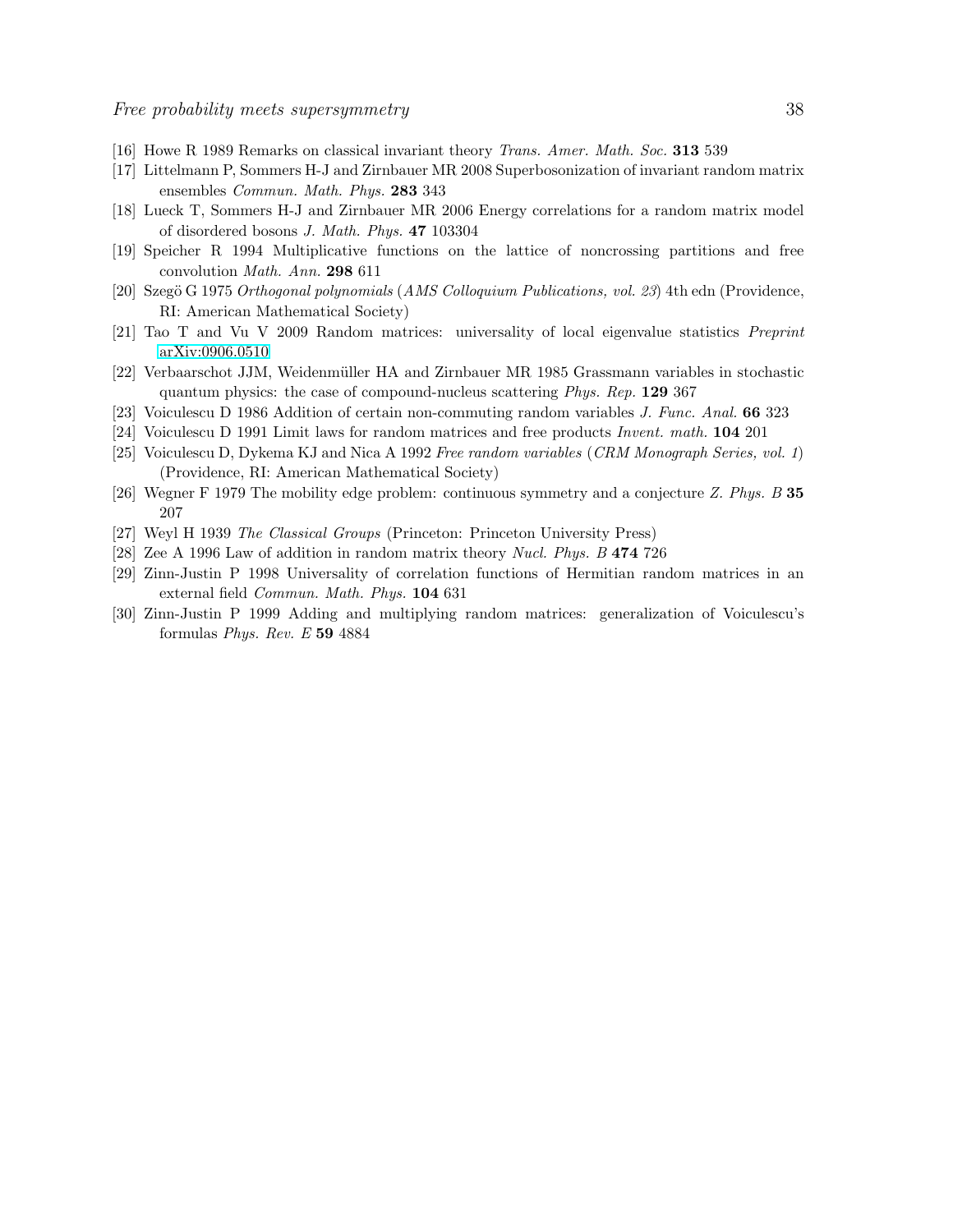[16] Howe R 1989 Remarks on classical invariant theory *Trans. Amer. Math. Soc.* **313** 539

[17] Littelmann P, Sommers H-J and Zirnbauer MR 2008 Superbosonization of invariant random matrix ensembles *Commun. Math. Phys.* **283** 343

[18] Lueck T, Sommers H-J and Zirnbauer MR 2006 Energy correlations for a random matrix model of disordered bosons *J. Math. Phys.* **47** 103304

[19] Speicher R 1994 Multiplicative functions on the lattice of noncrossing partitions and free convolution *Math. Ann.* **298** 611

[20] Szegö G 1975 *Orthogonal polynomials* (*AMS Colloquium Publications, vol. 23*) 4th edn (Providence, RI: American Mathematical Society)

[21] Tao T and Vu V 2009 Random matrices: universality of local eigenvalue statistics *Preprint* arXiv:0906.0510

[22] Verbaarschot JJM, Weidenmüller HA and Zirnbauer MR 1985 Grassmann variables in stochastic quantum physics: the case of compound-nucleus scattering *Phys. Rep.* **129** 367

[23] Voiculescu D 1986 Addition of certain non-commuting random variables *J. Func. Anal.* **66** 323

[24] Voiculescu D 1991 Limit laws for random matrices and free products *Invent. math.* **104** 201

[25] Voiculescu D, Dykema KJ and Nica A 1992 *Free random variables* (*CRM Monograph Series, vol. 1*) (Providence, RI: American Mathematical Society)

[26] Wegner F 1979 The mobility edge problem: continuous symmetry and a conjecture *Z. Phys. B* **35** 207

[27] Weyl H 1939 *The Classical Groups* (Princeton: Princeton University Press)

[28] Zee A 1996 Law of addition in random matrix theory *Nucl. Phys. B* **474** 726

[29] Zinn-Justin P 1998 Universality of correlation functions of Hermitian random matrices in an external field *Commun. Math. Phys.* **104** 631

[30] Zinn-Justin P 1999 Adding and multiplying random matrices: generalization of Voiculescu's formulas *Phys. Rev. E* **59** 4884